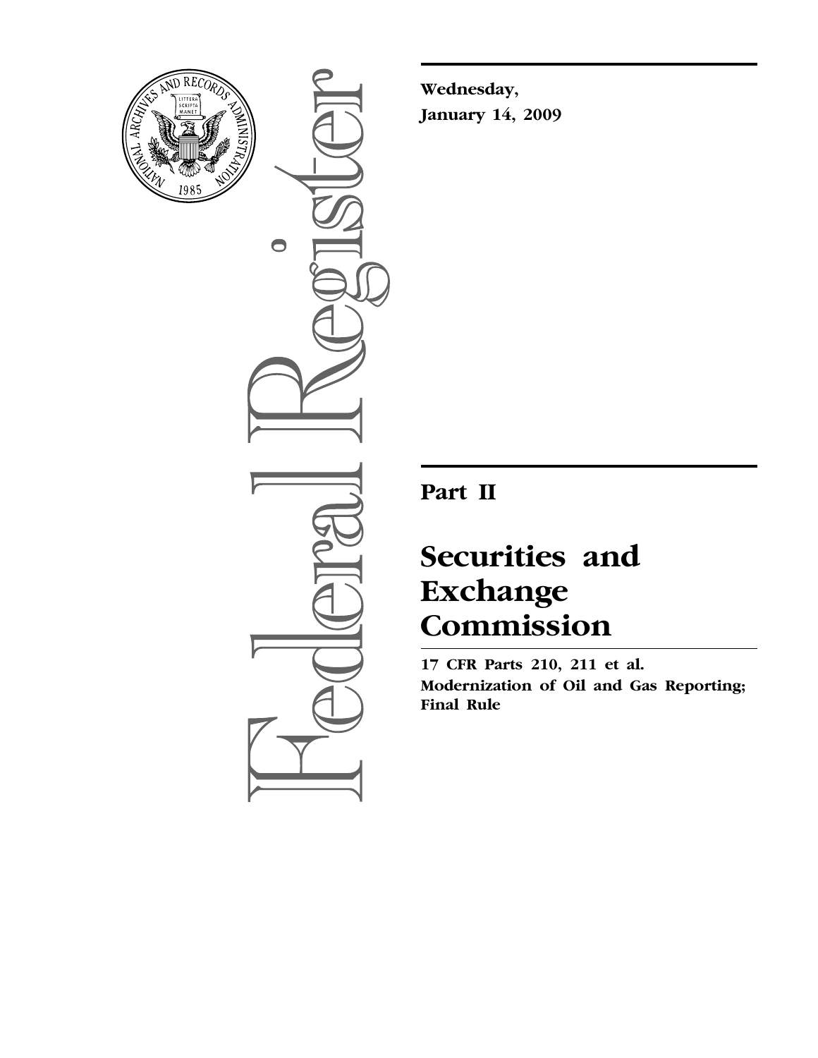**Wednesday,**
**January 14, 2009**

# Part II

# Securities and Exchange Commission

**17 CFR Parts 210, 211 et al.**
**Modernization of Oil and Gas Reporting; Final Rule**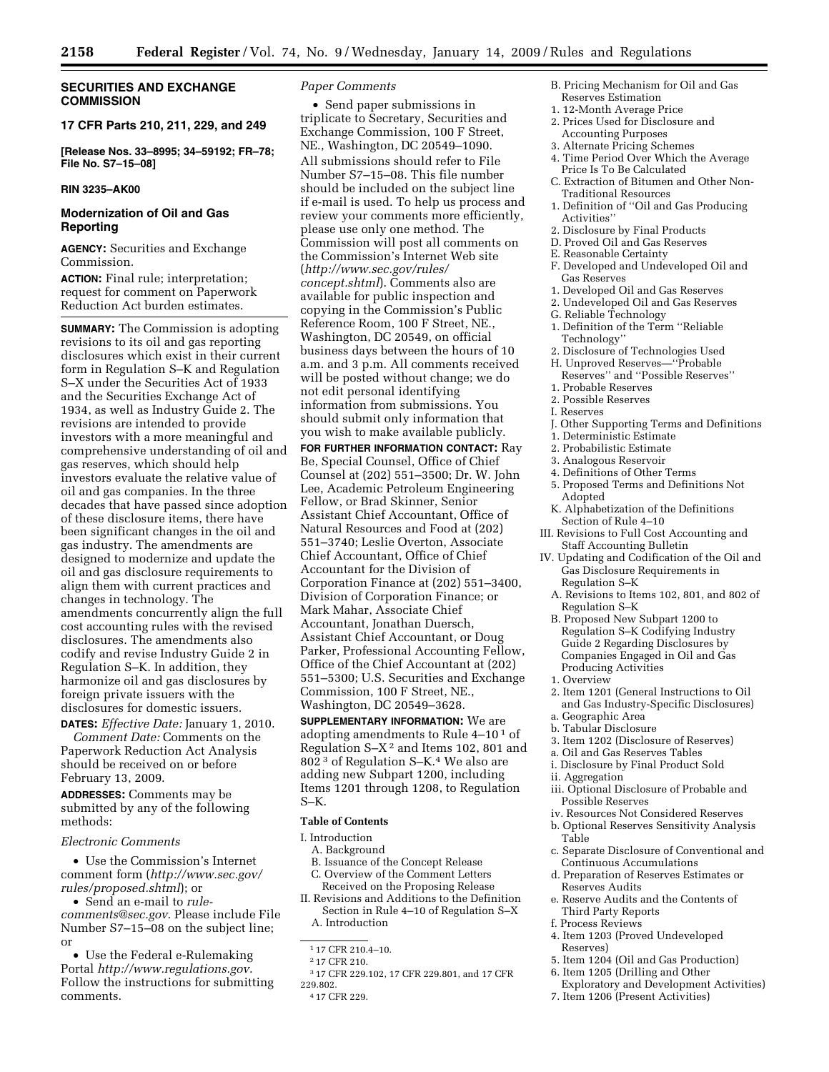**SECURITIES AND EXCHANGE COMMISSION**

**17 CFR Parts 210, 211, 229, and 249**

**[Release Nos. 33–8995; 34–59192; FR–78; File No. S7–15–08]**

**RIN 3235–AK00**

## Modernization of Oil and Gas Reporting

**AGENCY:** Securities and Exchange Commission.

**ACTION:** Final rule; interpretation; request for comment on Paperwork Reduction Act burden estimates.

**SUMMARY:** The Commission is adopting revisions to its oil and gas reporting disclosures which exist in their current form in Regulation S–K and Regulation S–X under the Securities Act of 1933 and the Securities Exchange Act of 1934, as well as Industry Guide 2. The revisions are intended to provide investors with a more meaningful and comprehensive understanding of oil and gas reserves, which should help investors evaluate the relative value of oil and gas companies. In the three decades that have passed since adoption of these disclosure items, there have been significant changes in the oil and gas industry. The amendments are designed to modernize and update the oil and gas disclosure requirements to align them with current practices and changes in technology. The amendments concurrently align the full cost accounting rules with the revised disclosures. The amendments also codify and revise Industry Guide 2 in Regulation S–K. In addition, they harmonize oil and gas disclosures by foreign private issuers with the disclosures for domestic issuers.

**DATES:** *Effective Date:* January 1, 2010.

*Comment Date:* Comments on the Paperwork Reduction Act Analysis should be received on or before February 13, 2009.

**ADDRESSES:** Comments may be submitted by any of the following methods:

*Electronic Comments*

- Use the Commission's Internet comment form (*http://www.sec.gov/rules/proposed.shtml*); or
- Send an e-mail to *rule-comments@sec.gov*. Please include File Number S7–15–08 on the subject line; or
- Use the Federal e-Rulemaking Portal *http://www.regulations.gov*. Follow the instructions for submitting comments.

*Paper Comments*

- Send paper submissions in triplicate to Secretary, Securities and Exchange Commission, 100 F Street, NE., Washington, DC 20549–1090.

All submissions should refer to File Number S7–15–08. This file number should be included on the subject line if e-mail is used. To help us process and review your comments more efficiently, please use only one method. The Commission will post all comments on the Commission's Internet Web site (*http://www.sec.gov/rules/concept.shtml*). Comments also are available for public inspection and copying in the Commission's Public Reference Room, 100 F Street, NE., Washington, DC 20549, on official business days between the hours of 10 a.m. and 3 p.m. All comments received will be posted without change; we do not edit personal identifying information from submissions. You should submit only information that you wish to make available publicly.

**FOR FURTHER INFORMATION CONTACT:** Ray Be, Special Counsel, Office of Chief Counsel at (202) 551–3500; Dr. W. John Lee, Academic Petroleum Engineering Fellow, or Brad Skinner, Senior Assistant Chief Accountant, Office of Natural Resources and Food at (202) 551–3740; Leslie Overton, Associate Chief Accountant, Office of Chief Accountant for the Division of Corporation Finance at (202) 551–3400, Division of Corporation Finance; or Mark Mahar, Associate Chief Accountant, Jonathan Duersch, Assistant Chief Accountant, or Doug Parker, Professional Accounting Fellow, Office of the Chief Accountant at (202) 551–5300; U.S. Securities and Exchange Commission, 100 F Street, NE., Washington, DC 20549–3628.

**SUPPLEMENTARY INFORMATION:** We are adopting amendments to Rule 4–10 [1] of Regulation S–X [2] and Items 102, 801 and 802 [3] of Regulation S–K.[4] We also are adding new Subpart 1200, including Items 1201 through 1208, to Regulation S–K.

**Table of Contents**

I. Introduction
  A. Background
  B. Issuance of the Concept Release
  C. Overview of the Comment Letters Received on the Proposing Release
II. Revisions and Additions to the Definition Section in Rule 4–10 of Regulation S–X
  A. Introduction
  B. Pricing Mechanism for Oil and Gas Reserves Estimation
  1. 12-Month Average Price
  2. Prices Used for Disclosure and Accounting Purposes
  3. Alternate Pricing Schemes
  4. Time Period Over Which the Average Price Is To Be Calculated
  C. Extraction of Bitumen and Other Non-Traditional Resources
  1. Definition of ''Oil and Gas Producing Activities''
  2. Disclosure by Final Products
  D. Proved Oil and Gas Reserves
  E. Reasonable Certainty
  F. Developed and Undeveloped Oil and Gas Reserves
  1. Developed Oil and Gas Reserves
  2. Undeveloped Oil and Gas Reserves
  G. Reliable Technology
  1. Definition of the Term ''Reliable Technology''
  2. Disclosure of Technologies Used
  H. Unproved Reserves—''Probable Reserves'' and ''Possible Reserves''
  1. Probable Reserves
  2. Possible Reserves
  I. Reserves
  J. Other Supporting Terms and Definitions
  1. Deterministic Estimate
  2. Probabilistic Estimate
  3. Analogous Reservoir
  4. Definitions of Other Terms
  5. Proposed Terms and Definitions Not Adopted
  K. Alphabetization of the Definitions Section of Rule 4–10
III. Revisions to Full Cost Accounting and Staff Accounting Bulletin
IV. Updating and Codification of the Oil and Gas Disclosure Requirements in Regulation S–K
  A. Revisions to Items 102, 801, and 802 of Regulation S–K
  B. Proposed New Subpart 1200 to Regulation S–K Codifying Industry Guide 2 Regarding Disclosures by Companies Engaged in Oil and Gas Producing Activities
  1. Overview
  2. Item 1201 (General Instructions to Oil and Gas Industry-Specific Disclosures)
  a. Geographic Area
  b. Tabular Disclosure
  3. Item 1202 (Disclosure of Reserves)
  a. Oil and Gas Reserves Tables
  i. Disclosure by Final Product Sold
  ii. Aggregation
  iii. Optional Disclosure of Probable and Possible Reserves
  iv. Resources Not Considered Reserves
  b. Optional Reserves Sensitivity Analysis Table
  c. Separate Disclosure of Conventional and Continuous Accumulations
  d. Preparation of Reserves Estimates or Reserves Audits
  e. Reserve Audits and the Contents of Third Party Reports
  f. Process Reviews
  4. Item 1203 (Proved Undeveloped Reserves)
  5. Item 1204 (Oil and Gas Production)
  6. Item 1205 (Drilling and Other Exploratory and Development Activities)
  7. Item 1206 (Present Activities)

---

[1] 17 CFR 210.4–10.

[2] 17 CFR 210.

[3] 17 CFR 229.102, 17 CFR 229.801, and 17 CFR 229.802.

[4] 17 CFR 229.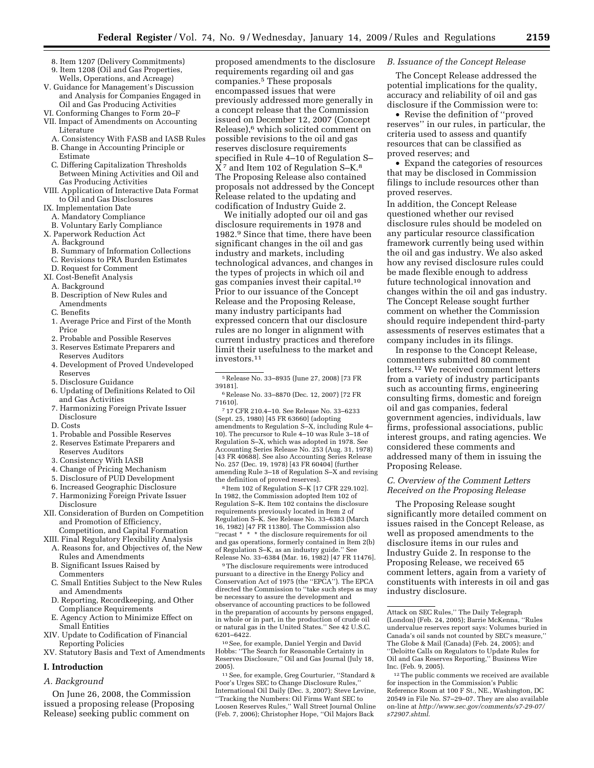8. Item 1207 (Delivery Commitments)
9. Item 1208 (Oil and Gas Properties, Wells, Operations, and Acreage)

V. Guidance for Management's Discussion and Analysis for Companies Engaged in Oil and Gas Producing Activities

VI. Conforming Changes to Form 20–F

VII. Impact of Amendments on Accounting Literature
- A. Consistency With FASB and IASB Rules
- B. Change in Accounting Principle or Estimate
- C. Differing Capitalization Thresholds Between Mining Activities and Oil and Gas Producing Activities

VIII. Application of Interactive Data Format to Oil and Gas Disclosures

IX. Implementation Date
- A. Mandatory Compliance
- B. Voluntary Early Compliance

X. Paperwork Reduction Act
- A. Background
- B. Summary of Information Collections
- C. Revisions to PRA Burden Estimates
- D. Request for Comment

XI. Cost-Benefit Analysis
- A. Background
- B. Description of New Rules and Amendments
- C. Benefits
  1. Average Price and First of the Month Price
  2. Probable and Possible Reserves
  3. Reserves Estimate Preparers and Reserves Auditors
  4. Development of Proved Undeveloped Reserves
  5. Disclosure Guidance
  6. Updating of Definitions Related to Oil and Gas Activities
  7. Harmonizing Foreign Private Issuer Disclosure
- D. Costs
  1. Probable and Possible Reserves
  2. Reserves Estimate Preparers and Reserves Auditors
  3. Consistency With IASB
  4. Change of Pricing Mechanism
  5. Disclosure of PUD Development
  6. Increased Geographic Disclosure
  7. Harmonizing Foreign Private Issuer Disclosure

XII. Consideration of Burden on Competition and Promotion of Efficiency, Competition, and Capital Formation

XIII. Final Regulatory Flexibility Analysis
- A. Reasons for, and Objectives of, the New Rules and Amendments
- B. Significant Issues Raised by Commenters
- C. Small Entities Subject to the New Rules and Amendments
- D. Reporting, Recordkeeping, and Other Compliance Requirements
- E. Agency Action to Minimize Effect on Small Entities

XIV. Update to Codification of Financial Reporting Policies

XV. Statutory Basis and Text of Amendments

## I. Introduction

### A. Background

On June 26, 2008, the Commission issued a proposing release (Proposing Release) seeking public comment on proposed amendments to the disclosure requirements regarding oil and gas companies.[5] These proposals encompassed issues that were previously addressed more generally in a concept release that the Commission issued on December 12, 2007 (Concept Release),[6] which solicited comment on possible revisions to the oil and gas reserves disclosure requirements specified in Rule 4–10 of Regulation S–X[7] and Item 102 of Regulation S–K.[8] The Proposing Release also contained proposals not addressed by the Concept Release related to the updating and codification of Industry Guide 2.

We initially adopted our oil and gas disclosure requirements in 1978 and 1982.[9] Since that time, there have been significant changes in the oil and gas industry and markets, including technological advances, and changes in the types of projects in which oil and gas companies invest their capital.[10] Prior to our issuance of the Concept Release and the Proposing Release, many industry participants had expressed concern that our disclosure rules are no longer in alignment with current industry practices and therefore limit their usefulness to the market and investors.[11]

### B. Issuance of the Concept Release

The Concept Release addressed the potential implications for the quality, accuracy and reliability of oil and gas disclosure if the Commission were to:

- Revise the definition of ''proved reserves'' in our rules, in particular, the criteria used to assess and quantify resources that can be classified as proved reserves; and
- Expand the categories of resources that may be disclosed in Commission filings to include resources other than proved reserves.

In addition, the Concept Release questioned whether our revised disclosure rules should be modeled on any particular resource classification framework currently being used within the oil and gas industry. We also asked how any revised disclosure rules could be made flexible enough to address future technological innovation and changes within the oil and gas industry. The Concept Release sought further comment on whether the Commission should require independent third-party assessments of reserves estimates that a company includes in its filings.

In response to the Concept Release, commenters submitted 80 comment letters.[12] We received comment letters from a variety of industry participants such as accounting firms, engineering consulting firms, domestic and foreign oil and gas companies, federal government agencies, individuals, law firms, professional associations, public interest groups, and rating agencies. We considered these comments and addressed many of them in issuing the Proposing Release.

### C. Overview of the Comment Letters Received on the Proposing Release

The Proposing Release sought significantly more detailed comment on issues raised in the Concept Release, as well as proposed amendments to the disclosure items in our rules and Industry Guide 2. In response to the Proposing Release, we received 65 comment letters, again from a variety of constituents with interests in oil and gas industry disclosure.

---

[5] Release No. 33–8935 (June 27, 2008) [73 FR 39181].

[6] Release No. 33–8870 (Dec. 12, 2007) [72 FR 71610].

[7] 17 CFR 210.4–10. See Release No. 33–6233 (Sept. 25, 1980) [45 FR 63660] (adopting amendments to Regulation S–X, including Rule 4–10). The precursor to Rule 4–10 was Rule 3–18 of Regulation S–X, which was adopted in 1978. See Accounting Series Release No. 253 (Aug. 31, 1978) [43 FR 40688]. See also Accounting Series Release No. 257 (Dec. 19, 1978) [43 FR 60404] (further amending Rule 3–18 of Regulation S–X and revising the definition of proved reserves).

[8] Item 102 of Regulation S–K [17 CFR 229.102]. In 1982, the Commission adopted Item 102 of Regulation S–K. Item 102 contains the disclosure requirements previously located in Item 2 of Regulation S–K. See Release No. 33–6383 (March 16, 1982) [47 FR 11380]. The Commission also ''recast * * * the disclosure requirements for oil and gas operations, formerly contained in Item 2(b) of Regulation S–K, as an industry guide.'' See Release No. 33–6384 (Mar. 16, 1982) [47 FR 11476].

[9] The disclosure requirements were introduced pursuant to a directive in the Energy Policy and Conservation Act of 1975 (the ''EPCA''). The EPCA directed the Commission to ''take such steps as may be necessary to assure the development and observance of accounting practices to be followed in the preparation of accounts by persons engaged, in whole or in part, in the production of crude oil or natural gas in the United States.'' See 42 U.S.C. 6201–6422.

[10] See, for example, Daniel Yergin and David Hobbs: ''The Search for Reasonable Certainty in Reserves Disclosure,'' Oil and Gas Journal (July 18, 2005).

[11] See, for example, Greg Courturier, ''Standard & Poor's Urges SEC to Change Disclosure Rules,'' International Oil Daily (Dec. 3, 2007); Steve Levine, ''Tracking the Numbers: Oil Firms Want SEC to Loosen Reserves Rules,'' Wall Street Journal Online (Feb. 7, 2006); Christopher Hope, ''Oil Majors Back Attack on SEC Rules,'' The Daily Telegraph (London) (Feb. 24, 2005); Barrie McKenna, ''Rules undervalue reserves report says: Volumes buried in Canada's oil sands not counted by SEC's measure,'' The Globe & Mail (Canada) (Feb. 24, 2005); and ''Deloitte Calls on Regulators to Update Rules for Oil and Gas Reserves Reporting,'' Business Wire Inc. (Feb. 9, 2005).

[12] The public comments we received are available for inspection in the Commission's Public Reference Room at 100 F St., NE., Washington, DC 20549 in File No. S7–29–07. They are also available on-line at *http://www.sec.gov/comments/s7-29-07/s72907.shtml.*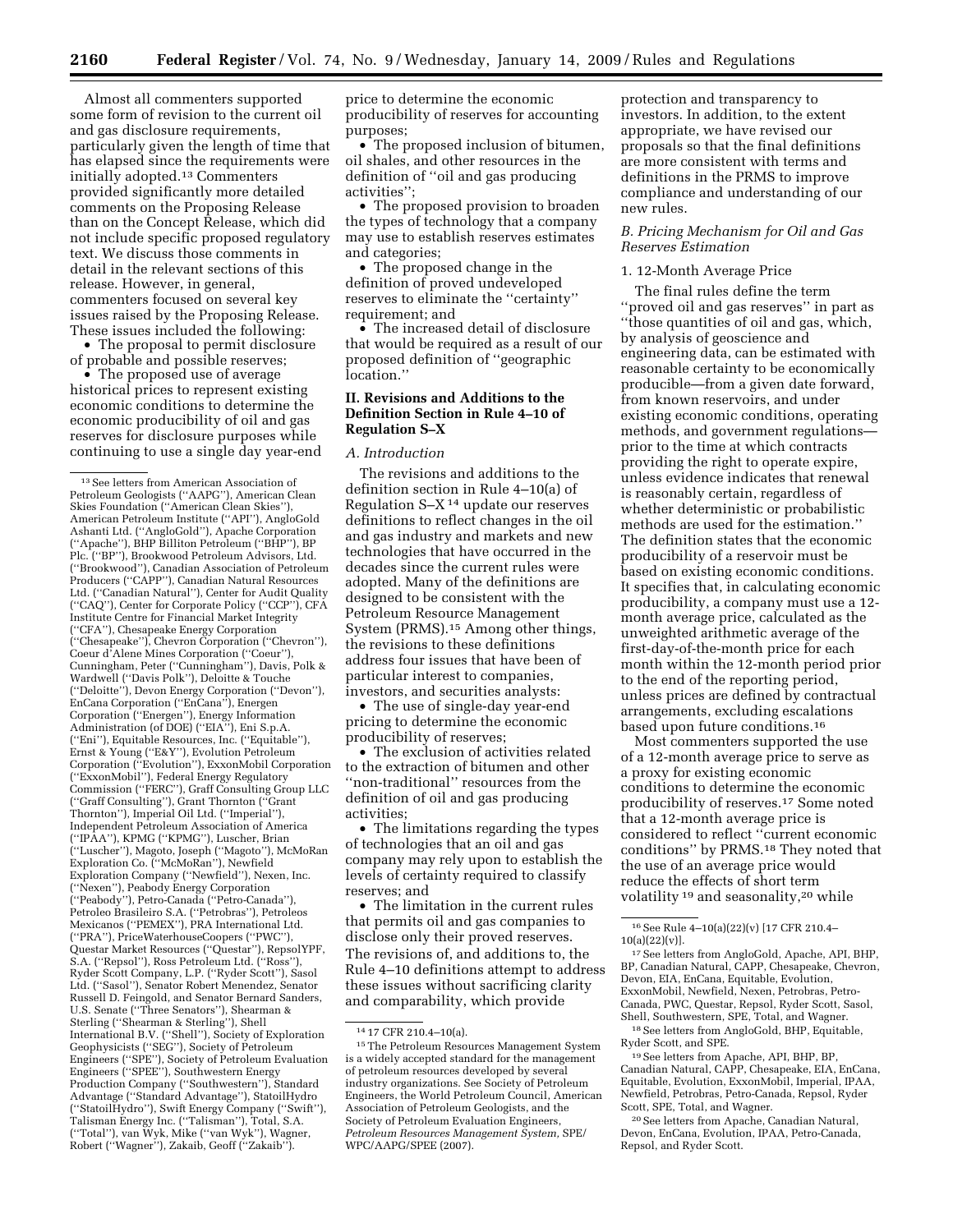Almost all commenters supported some form of revision to the current oil and gas disclosure requirements, particularly given the length of time that has elapsed since the requirements were initially adopted.[13] Commenters provided significantly more detailed comments on the Proposing Release than on the Concept Release, which did not include specific proposed regulatory text. We discuss those comments in detail in the relevant sections of this release. However, in general, commenters focused on several key issues raised by the Proposing Release. These issues included the following:

- The proposal to permit disclosure of probable and possible reserves;
- The proposed use of average historical prices to represent existing economic conditions to determine the economic producibility of oil and gas reserves for disclosure purposes while continuing to use a single day year-end price to determine the economic producibility of reserves for accounting purposes;
- The proposed inclusion of bitumen, oil shales, and other resources in the definition of ''oil and gas producing activities'';
- The proposed provision to broaden the types of technology that a company may use to establish reserves estimates and categories;
- The proposed change in the definition of proved undeveloped reserves to eliminate the ''certainty'' requirement; and
- The increased detail of disclosure that would be required as a result of our proposed definition of ''geographic location.''

## II. Revisions and Additions to the Definition Section in Rule 4–10 of Regulation S–X

### A. Introduction

The revisions and additions to the definition section in Rule 4–10(a) of Regulation S–X[14] update our reserves definitions to reflect changes in the oil and gas industry and markets and new technologies that have occurred in the decades since the current rules were adopted. Many of the definitions are designed to be consistent with the Petroleum Resource Management System (PRMS).[15] Among other things, the revisions to these definitions address four issues that have been of particular interest to companies, investors, and securities analysts:

- The use of single-day year-end pricing to determine the economic producibility of reserves;
- The exclusion of activities related to the extraction of bitumen and other ''non-traditional'' resources from the definition of oil and gas producing activities;
- The limitations regarding the types of technologies that an oil and gas company may rely upon to establish the levels of certainty required to classify reserves; and
- The limitation in the current rules that permits oil and gas companies to disclose only their proved reserves.

The revisions of, and additions to, the Rule 4–10 definitions attempt to address these issues without sacrificing clarity and comparability, which provide protection and transparency to investors. In addition, to the extent appropriate, we have revised our proposals so that the final definitions are more consistent with terms and definitions in the PRMS to improve compliance and understanding of our new rules.

### B. Pricing Mechanism for Oil and Gas Reserves Estimation

#### 1. 12-Month Average Price

The final rules define the term ''proved oil and gas reserves'' in part as ''those quantities of oil and gas, which, by analysis of geoscience and engineering data, can be estimated with reasonable certainty to be economically producible—from a given date forward, from known reservoirs, and under existing economic conditions, operating methods, and government regulations—prior to the time at which contracts providing the right to operate expire, unless evidence indicates that renewal is reasonably certain, regardless of whether deterministic or probabilistic methods are used for the estimation.'' The definition states that the economic producibility of a reservoir must be based on existing economic conditions. It specifies that, in calculating economic producibility, a company must use a 12-month average price, calculated as the unweighted arithmetic average of the first-day-of-the-month price for each month within the 12-month period prior to the end of the reporting period, unless prices are defined by contractual arrangements, excluding escalations based upon future conditions.[16]

Most commenters supported the use of a 12-month average price to serve as a proxy for existing economic conditions to determine the economic producibility of reserves.[17] Some noted that a 12-month average price is considered to reflect ''current economic conditions'' by PRMS.[18] They noted that the use of an average price would reduce the effects of short term volatility[19] and seasonality,[20] while

---

[13] See letters from American Association of Petroleum Geologists (''AAPG''), American Clean Skies Foundation (''American Clean Skies''), American Petroleum Institute (''API''), AngloGold Ashanti Ltd. (''AngloGold''), Apache Corporation (''Apache''), BHP Billiton Petroleum (''BHP''), BP Plc. (''BP''), Brookwood Petroleum Advisors, Ltd. (''Brookwood''), Canadian Association of Petroleum Producers (''CAPP''), Canadian Natural Resources Ltd. (''Canadian Natural''), Center for Audit Quality (''CAQ''), Center for Corporate Policy (''CCP''), CFA Institute Centre for Financial Market Integrity (''CFA''), Chesapeake Energy Corporation (''Chesapeake''), Chevron Corporation (''Chevron''), Coeur d'Alene Mines Corporation (''Coeur''), Cunningham, Peter (''Cunningham''), Davis, Polk & Wardwell (''Davis Polk''), Deloitte & Touche (''Deloitte''), Devon Energy Corporation (''Devon''), EnCana Corporation (''EnCana''), Energen Corporation (''Energen''), Energy Information Administration (of DOE) (''EIA''), Eni S.p.A. (''Eni''), Equitable Resources, Inc. (''Equitable''), Ernst & Young (''E&Y''), Evolution Petroleum Corporation (''Evolution''), ExxonMobil Corporation (''ExxonMobil''), Federal Energy Regulatory Commission (''FERC''), Graff Consulting Group LLC (''Graff Consulting''), Grant Thornton (''Grant Thornton''), Imperial Oil Ltd. (''Imperial''), Independent Petroleum Association of America (''IPAA''), KPMG (''KPMG''), Luscher, Brian (''Luscher''), Magoto, Joseph (''Magoto''), McMoRan Exploration Co. (''McMoRan''), Newfield Exploration Company (''Newfield''), Nexen, Inc. (''Nexen''), Peabody Energy Corporation (''Peabody''), Petro-Canada (''Petro-Canada''), Petroleo Brasileiro S.A. (''Petrobras''), Petroleos Mexicanos (''PEMEX''), PRA International Ltd. (''PRA''), PriceWaterhouseCoopers (''PWC''), Questar Market Resources (''Questar''), RepsolYPF, S.A. (''Repsol''), Ross Petroleum Ltd. (''Ross''), Ryder Scott Company, L.P. (''Ryder Scott''), Sasol Ltd. (''Sasol''), Senator Robert Menendez, Senator Russell D. Feingold, and Senator Bernard Sanders, U.S. Senate (''Three Senators''), Shearman & Sterling (''Shearman & Sterling''), Shell International B.V. (''Shell''), Society of Exploration Geophysicists (''SEG''), Society of Petroleum Engineers (''SPE''), Society of Petroleum Evaluation Engineers (''SPEE''), Southwestern Energy Production Company (''Southwestern''), Standard Advantage (''Standard Advantage''), StatoilHydro (''StatoilHydro''), Swift Energy Company (''Swift''), Talisman Energy Inc. (''Talisman''), Total, S.A. (''Total''), van Wyk, Mike (''van Wyk''), Wagner, Robert (''Wagner''), Zakaib, Geoff (''Zakaib'').

[14] 17 CFR 210.4–10(a).

[15] The Petroleum Resources Management System is a widely accepted standard for the management of petroleum resources developed by several industry organizations. See Society of Petroleum Engineers, the World Petroleum Council, American Association of Petroleum Geologists, and the Society of Petroleum Evaluation Engineers, *Petroleum Resources Management System,* SPE/WPC/AAPG/SPEE (2007).

[16] See Rule 4–10(a)(22)(v) [17 CFR 210.4–10(a)(22)(v)].

[17] See letters from AngloGold, Apache, API, BHP, BP, Canadian Natural, CAPP, Chesapeake, Chevron, Devon, EIA, EnCana, Equitable, Evolution, ExxonMobil, Newfield, Nexen, Petrobras, Petro-Canada, PWC, Questar, Repsol, Ryder Scott, Sasol, Shell, Southwestern, SPE, Total, and Wagner.

[18] See letters from AngloGold, BHP, Equitable, Ryder Scott, and SPE.

[19] See letters from Apache, API, BHP, BP, Canadian Natural, CAPP, Chesapeake, EIA, EnCana, Equitable, Evolution, ExxonMobil, Imperial, IPAA, Newfield, Petrobras, Petro-Canada, Repsol, Ryder Scott, SPE, Total, and Wagner.

[20] See letters from Apache, Canadian Natural, Devon, EnCana, Evolution, IPAA, Petro-Canada, Repsol, and Ryder Scott.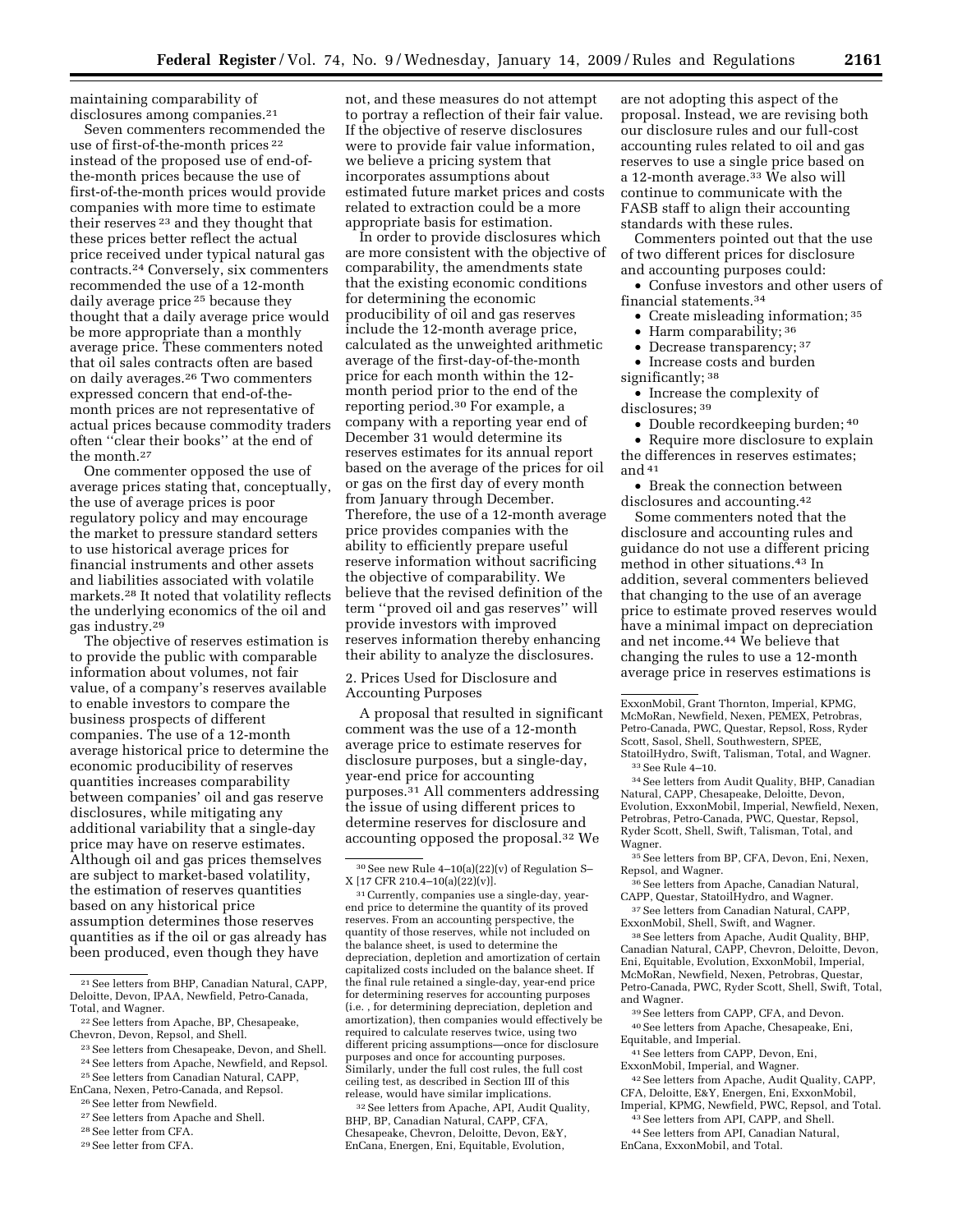maintaining comparability of disclosures among companies.[21]

Seven commenters recommended the use of first-of-the-month prices [22] instead of the proposed use of end-of-the-month prices because the use of first-of-the-month prices would provide companies with more time to estimate their reserves [23] and they thought that these prices better reflect the actual price received under typical natural gas contracts.[24] Conversely, six commenters recommended the use of a 12-month daily average price [25] because they thought that a daily average price would be more appropriate than a monthly average price. These commenters noted that oil sales contracts often are based on daily averages.[26] Two commenters expressed concern that end-of-the-month prices are not representative of actual prices because commodity traders often ''clear their books'' at the end of the month.[27]

One commenter opposed the use of average prices stating that, conceptually, the use of average prices is poor regulatory policy and may encourage the market to pressure standard setters to use historical average prices for financial instruments and other assets and liabilities associated with volatile markets.[28] It noted that volatility reflects the underlying economics of the oil and gas industry.[29]

The objective of reserves estimation is to provide the public with comparable information about volumes, not fair value, of a company's reserves available to enable investors to compare the business prospects of different companies. The use of a 12-month average historical price to determine the economic producibility of reserves quantities increases comparability between companies' oil and gas reserve disclosures, while mitigating any additional variability that a single-day price may have on reserve estimates. Although oil and gas prices themselves are subject to market-based volatility, the estimation of reserves quantities based on any historical price assumption determines those reserves quantities as if the oil or gas already has been produced, even though they have not, and these measures do not attempt to portray a reflection of their fair value. If the objective of reserve disclosures were to provide fair value information, we believe a pricing system that incorporates assumptions about estimated future market prices and costs related to extraction could be a more appropriate basis for estimation.

In order to provide disclosures which are more consistent with the objective of comparability, the amendments state that the existing economic conditions for determining the economic producibility of oil and gas reserves include the 12-month average price, calculated as the unweighted arithmetic average of the first-day-of-the-month price for each month within the 12-month period prior to the end of the reporting period.[30] For example, a company with a reporting year end of December 31 would determine its reserves estimates for its annual report based on the average of the prices for oil or gas on the first day of every month from January through December. Therefore, the use of a 12-month average price provides companies with the ability to efficiently prepare useful reserve information without sacrificing the objective of comparability. We believe that the revised definition of the term ''proved oil and gas reserves'' will provide investors with improved reserves information thereby enhancing their ability to analyze the disclosures.

### 2. Prices Used for Disclosure and Accounting Purposes

A proposal that resulted in significant comment was the use of a 12-month average price to estimate reserves for disclosure purposes, but a single-day, year-end price for accounting purposes.[31] All commenters addressing the issue of using different prices to determine reserves for disclosure and accounting opposed the proposal.[32] We are not adopting this aspect of the proposal. Instead, we are revising both our disclosure rules and our full-cost accounting rules related to oil and gas reserves to use a single price based on a 12-month average.[33] We also will continue to communicate with the FASB staff to align their accounting standards with these rules.

Commenters pointed out that the use of two different prices for disclosure and accounting purposes could:

- Confuse investors and other users of financial statements.[34]
- Create misleading information; [35]
- Harm comparability; [36]
- Decrease transparency; [37]
- Increase costs and burden significantly; [38]
- Increase the complexity of disclosures; [39]
- Double recordkeeping burden; [40]
- Require more disclosure to explain the differences in reserves estimates; and [41]
- Break the connection between disclosures and accounting.[42]

Some commenters noted that the disclosure and accounting rules and guidance do not use a different pricing method in other situations.[43] In addition, several commenters believed that changing to the use of an average price to estimate proved reserves would have a minimal impact on depreciation and net income.[44] We believe that changing the rules to use a 12-month average price in reserves estimations is

---

[21] See letters from BHP, Canadian Natural, CAPP, Deloitte, Devon, IPAA, Newfield, Petro-Canada, Total, and Wagner.

[22] See letters from Apache, BP, Chesapeake, Chevron, Devon, Repsol, and Shell.

[23] See letters from Chesapeake, Devon, and Shell.

[24] See letters from Apache, Newfield, and Repsol.

[25] See letters from Canadian Natural, CAPP, EnCana, Nexen, Petro-Canada, and Repsol.

[26] See letter from Newfield.

[27] See letters from Apache and Shell.

[28] See letter from CFA.

[29] See letter from CFA.

[30] See new Rule 4–10(a)(22)(v) of Regulation S–X [17 CFR 210.4–10(a)(22)(v)].

[31] Currently, companies use a single-day, year-end price to determine the quantity of its proved reserves. From an accounting perspective, the quantity of those reserves, while not included on the balance sheet, is used to determine the depreciation, depletion and amortization of certain capitalized costs included on the balance sheet. If the final rule retained a single-day, year-end price for determining reserves for accounting purposes (i.e. , for determining depreciation, depletion and amortization), then companies would effectively be required to calculate reserves twice, using two different pricing assumptions—once for disclosure purposes and once for accounting purposes. Similarly, under the full cost rules, the full cost ceiling test, as described in Section III of this release, would have similar implications.

[32] See letters from Apache, API, Audit Quality, BHP, BP, Canadian Natural, CAPP, CFA, Chesapeake, Chevron, Deloitte, Devon, E&Y, EnCana, Energen, Eni, Equitable, Evolution, ExxonMobil, Grant Thornton, Imperial, KPMG, McMoRan, Newfield, Nexen, PEMEX, Petrobras, Petro-Canada, PWC, Questar, Repsol, Ross, Ryder Scott, Sasol, Shell, Southwestern, SPEE, StatoilHydro, Swift, Talisman, Total, and Wagner.

[33] See Rule 4–10.

[34] See letters from Audit Quality, BHP, Canadian Natural, CAPP, Chesapeake, Deloitte, Devon, Evolution, ExxonMobil, Imperial, Newfield, Nexen, Petrobras, Petro-Canada, PWC, Questar, Repsol, Ryder Scott, Shell, Swift, Talisman, Total, and Wagner.

[35] See letters from BP, CFA, Devon, Eni, Nexen, Repsol, and Wagner.

[36] See letters from Apache, Canadian Natural, CAPP, Questar, StatoilHydro, and Wagner.

[37] See letters from Canadian Natural, CAPP, ExxonMobil, Shell, Swift, and Wagner.

[38] See letters from Apache, Audit Quality, BHP, Canadian Natural, CAPP, Chevron, Deloitte, Devon, Eni, Equitable, Evolution, ExxonMobil, Imperial, McMoRan, Newfield, Nexen, Petrobras, Questar, Petro-Canada, PWC, Ryder Scott, Shell, Swift, Total, and Wagner.

[39] See letters from CAPP, CFA, and Devon.

[40] See letters from Apache, Chesapeake, Eni, Equitable, and Imperial.

[41] See letters from CAPP, Devon, Eni, ExxonMobil, Imperial, and Wagner.

[42] See letters from Apache, Audit Quality, CAPP, CFA, Deloitte, E&Y, Energen, Eni, ExxonMobil, Imperial, KPMG, Newfield, PWC, Repsol, and Total.

[43] See letters from API, CAPP, and Shell.

[44] See letters from API, Canadian Natural, EnCana, ExxonMobil, and Total.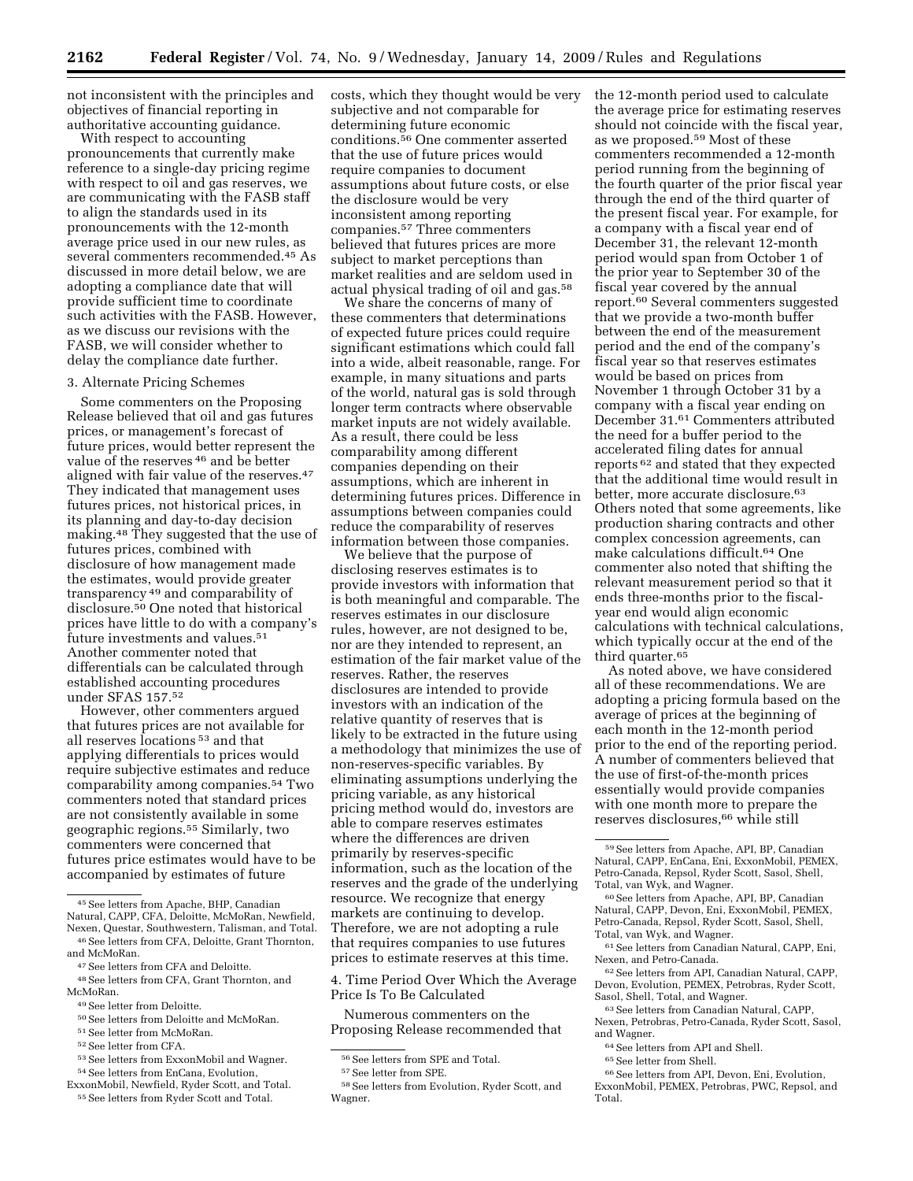not inconsistent with the principles and objectives of financial reporting in authoritative accounting guidance.

With respect to accounting pronouncements that currently make reference to a single-day pricing regime with respect to oil and gas reserves, we are communicating with the FASB staff to align the standards used in its pronouncements with the 12-month average price used in our new rules, as several commenters recommended.[45] As discussed in more detail below, we are adopting a compliance date that will provide sufficient time to coordinate such activities with the FASB. However, as we discuss our revisions with the FASB, we will consider whether to delay the compliance date further.

### 3. Alternate Pricing Schemes

Some commenters on the Proposing Release believed that oil and gas futures prices, or management's forecast of future prices, would better represent the value of the reserves[46] and be better aligned with fair value of the reserves.[47] They indicated that management uses futures prices, not historical prices, in its planning and day-to-day decision making.[48] They suggested that the use of futures prices, combined with disclosure of how management made the estimates, would provide greater transparency[49] and comparability of disclosure.[50] One noted that historical prices have little to do with a company's future investments and values.[51] Another commenter noted that differentials can be calculated through established accounting procedures under SFAS 157.[52]

However, other commenters argued that futures prices are not available for all reserves locations[53] and that applying differentials to prices would require subjective estimates and reduce comparability among companies.[54] Two commenters noted that standard prices are not consistently available in some geographic regions.[55] Similarly, two commenters were concerned that futures price estimates would have to be accompanied by estimates of future costs, which they thought would be very subjective and not comparable for determining future economic conditions.[56] One commenter asserted that the use of future prices would require companies to document assumptions about future costs, or else the disclosure would be very inconsistent among reporting companies.[57] Three commenters believed that futures prices are more subject to market perceptions than market realities and are seldom used in actual physical trading of oil and gas.[58]

We share the concerns of many of these commenters that determinations of expected future prices could require significant estimations which could fall into a wide, albeit reasonable, range. For example, in many situations and parts of the world, natural gas is sold through longer term contracts where observable market inputs are not widely available. As a result, there could be less comparability among different companies depending on their assumptions, which are inherent in determining futures prices. Difference in assumptions between companies could reduce the comparability of reserves information between those companies.

We believe that the purpose of disclosing reserves estimates is to provide investors with information that is both meaningful and comparable. The reserves estimates in our disclosure rules, however, are not designed to be, nor are they intended to represent, an estimation of the fair market value of the reserves. Rather, the reserves disclosures are intended to provide investors with an indication of the relative quantity of reserves that is likely to be extracted in the future using a methodology that minimizes the use of non-reserves-specific variables. By eliminating assumptions underlying the pricing variable, as any historical pricing method would do, investors are able to compare reserves estimates where the differences are driven primarily by reserves-specific information, such as the location of the reserves and the grade of the underlying resource. We recognize that energy markets are continuing to develop. Therefore, we are not adopting a rule that requires companies to use futures prices to estimate reserves at this time.

### 4. Time Period Over Which the Average Price Is To Be Calculated

Numerous commenters on the Proposing Release recommended that the 12-month period used to calculate the average price for estimating reserves should not coincide with the fiscal year, as we proposed.[59] Most of these commenters recommended a 12-month period running from the beginning of the fourth quarter of the prior fiscal year through the end of the third quarter of the present fiscal year. For example, for a company with a fiscal year end of December 31, the relevant 12-month period would span from October 1 of the prior year to September 30 of the fiscal year covered by the annual report.[60] Several commenters suggested that we provide a two-month buffer between the end of the measurement period and the end of the company's fiscal year so that reserves estimates would be based on prices from November 1 through October 31 by a company with a fiscal year ending on December 31.[61] Commenters attributed the need for a buffer period to the accelerated filing dates for annual reports[62] and stated that they expected that the additional time would result in better, more accurate disclosure.[63] Others noted that some agreements, like production sharing contracts and other complex concession agreements, can make calculations difficult.[64] One commenter also noted that shifting the relevant measurement period so that it ends three-months prior to the fiscal-year end would align economic calculations with technical calculations, which typically occur at the end of the third quarter.[65]

As noted above, we have considered all of these recommendations. We are adopting a pricing formula based on the average of prices at the beginning of each month in the 12-month period prior to the end of the reporting period. A number of commenters believed that the use of first-of-the-month prices essentially would provide companies with one month more to prepare the reserves disclosures,[66] while still

---

[45] See letters from Apache, BHP, Canadian Natural, CAPP, CFA, Deloitte, McMoRan, Newfield, Nexen, Questar, Southwestern, Talisman, and Total.

[46] See letters from CFA, Deloitte, Grant Thornton, and McMoRan.

[47] See letters from CFA and Deloitte.

[48] See letters from CFA, Grant Thornton, and McMoRan.

[49] See letter from Deloitte.

[50] See letters from Deloitte and McMoRan.

[51] See letter from McMoRan.

[52] See letter from CFA.

[53] See letters from ExxonMobil and Wagner.

[54] See letters from EnCana, Evolution, ExxonMobil, Newfield, Ryder Scott, and Total.

[55] See letters from Ryder Scott and Total.

[56] See letters from SPE and Total.

[57] See letter from SPE.

[58] See letters from Evolution, Ryder Scott, and Wagner.

[59] See letters from Apache, API, BP, Canadian Natural, CAPP, EnCana, Eni, ExxonMobil, PEMEX, Petro-Canada, Repsol, Ryder Scott, Sasol, Shell, Total, van Wyk, and Wagner.

[60] See letters from Apache, API, BP, Canadian Natural, CAPP, Devon, Eni, ExxonMobil, PEMEX, Petro-Canada, Repsol, Ryder Scott, Sasol, Shell, Total, van Wyk, and Wagner.

[61] See letters from Canadian Natural, CAPP, Eni, Nexen, and Petro-Canada.

[62] See letters from API, Canadian Natural, CAPP, Devon, Evolution, PEMEX, Petrobras, Ryder Scott, Sasol, Shell, Total, and Wagner.

[63] See letters from Canadian Natural, CAPP, Nexen, Petrobras, Petro-Canada, Ryder Scott, Sasol, and Wagner.

[64] See letters from API and Shell.

[65] See letter from Shell.

[66] See letters from API, Devon, Eni, Evolution, ExxonMobil, PEMEX, Petrobras, PWC, Repsol, and Total.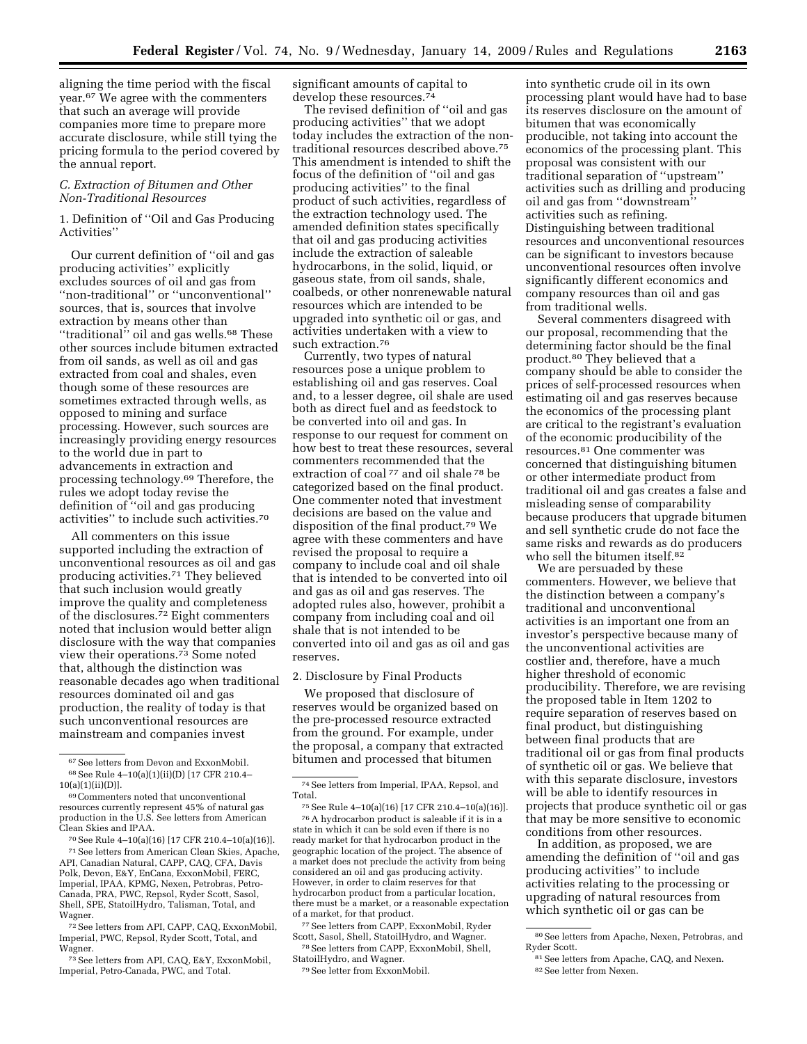aligning the time period with the fiscal year.[67] We agree with the commenters that such an average will provide companies more time to prepare more accurate disclosure, while still tying the pricing formula to the period covered by the annual report.

### *C. Extraction of Bitumen and Other Non-Traditional Resources*

#### 1. Definition of "Oil and Gas Producing Activities"

Our current definition of "oil and gas producing activities" explicitly excludes sources of oil and gas from "non-traditional" or "unconventional" sources, that is, sources that involve extraction by means other than "traditional" oil and gas wells.[68] These other sources include bitumen extracted from oil sands, as well as oil and gas extracted from coal and shales, even though some of these resources are sometimes extracted through wells, as opposed to mining and surface processing. However, such sources are increasingly providing energy resources to the world due in part to advancements in extraction and processing technology.[69] Therefore, the rules we adopt today revise the definition of "oil and gas producing activities" to include such activities.[70]

All commenters on this issue supported including the extraction of unconventional resources as oil and gas producing activities.[71] They believed that such inclusion would greatly improve the quality and completeness of the disclosures.[72] Eight commenters noted that inclusion would better align disclosure with the way that companies view their operations.[73] Some noted that, although the distinction was reasonable decades ago when traditional resources dominated oil and gas production, the reality of today is that such unconventional resources are mainstream and companies invest significant amounts of capital to develop these resources.[74]

The revised definition of "oil and gas producing activities" that we adopt today includes the extraction of the non-traditional resources described above.[75] This amendment is intended to shift the focus of the definition of "oil and gas producing activities" to the final product of such activities, regardless of the extraction technology used. The amended definition states specifically that oil and gas producing activities include the extraction of saleable hydrocarbons, in the solid, liquid, or gaseous state, from oil sands, shale, coalbeds, or other nonrenewable natural resources which are intended to be upgraded into synthetic oil or gas, and activities undertaken with a view to such extraction.[76]

Currently, two types of natural resources pose a unique problem to establishing oil and gas reserves. Coal and, to a lesser degree, oil shale are used both as direct fuel and as feedstock to be converted into oil and gas. In response to our request for comment on how best to treat these resources, several commenters recommended that the extraction of coal[77] and oil shale[78] be categorized based on the final product. One commenter noted that investment decisions are based on the value and disposition of the final product.[79] We agree with these commenters and have revised the proposal to require a company to include coal and oil shale that is intended to be converted into oil and gas as oil and gas reserves. The adopted rules also, however, prohibit a company from including coal and oil shale that is not intended to be converted into oil and gas as oil and gas reserves.

#### 2. Disclosure by Final Products

We proposed that disclosure of reserves would be organized based on the pre-processed resource extracted from the ground. For example, under the proposal, a company that extracted bitumen and processed that bitumen into synthetic crude oil in its own processing plant would have had to base its reserves disclosure on the amount of bitumen that was economically producible, not taking into account the economics of the processing plant. This proposal was consistent with our traditional separation of "upstream" activities such as drilling and producing oil and gas from "downstream" activities such as refining. Distinguishing between traditional resources and unconventional resources can be significant to investors because unconventional resources often involve significantly different economics and company resources than oil and gas from traditional wells.

Several commenters disagreed with our proposal, recommending that the determining factor should be the final product.[80] They believed that a company should be able to consider the prices of self-processed resources when estimating oil and gas reserves because the economics of the processing plant are critical to the registrant's evaluation of the economic producibility of the resources.[81] One commenter was concerned that distinguishing bitumen or other intermediate product from traditional oil and gas creates a false and misleading sense of comparability because producers that upgrade bitumen and sell synthetic crude do not face the same risks and rewards as do producers who sell the bitumen itself.[82]

We are persuaded by these commenters. However, we believe that the distinction between a company's traditional and unconventional activities is an important one from an investor's perspective because many of the unconventional activities are costlier and, therefore, have a much higher threshold of economic producibility. Therefore, we are revising the proposed table in Item 1202 to require separation of reserves based on final product, but distinguishing between final products that are traditional oil or gas from final products of synthetic oil or gas. We believe that with this separate disclosure, investors will be able to identify resources in projects that produce synthetic oil or gas that may be more sensitive to economic conditions from other resources.

In addition, as proposed, we are amending the definition of "oil and gas producing activities" to include activities relating to the processing or upgrading of natural resources from which synthetic oil or gas can be

---

[67] See letters from Devon and ExxonMobil.

[68] See Rule 4–10(a)(1)(ii)(D) [17 CFR 210.4–10(a)(1)(ii)(D)].

[69] Commenters noted that unconventional resources currently represent 45% of natural gas production in the U.S. See letters from American Clean Skies and IPAA.

[70] See Rule 4–10(a)(16) [17 CFR 210.4–10(a)(16)].

[71] See letters from American Clean Skies, Apache, API, Canadian Natural, CAPP, CAQ, CFA, Davis Polk, Devon, E&Y, EnCana, ExxonMobil, FERC, Imperial, IPAA, KPMG, Nexen, Petrobras, Petro-Canada, PRA, PWC, Repsol, Ryder Scott, Sasol, Shell, SPE, StatoilHydro, Talisman, Total, and Wagner.

[72] See letters from API, CAPP, CAQ, ExxonMobil, Imperial, PWC, Repsol, Ryder Scott, Total, and Wagner.

[73] See letters from API, CAQ, E&Y, ExxonMobil, Imperial, Petro-Canada, PWC, and Total.

[74] See letters from Imperial, IPAA, Repsol, and Total.

[75] See Rule 4–10(a)(16) [17 CFR 210.4–10(a)(16)].

[76] A hydrocarbon product is saleable if it is in a state in which it can be sold even if there is no ready market for that hydrocarbon product in the geographic location of the project. The absence of a market does not preclude the activity from being considered an oil and gas producing activity. However, in order to claim reserves for that hydrocarbon product from a particular location, there must be a market, or a reasonable expectation of a market, for that product.

[77] See letters from CAPP, ExxonMobil, Ryder Scott, Sasol, Shell, StatoilHydro, and Wagner.

[78] See letters from CAPP, ExxonMobil, Shell, StatoilHydro, and Wagner.

[79] See letter from ExxonMobil.

[80] See letters from Apache, Nexen, Petrobras, and Ryder Scott.

[81] See letters from Apache, CAQ, and Nexen.

[82] See letter from Nexen.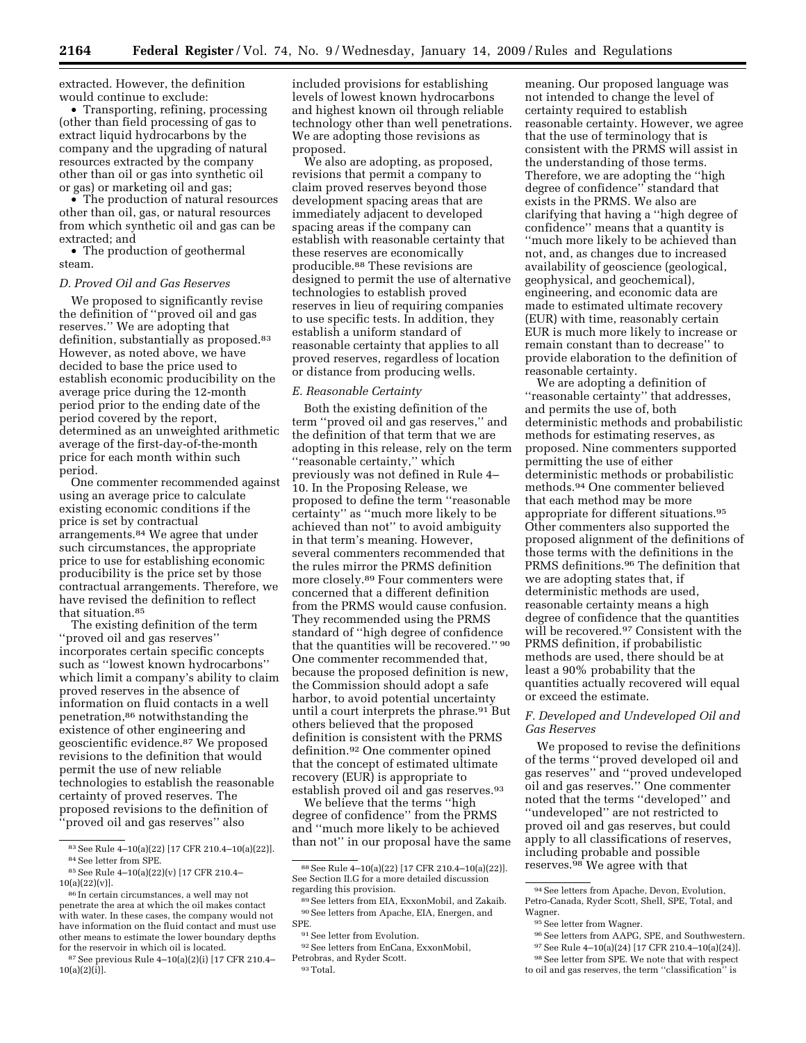extracted. However, the definition would continue to exclude:

- Transporting, refining, processing (other than field processing of gas to extract liquid hydrocarbons by the company and the upgrading of natural resources extracted by the company other than oil or gas into synthetic oil or gas) or marketing oil and gas;
- The production of natural resources other than oil, gas, or natural resources from which synthetic oil and gas can be extracted; and
- The production of geothermal steam.

### D. Proved Oil and Gas Reserves

We proposed to significantly revise the definition of ''proved oil and gas reserves.'' We are adopting that definition, substantially as proposed.[83] However, as noted above, we have decided to base the price used to establish economic producibility on the average price during the 12-month period prior to the ending date of the period covered by the report, determined as an unweighted arithmetic average of the first-day-of-the-month price for each month within such period.

One commenter recommended against using an average price to calculate existing economic conditions if the price is set by contractual arrangements.[84] We agree that under such circumstances, the appropriate price to use for establishing economic producibility is the price set by those contractual arrangements. Therefore, we have revised the definition to reflect that situation.[85]

The existing definition of the term ''proved oil and gas reserves'' incorporates certain specific concepts such as ''lowest known hydrocarbons'' which limit a company's ability to claim proved reserves in the absence of information on fluid contacts in a well penetration,[86] notwithstanding the existence of other engineering and geoscientific evidence.[87] We proposed revisions to the definition that would permit the use of new reliable technologies to establish the reasonable certainty of proved reserves. The proposed revisions to the definition of ''proved oil and gas reserves'' also included provisions for establishing levels of lowest known hydrocarbons and highest known oil through reliable technology other than well penetrations. We are adopting those revisions as proposed.

We also are adopting, as proposed, revisions that permit a company to claim proved reserves beyond those development spacing areas that are immediately adjacent to developed spacing areas if the company can establish with reasonable certainty that these reserves are economically producible.[88] These revisions are designed to permit the use of alternative technologies to establish proved reserves in lieu of requiring companies to use specific tests. In addition, they establish a uniform standard of reasonable certainty that applies to all proved reserves, regardless of location or distance from producing wells.

### E. Reasonable Certainty

Both the existing definition of the term ''proved oil and gas reserves,'' and the definition of that term that we are adopting in this release, rely on the term ''reasonable certainty,'' which previously was not defined in Rule 4–10. In the Proposing Release, we proposed to define the term ''reasonable certainty'' as ''much more likely to be achieved than not'' to avoid ambiguity in that term's meaning. However, several commenters recommended that the rules mirror the PRMS definition more closely.[89] Four commenters were concerned that a different definition from the PRMS would cause confusion. They recommended using the PRMS standard of ''high degree of confidence that the quantities will be recovered.''[90] One commenter recommended that, because the proposed definition is new, the Commission should adopt a safe harbor, to avoid potential uncertainty until a court interprets the phrase.[91] But others believed that the proposed definition is consistent with the PRMS definition.[92] One commenter opined that the concept of estimated ultimate recovery (EUR) is appropriate to establish proved oil and gas reserves.[93]

We believe that the terms ''high degree of confidence'' from the PRMS and ''much more likely to be achieved than not'' in our proposal have the same meaning. Our proposed language was not intended to change the level of certainty required to establish reasonable certainty. However, we agree that the use of terminology that is consistent with the PRMS will assist in the understanding of those terms. Therefore, we are adopting the ''high degree of confidence'' standard that exists in the PRMS. We also are clarifying that having a ''high degree of confidence'' means that a quantity is ''much more likely to be achieved than not, and, as changes due to increased availability of geoscience (geological, geophysical, and geochemical), engineering, and economic data are made to estimated ultimate recovery (EUR) with time, reasonably certain EUR is much more likely to increase or remain constant than to decrease'' to provide elaboration to the definition of reasonable certainty.

We are adopting a definition of ''reasonable certainty'' that addresses, and permits the use of, both deterministic methods and probabilistic methods for estimating reserves, as proposed. Nine commenters supported permitting the use of either deterministic methods or probabilistic methods.[94] One commenter believed that each method may be more appropriate for different situations.[95] Other commenters also supported the proposed alignment of the definitions of those terms with the definitions in the PRMS definitions.[96] The definition that we are adopting states that, if deterministic methods are used, reasonable certainty means a high degree of confidence that the quantities will be recovered.[97] Consistent with the PRMS definition, if probabilistic methods are used, there should be at least a 90% probability that the quantities actually recovered will equal or exceed the estimate.

### F. Developed and Undeveloped Oil and Gas Reserves

We proposed to revise the definitions of the terms ''proved developed oil and gas reserves'' and ''proved undeveloped oil and gas reserves.'' One commenter noted that the terms ''developed'' and ''undeveloped'' are not restricted to proved oil and gas reserves, but could apply to all classifications of reserves, including probable and possible reserves.[98] We agree with that

---

[83] See Rule 4–10(a)(22) [17 CFR 210.4–10(a)(22)].

[84] See letter from SPE.

[85] See Rule 4–10(a)(22)(v) [17 CFR 210.4–10(a)(22)(v)].

[86] In certain circumstances, a well may not penetrate the area at which the oil makes contact with water. In these cases, the company would not have information on the fluid contact and must use other means to estimate the lower boundary depths for the reservoir in which oil is located.

[87] See previous Rule 4–10(a)(2)(i) [17 CFR 210.4–10(a)(2)(i)].

[88] See Rule 4–10(a)(22) [17 CFR 210.4–10(a)(22)]. See Section II.G for a more detailed discussion regarding this provision.

[89] See letters from EIA, ExxonMobil, and Zakaib.

[90] See letters from Apache, EIA, Energen, and SPE.

[91] See letter from Evolution.

[92] See letters from EnCana, ExxonMobil, Petrobras, and Ryder Scott.

[93] Total.

[94] See letters from Apache, Devon, Evolution, Petro-Canada, Ryder Scott, Shell, SPE, Total, and Wagner.

[95] See letter from Wagner.

[96] See letters from AAPG, SPE, and Southwestern.

[97] See Rule 4–10(a)(24) [17 CFR 210.4–10(a)(24)].

[98] See letter from SPE. We note that with respect to oil and gas reserves, the term ''classification'' is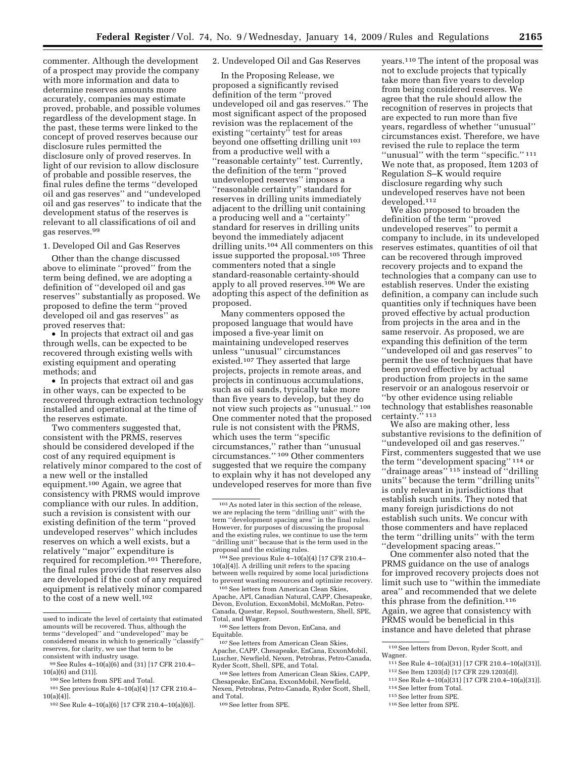commenter. Although the development of a prospect may provide the company with more information and data to determine reserves amounts more accurately, companies may estimate proved, probable, and possible volumes regardless of the development stage. In the past, these terms were linked to the concept of proved reserves because our disclosure rules permitted the disclosure only of proved reserves. In light of our revision to allow disclosure of probable and possible reserves, the final rules define the terms ''developed oil and gas reserves'' and ''undeveloped oil and gas reserves'' to indicate that the development status of the reserves is relevant to all classifications of oil and gas reserves.[99]

### 1. Developed Oil and Gas Reserves

Other than the change discussed above to eliminate ''proved'' from the term being defined, we are adopting a definition of ''developed oil and gas reserves'' substantially as proposed. We proposed to define the term ''proved developed oil and gas reserves'' as proved reserves that:

- In projects that extract oil and gas through wells, can be expected to be recovered through existing wells with existing equipment and operating methods; and
- In projects that extract oil and gas in other ways, can be expected to be recovered through extraction technology installed and operational at the time of the reserves estimate.

Two commenters suggested that, consistent with the PRMS, reserves should be considered developed if the cost of any required equipment is relatively minor compared to the cost of a new well or the installed equipment.[100] Again, we agree that consistency with PRMS would improve compliance with our rules. In addition, such a revision is consistent with our existing definition of the term ''proved undeveloped reserves'' which includes reserves on which a well exists, but a relatively ''major'' expenditure is required for recompletion.[101] Therefore, the final rules provide that reserves also are developed if the cost of any required equipment is relatively minor compared to the cost of a new well.[102]

### 2. Undeveloped Oil and Gas Reserves

In the Proposing Release, we proposed a significantly revised definition of the term ''proved undeveloped oil and gas reserves.'' The most significant aspect of the proposed revision was the replacement of the existing ''certainty'' test for areas beyond one offsetting drilling unit[103] from a productive well with a ''reasonable certainty'' test. Currently, the definition of the term ''proved undeveloped reserves'' imposes a ''reasonable certainty'' standard for reserves in drilling units immediately adjacent to the drilling unit containing a producing well and a ''certainty'' standard for reserves in drilling units beyond the immediately adjacent drilling units.[104] All commenters on this issue supported the proposal.[105] Three commenters noted that a single standard-reasonable certainty-should apply to all proved reserves.[106] We are adopting this aspect of the definition as proposed.

Many commenters opposed the proposed language that would have imposed a five-year limit on maintaining undeveloped reserves unless ''unusual'' circumstances existed.[107] They asserted that large projects, projects in remote areas, and projects in continuous accumulations, such as oil sands, typically take more than five years to develop, but they do not view such projects as ''unusual.''[108] One commenter noted that the proposed rule is not consistent with the PRMS, which uses the term ''specific circumstances,'' rather than ''unusual circumstances.''[109] Other commenters suggested that we require the company to explain why it has not developed any undeveloped reserves for more than five years.[110] The intent of the proposal was not to exclude projects that typically take more than five years to develop from being considered reserves. We agree that the rule should allow the recognition of reserves in projects that are expected to run more than five years, regardless of whether ''unusual'' circumstances exist. Therefore, we have revised the rule to replace the term ''unusual'' with the term ''specific.''[111] We note that, as proposed, Item 1203 of Regulation S–K would require disclosure regarding why such undeveloped reserves have not been developed.[112]

We also proposed to broaden the definition of the term ''proved undeveloped reserves'' to permit a company to include, in its undeveloped reserves estimates, quantities of oil that can be recovered through improved recovery projects and to expand the technologies that a company can use to establish reserves. Under the existing definition, a company can include such quantities only if techniques have been proved effective by actual production from projects in the area and in the same reservoir. As proposed, we are expanding this definition of the term ''undeveloped oil and gas reserves'' to permit the use of techniques that have been proved effective by actual production from projects in the same reservoir or an analogous reservoir or ''by other evidence using reliable technology that establishes reasonable certainty.''[113]

We also are making other, less substantive revisions to the definition of ''undeveloped oil and gas reserves.'' First, commenters suggested that we use the term ''development spacing''[114] or ''drainage areas''[115] instead of ''drilling units'' because the term ''drilling units'' is only relevant in jurisdictions that establish such units. They noted that many foreign jurisdictions do not establish such units. We concur with those commenters and have replaced the term ''drilling units'' with the term ''development spacing areas.''

One commenter also noted that the PRMS guidance on the use of analogs for improved recovery projects does not limit such use to ''within the immediate area'' and recommended that we delete this phrase from the definition.[116] Again, we agree that consistency with PRMS would be beneficial in this instance and have deleted that phrase

---

used to indicate the level of certainty that estimated amounts will be recovered. Thus, although the terms ''developed'' and ''undeveloped'' may be considered means in which to generically ''classify'' reserves, for clarity, we use that term to be consistent with industry usage.

[99] See Rules 4–10(a)(6) and (31) [17 CFR 210.4–10(a)(6) and (31)].

[100] See letters from SPE and Total.

[101] See previous Rule 4–10(a)(4) [17 CFR 210.4–10(a)(4)].

[102] See Rule 4–10(a)(6) [17 CFR 210.4–10(a)(6)].

[103] As noted later in this section of the release, we are replacing the term ''drilling unit'' with the term ''development spacing area'' in the final rules. However, for purposes of discussing the proposal and the existing rules, we continue to use the term ''drilling unit'' because that is the term used in the proposal and the existing rules.

[104] See previous Rule 4–10(a)(4) [17 CFR 210.4–10(a)(4)]. A drilling unit refers to the spacing between wells required by some local jurisdictions to prevent wasting resources and optimize recovery.

[105] See letters from American Clean Skies, Apache, API, Canadian Natural, CAPP, Chesapeake, Devon, Evolution, ExxonMobil, McMoRan, Petro-Canada, Questar, Repsol, Southwestern, Shell, SPE, Total, and Wagner.

[106] See letters from Devon, EnCana, and Equitable.

[107] See letters from American Clean Skies, Apache, CAPP, Chesapeake, EnCana, ExxonMobil, Luscher, Newfield, Nexen, Petrobras, Petro-Canada, Ryder Scott, Shell, SPE, and Total.

[108] See letters from American Clean Skies, CAPP, Chesapeake, EnCana, ExxonMobil, Newfield, Nexen, Petrobras, Petro-Canada, Ryder Scott, Shell, and Total.

[109] See letter from SPE.

[110] See letters from Devon, Ryder Scott, and Wagner.

[111] See Rule 4–10(a)(31) [17 CFR 210.4–10(a)(31)].

[112] See Item 1203(d) [17 CFR 229.1203(d)].

[113] See Rule 4–10(a)(31) [17 CFR 210.4–10(a)(31)].

[114] See letter from Total.

[115] See letter from SPE.

[116] See letter from SPE.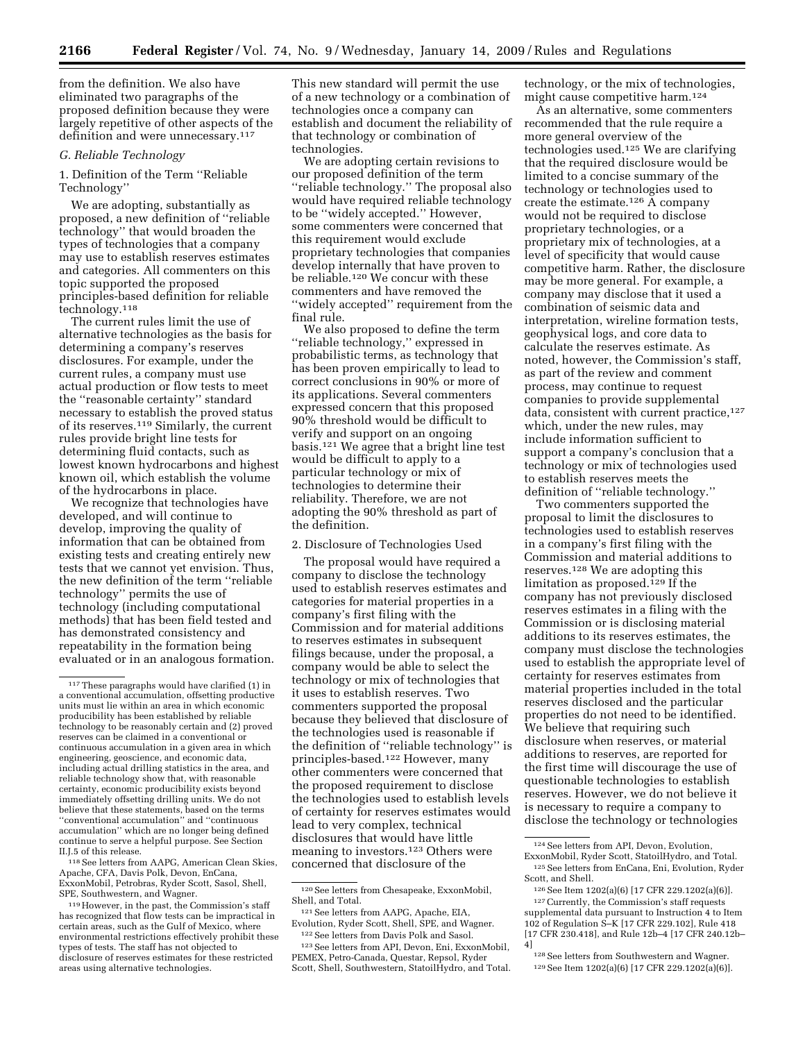from the definition. We also have eliminated two paragraphs of the proposed definition because they were largely repetitive of other aspects of the definition and were unnecessary.[117]

### G. Reliable Technology

#### 1. Definition of the Term "Reliable Technology"

We are adopting, substantially as proposed, a new definition of "reliable technology" that would broaden the types of technologies that a company may use to establish reserves estimates and categories. All commenters on this topic supported the proposed principles-based definition for reliable technology.[118]

The current rules limit the use of alternative technologies as the basis for determining a company's reserves disclosures. For example, under the current rules, a company must use actual production or flow tests to meet the "reasonable certainty" standard necessary to establish the proved status of its reserves.[119] Similarly, the current rules provide bright line tests for determining fluid contacts, such as lowest known hydrocarbons and highest known oil, which establish the volume of the hydrocarbons in place.

We recognize that technologies have developed, and will continue to develop, improving the quality of information that can be obtained from existing tests and creating entirely new tests that we cannot yet envision. Thus, the new definition of the term "reliable technology" permits the use of technology (including computational methods) that has been field tested and has demonstrated consistency and repeatability in the formation being evaluated or in an analogous formation. This new standard will permit the use of a new technology or a combination of technologies once a company can establish and document the reliability of that technology or combination of technologies.

We are adopting certain revisions to our proposed definition of the term "reliable technology." The proposal also would have required reliable technology to be "widely accepted." However, some commenters were concerned that this requirement would exclude proprietary technologies that companies develop internally that have proven to be reliable.[120] We concur with these commenters and have removed the "widely accepted" requirement from the final rule.

We also proposed to define the term "reliable technology," expressed in probabilistic terms, as technology that has been proven empirically to lead to correct conclusions in 90% or more of its applications. Several commenters expressed concern that this proposed 90% threshold would be difficult to verify and support on an ongoing basis.[121] We agree that a bright line test would be difficult to apply to a particular technology or mix of technologies to determine their reliability. Therefore, we are not adopting the 90% threshold as part of the definition.

#### 2. Disclosure of Technologies Used

The proposal would have required a company to disclose the technology used to establish reserves estimates and categories for material properties in a company's first filing with the Commission and for material additions to reserves estimates in subsequent filings because, under the proposal, a company would be able to select the technology or mix of technologies that it uses to establish reserves. Two commenters supported the proposal because they believed that disclosure of the technologies used is reasonable if the definition of "reliable technology" is principles-based.[122] However, many other commenters were concerned that the proposed requirement to disclose the technologies used to establish levels of certainty for reserves estimates would lead to very complex, technical disclosures that would have little meaning to investors.[123] Others were concerned that disclosure of the technology, or the mix of technologies, might cause competitive harm.[124]

As an alternative, some commenters recommended that the rule require a more general overview of the technologies used.[125] We are clarifying that the required disclosure would be limited to a concise summary of the technology or technologies used to create the estimate.[126] A company would not be required to disclose proprietary technologies, or a proprietary mix of technologies, at a level of specificity that would cause competitive harm. Rather, the disclosure may be more general. For example, a company may disclose that it used a combination of seismic data and interpretation, wireline formation tests, geophysical logs, and core data to calculate the reserves estimate. As noted, however, the Commission's staff, as part of the review and comment process, may continue to request companies to provide supplemental data, consistent with current practice,[127] which, under the new rules, may include information sufficient to support a company's conclusion that a technology or mix of technologies used to establish reserves meets the definition of "reliable technology."

Two commenters supported the proposal to limit the disclosures to technologies used to establish reserves in a company's first filing with the Commission and material additions to reserves.[128] We are adopting this limitation as proposed.[129] If the company has not previously disclosed reserves estimates in a filing with the Commission or is disclosing material additions to its reserves estimates, the company must disclose the technologies used to establish the appropriate level of certainty for reserves estimates from material properties included in the total reserves disclosed and the particular properties do not need to be identified. We believe that requiring such disclosure when reserves, or material additions to reserves, are reported for the first time will discourage the use of questionable technologies to establish reserves. However, we do not believe it is necessary to require a company to disclose the technology or technologies

---

[117] These paragraphs would have clarified (1) in a conventional accumulation, offsetting productive units must lie within an area in which economic producibility has been established by reliable technology to be reasonably certain and (2) proved reserves can be claimed in a conventional or continuous accumulation in a given area in which engineering, geoscience, and economic data, including actual drilling statistics in the area, and reliable technology show that, with reasonable certainty, economic producibility exists beyond immediately offsetting drilling units. We do not believe that these statements, based on the terms "conventional accumulation" and "continuous accumulation" which are no longer being defined continue to serve a helpful purpose. See Section II.J.5 of this release.

[118] See letters from AAPG, American Clean Skies, Apache, CFA, Davis Polk, Devon, EnCana, ExxonMobil, Petrobras, Ryder Scott, Sasol, Shell, SPE, Southwestern, and Wagner.

[119] However, in the past, the Commission's staff has recognized that flow tests can be impractical in certain areas, such as the Gulf of Mexico, where environmental restrictions effectively prohibit these types of tests. The staff has not objected to disclosure of reserves estimates for these restricted areas using alternative technologies.

[120] See letters from Chesapeake, ExxonMobil, Shell, and Total.

[121] See letters from AAPG, Apache, EIA, Evolution, Ryder Scott, Shell, SPE, and Wagner.

[122] See letters from Davis Polk and Sasol.

[123] See letters from API, Devon, Eni, ExxonMobil, PEMEX, Petro-Canada, Questar, Repsol, Ryder Scott, Shell, Southwestern, StatoilHydro, and Total.

[124] See letters from API, Devon, Evolution, ExxonMobil, Ryder Scott, StatoilHydro, and Total.

[125] See letters from EnCana, Eni, Evolution, Ryder Scott, and Shell.

[126] See Item 1202(a)(6) [17 CFR 229.1202(a)(6)].

[127] Currently, the Commission's staff requests supplemental data pursuant to Instruction 4 to Item 102 of Regulation S–K [17 CFR 229.102], Rule 418 [17 CFR 230.418], and Rule 12b–4 [17 CFR 240.12b–4]

[128] See letters from Southwestern and Wagner.

[129] See Item 1202(a)(6) [17 CFR 229.1202(a)(6)].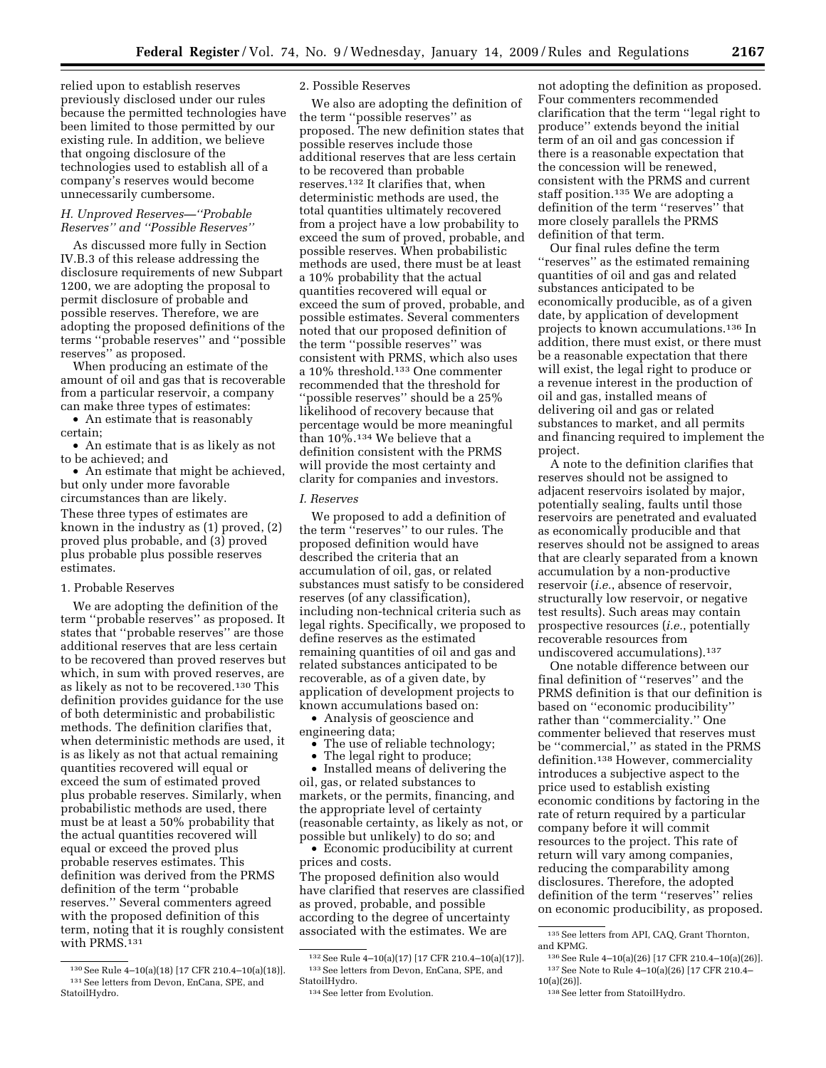relied upon to establish reserves previously disclosed under our rules because the permitted technologies have been limited to those permitted by our existing rule. In addition, we believe that ongoing disclosure of the technologies used to establish all of a company's reserves would become unnecessarily cumbersome.

### *H. Unproved Reserves—''Probable Reserves'' and ''Possible Reserves''*

As discussed more fully in Section IV.B.3 of this release addressing the disclosure requirements of new Subpart 1200, we are adopting the proposal to permit disclosure of probable and possible reserves. Therefore, we are adopting the proposed definitions of the terms ''probable reserves'' and ''possible reserves'' as proposed.

When producing an estimate of the amount of oil and gas that is recoverable from a particular reservoir, a company can make three types of estimates:

- An estimate that is reasonably certain;
- An estimate that is as likely as not to be achieved; and
- An estimate that might be achieved, but only under more favorable circumstances than are likely.

These three types of estimates are known in the industry as (1) proved, (2) proved plus probable, and (3) proved plus probable plus possible reserves estimates.

#### 1. Probable Reserves

We are adopting the definition of the term ''probable reserves'' as proposed. It states that ''probable reserves'' are those additional reserves that are less certain to be recovered than proved reserves but which, in sum with proved reserves, are as likely as not to be recovered.[130] This definition provides guidance for the use of both deterministic and probabilistic methods. The definition clarifies that, when deterministic methods are used, it is as likely as not that actual remaining quantities recovered will equal or exceed the sum of estimated proved plus probable reserves. Similarly, when probabilistic methods are used, there must be at least a 50% probability that the actual quantities recovered will equal or exceed the proved plus probable reserves estimates. This definition was derived from the PRMS definition of the term ''probable reserves.'' Several commenters agreed with the proposed definition of this term, noting that it is roughly consistent with PRMS.[131]

#### 2. Possible Reserves

We also are adopting the definition of the term ''possible reserves'' as proposed. The new definition states that possible reserves include those additional reserves that are less certain to be recovered than probable reserves.[132] It clarifies that, when deterministic methods are used, the total quantities ultimately recovered from a project have a low probability to exceed the sum of proved, probable, and possible reserves. When probabilistic methods are used, there must be at least a 10% probability that the actual quantities recovered will equal or exceed the sum of proved, probable, and possible estimates. Several commenters noted that our proposed definition of the term ''possible reserves'' was consistent with PRMS, which also uses a 10% threshold.[133] One commenter recommended that the threshold for ''possible reserves'' should be a 25% likelihood of recovery because that percentage would be more meaningful than 10%.[134] We believe that a definition consistent with the PRMS will provide the most certainty and clarity for companies and investors.

### *I. Reserves*

We proposed to add a definition of the term ''reserves'' to our rules. The proposed definition would have described the criteria that an accumulation of oil, gas, or related substances must satisfy to be considered reserves (of any classification), including non-technical criteria such as legal rights. Specifically, we proposed to define reserves as the estimated remaining quantities of oil and gas and related substances anticipated to be recoverable, as of a given date, by application of development projects to known accumulations based on:

- Analysis of geoscience and engineering data;
- The use of reliable technology;
- The legal right to produce;
- Installed means of delivering the oil, gas, or related substances to markets, or the permits, financing, and the appropriate level of certainty (reasonable certainty, as likely as not, or possible but unlikely) to do so; and
- Economic producibility at current prices and costs.

The proposed definition also would have clarified that reserves are classified as proved, probable, and possible according to the degree of uncertainty associated with the estimates. We are not adopting the definition as proposed. Four commenters recommended clarification that the term ''legal right to produce'' extends beyond the initial term of an oil and gas concession if there is a reasonable expectation that the concession will be renewed, consistent with the PRMS and current staff position.[135] We are adopting a definition of the term ''reserves'' that more closely parallels the PRMS definition of that term.

Our final rules define the term ''reserves'' as the estimated remaining quantities of oil and gas and related substances anticipated to be economically producible, as of a given date, by application of development projects to known accumulations.[136] In addition, there must exist, or there must be a reasonable expectation that there will exist, the legal right to produce or a revenue interest in the production of oil and gas, installed means of delivering oil and gas or related substances to market, and all permits and financing required to implement the project.

A note to the definition clarifies that reserves should not be assigned to adjacent reservoirs isolated by major, potentially sealing, faults until those reservoirs are penetrated and evaluated as economically producible and that reserves should not be assigned to areas that are clearly separated from a known accumulation by a non-productive reservoir (*i.e.*, absence of reservoir, structurally low reservoir, or negative test results). Such areas may contain prospective resources (*i.e.*, potentially recoverable resources from undiscovered accumulations).[137]

One notable difference between our final definition of ''reserves'' and the PRMS definition is that our definition is based on ''economic producibility'' rather than ''commerciality.'' One commenter believed that reserves must be ''commercial,'' as stated in the PRMS definition.[138] However, commerciality introduces a subjective aspect to the price used to establish existing economic conditions by factoring in the rate of return required by a particular company before it will commit resources to the project. This rate of return will vary among companies, reducing the comparability among disclosures. Therefore, the adopted definition of the term ''reserves'' relies on economic producibility, as proposed.

---

[130] See Rule 4–10(a)(18) [17 CFR 210.4–10(a)(18)].

[131] See letters from Devon, EnCana, SPE, and StatoilHydro.

[132] See Rule 4–10(a)(17) [17 CFR 210.4–10(a)(17)].

[133] See letters from Devon, EnCana, SPE, and StatoilHydro.

[134] See letter from Evolution.

[135] See letters from API, CAQ, Grant Thornton, and KPMG.

[136] See Rule 4–10(a)(26) [17 CFR 210.4–10(a)(26)].

[137] See Note to Rule 4–10(a)(26) [17 CFR 210.4–10(a)(26)].

[138] See letter from StatoilHydro.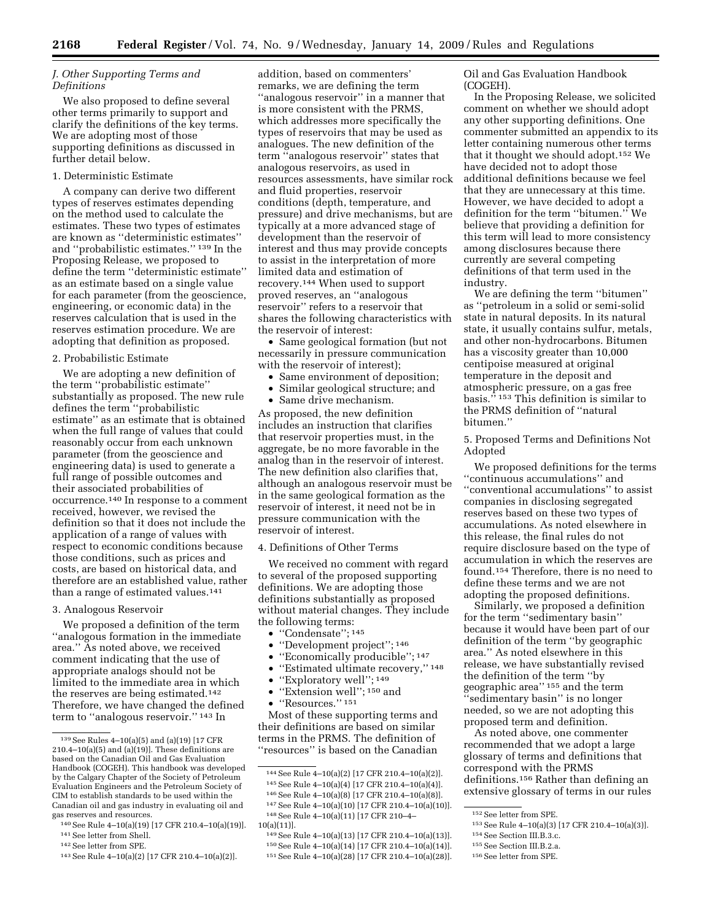### *J. Other Supporting Terms and Definitions*

We also proposed to define several other terms primarily to support and clarify the definitions of the key terms. We are adopting most of those supporting definitions as discussed in further detail below.

#### 1. Deterministic Estimate

A company can derive two different types of reserves estimates depending on the method used to calculate the estimates. These two types of estimates are known as ''deterministic estimates'' and ''probabilistic estimates.'' [139] In the Proposing Release, we proposed to define the term ''deterministic estimate'' as an estimate based on a single value for each parameter (from the geoscience, engineering, or economic data) in the reserves calculation that is used in the reserves estimation procedure. We are adopting that definition as proposed.

#### 2. Probabilistic Estimate

We are adopting a new definition of the term ''probabilistic estimate'' substantially as proposed. The new rule defines the term ''probabilistic estimate'' as an estimate that is obtained when the full range of values that could reasonably occur from each unknown parameter (from the geoscience and engineering data) is used to generate a full range of possible outcomes and their associated probabilities of occurrence.[140] In response to a comment received, however, we revised the definition so that it does not include the application of a range of values with respect to economic conditions because those conditions, such as prices and costs, are based on historical data, and therefore are an established value, rather than a range of estimated values.[141]

#### 3. Analogous Reservoir

We proposed a definition of the term ''analogous formation in the immediate area.'' As noted above, we received comment indicating that the use of appropriate analogs should not be limited to the immediate area in which the reserves are being estimated.[142] Therefore, we have changed the defined term to ''analogous reservoir.'' [143] In addition, based on commenters' remarks, we are defining the term ''analogous reservoir'' in a manner that is more consistent with the PRMS, which addresses more specifically the types of reservoirs that may be used as analogues. The new definition of the term ''analogous reservoir'' states that analogous reservoirs, as used in resources assessments, have similar rock and fluid properties, reservoir conditions (depth, temperature, and pressure) and drive mechanisms, but are typically at a more advanced stage of development than the reservoir of interest and thus may provide concepts to assist in the interpretation of more limited data and estimation of recovery.[144] When used to support proved reserves, an ''analogous reservoir'' refers to a reservoir that shares the following characteristics with the reservoir of interest:

- Same geological formation (but not necessarily in pressure communication with the reservoir of interest);
- Same environment of deposition;
- Similar geological structure; and
- Same drive mechanism.

As proposed, the new definition includes an instruction that clarifies that reservoir properties must, in the aggregate, be no more favorable in the analog than in the reservoir of interest. The new definition also clarifies that, although an analogous reservoir must be in the same geological formation as the reservoir of interest, it need not be in pressure communication with the reservoir of interest.

#### 4. Definitions of Other Terms

We received no comment with regard to several of the proposed supporting definitions. We are adopting those definitions substantially as proposed without material changes. They include the following terms:

- ''Condensate''; [145]
- ''Development project''; [146]
- ''Economically producible''; [147]
- ''Estimated ultimate recovery,'' [148]
- ''Exploratory well''; [149]
- ''Extension well''; [150] and
- ''Resources.'' [151]

Most of these supporting terms and their definitions are based on similar terms in the PRMS. The definition of ''resources'' is based on the Canadian Oil and Gas Evaluation Handbook (COGEH).

In the Proposing Release, we solicited comment on whether we should adopt any other supporting definitions. One commenter submitted an appendix to its letter containing numerous other terms that it thought we should adopt.[152] We have decided not to adopt those additional definitions because we feel that they are unnecessary at this time. However, we have decided to adopt a definition for the term ''bitumen.'' We believe that providing a definition for this term will lead to more consistency among disclosures because there currently are several competing definitions of that term used in the industry.

We are defining the term ''bitumen'' as ''petroleum in a solid or semi-solid state in natural deposits. In its natural state, it usually contains sulfur, metals, and other non-hydrocarbons. Bitumen has a viscosity greater than 10,000 centipoise measured at original temperature in the deposit and atmospheric pressure, on a gas free basis.'' [153] This definition is similar to the PRMS definition of ''natural bitumen.''

#### 5. Proposed Terms and Definitions Not Adopted

We proposed definitions for the terms ''continuous accumulations'' and ''conventional accumulations'' to assist companies in disclosing segregated reserves based on these two types of accumulations. As noted elsewhere in this release, the final rules do not require disclosure based on the type of accumulation in which the reserves are found.[154] Therefore, there is no need to define these terms and we are not adopting the proposed definitions.

Similarly, we proposed a definition for the term ''sedimentary basin'' because it would have been part of our definition of the term ''by geographic area.'' As noted elsewhere in this release, we have substantially revised the definition of the term ''by geographic area'' [155] and the term ''sedimentary basin'' is no longer needed, so we are not adopting this proposed term and definition.

As noted above, one commenter recommended that we adopt a large glossary of terms and definitions that correspond with the PRMS definitions.[156] Rather than defining an extensive glossary of terms in our rules

---

[139] See Rules 4–10(a)(5) and (a)(19) [17 CFR 210.4–10(a)(5) and (a)(19)]. These definitions are based on the Canadian Oil and Gas Evaluation Handbook (COGEH). This handbook was developed by the Calgary Chapter of the Society of Petroleum Evaluation Engineers and the Petroleum Society of CIM to establish standards to be used within the Canadian oil and gas industry in evaluating oil and gas reserves and resources.

[140] See Rule 4–10(a)(19) [17 CFR 210.4–10(a)(19)].

[141] See letter from Shell.

[142] See letter from SPE.

[143] See Rule 4–10(a)(2) [17 CFR 210.4–10(a)(2)].

[144] See Rule 4–10(a)(2) [17 CFR 210.4–10(a)(2)].

[145] See Rule 4–10(a)(4) [17 CFR 210.4–10(a)(4)].

[146] See Rule 4–10(a)(8) [17 CFR 210.4–10(a)(8)].

[147] See Rule 4–10(a)(10) [17 CFR 210.4–10(a)(10)].

[148] See Rule 4–10(a)(11) [17 CFR 210–4–10(a)(11)].

[149] See Rule 4–10(a)(13) [17 CFR 210.4–10(a)(13)].

[150] See Rule 4–10(a)(14) [17 CFR 210.4–10(a)(14)].

[151] See Rule 4–10(a)(28) [17 CFR 210.4–10(a)(28)].

[152] See letter from SPE.

[153] See Rule 4–10(a)(3) [17 CFR 210.4–10(a)(3)].

[154] See Section III.B.3.c.

[155] See Section III.B.2.a.

[156] See letter from SPE.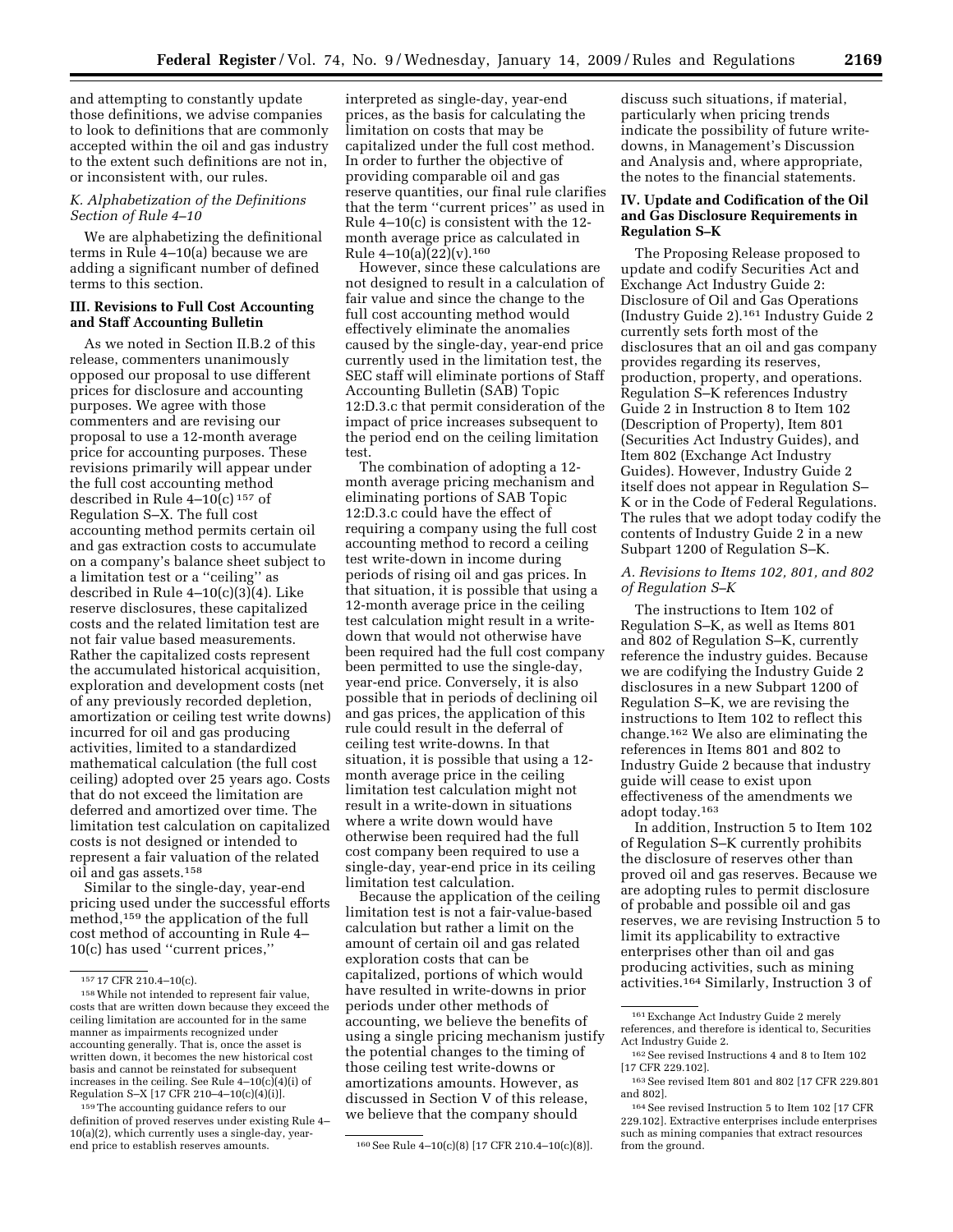and attempting to constantly update those definitions, we advise companies to look to definitions that are commonly accepted within the oil and gas industry to the extent such definitions are not in, or inconsistent with, our rules.

### *K. Alphabetization of the Definitions Section of Rule 4–10*

We are alphabetizing the definitional terms in Rule 4–10(a) because we are adding a significant number of defined terms to this section.

## III. Revisions to Full Cost Accounting and Staff Accounting Bulletin

As we noted in Section II.B.2 of this release, commenters unanimously opposed our proposal to use different prices for disclosure and accounting purposes. We agree with those commenters and are revising our proposal to use a 12-month average price for accounting purposes. These revisions primarily will appear under the full cost accounting method described in Rule 4–10(c) [157] of Regulation S–X. The full cost accounting method permits certain oil and gas extraction costs to accumulate on a company's balance sheet subject to a limitation test or a ''ceiling'' as described in Rule 4–10(c)(3)(4). Like reserve disclosures, these capitalized costs and the related limitation test are not fair value based measurements. Rather the capitalized costs represent the accumulated historical acquisition, exploration and development costs (net of any previously recorded depletion, amortization or ceiling test write downs) incurred for oil and gas producing activities, limited to a standardized mathematical calculation (the full cost ceiling) adopted over 25 years ago. Costs that do not exceed the limitation are deferred and amortized over time. The limitation test calculation on capitalized costs is not designed or intended to represent a fair valuation of the related oil and gas assets.[158]

Similar to the single-day, year-end pricing used under the successful efforts method,[159] the application of the full cost method of accounting in Rule 4–10(c) has used ''current prices,'' interpreted as single-day, year-end prices, as the basis for calculating the limitation on costs that may be capitalized under the full cost method. In order to further the objective of providing comparable oil and gas reserve quantities, our final rule clarifies that the term ''current prices'' as used in Rule 4–10(c) is consistent with the 12-month average price as calculated in Rule 4–10(a)(22)(v).[160]

However, since these calculations are not designed to result in a calculation of fair value and since the change to the full cost accounting method would effectively eliminate the anomalies caused by the single-day, year-end price currently used in the limitation test, the SEC staff will eliminate portions of Staff Accounting Bulletin (SAB) Topic 12:D.3.c that permit consideration of the impact of price increases subsequent to the period end on the ceiling limitation test.

The combination of adopting a 12-month average pricing mechanism and eliminating portions of SAB Topic 12:D.3.c could have the effect of requiring a company using the full cost accounting method to record a ceiling test write-down in income during periods of rising oil and gas prices. In that situation, it is possible that using a 12-month average price in the ceiling test calculation might result in a write-down that would not otherwise have been required had the full cost company been permitted to use the single-day, year-end price. Conversely, it is also possible that in periods of declining oil and gas prices, the application of this rule could result in the deferral of ceiling test write-downs. In that situation, it is possible that using a 12-month average price in the ceiling limitation test calculation might not result in a write-down in situations where a write down would have otherwise been required had the full cost company been required to use a single-day, year-end price in its ceiling limitation test calculation.

Because the application of the ceiling limitation test is not a fair-value-based calculation but rather a limit on the amount of certain oil and gas related exploration costs that can be capitalized, portions of which would have resulted in write-downs in prior periods under other methods of accounting, we believe the benefits of using a single pricing mechanism justify the potential changes to the timing of those ceiling test write-downs or amortizations amounts. However, as discussed in Section V of this release, we believe that the company should discuss such situations, if material, particularly when pricing trends indicate the possibility of future write-downs, in Management's Discussion and Analysis and, where appropriate, the notes to the financial statements.

## IV. Update and Codification of the Oil and Gas Disclosure Requirements in Regulation S–K

The Proposing Release proposed to update and codify Securities Act and Exchange Act Industry Guide 2: Disclosure of Oil and Gas Operations (Industry Guide 2).[161] Industry Guide 2 currently sets forth most of the disclosures that an oil and gas company provides regarding its reserves, production, property, and operations. Regulation S–K references Industry Guide 2 in Instruction 8 to Item 102 (Description of Property), Item 801 (Securities Act Industry Guides), and Item 802 (Exchange Act Industry Guides). However, Industry Guide 2 itself does not appear in Regulation S–K or in the Code of Federal Regulations. The rules that we adopt today codify the contents of Industry Guide 2 in a new Subpart 1200 of Regulation S–K.

### *A. Revisions to Items 102, 801, and 802 of Regulation S–K*

The instructions to Item 102 of Regulation S–K, as well as Items 801 and 802 of Regulation S–K, currently reference the industry guides. Because we are codifying the Industry Guide 2 disclosures in a new Subpart 1200 of Regulation S–K, we are revising the instructions to Item 102 to reflect this change.[162] We also are eliminating the references in Items 801 and 802 to Industry Guide 2 because that industry guide will cease to exist upon effectiveness of the amendments we adopt today.[163]

In addition, Instruction 5 to Item 102 of Regulation S–K currently prohibits the disclosure of reserves other than proved oil and gas reserves. Because we are adopting rules to permit disclosure of probable and possible oil and gas reserves, we are revising Instruction 5 to limit its applicability to extractive enterprises other than oil and gas producing activities, such as mining activities.[164] Similarly, Instruction 3 of

---

[157] 17 CFR 210.4–10(c).

[158] While not intended to represent fair value, costs that are written down because they exceed the ceiling limitation are accounted for in the same manner as impairments recognized under accounting generally. That is, once the asset is written down, it becomes the new historical cost basis and cannot be reinstated for subsequent increases in the ceiling. See Rule 4–10(c)(4)(i) of Regulation S–X [17 CFR 210–4–10(c)(4)(i)].

[159] The accounting guidance refers to our definition of proved reserves under existing Rule 4–10(a)(2), which currently uses a single-day, year-end price to establish reserves amounts.

[160] See Rule 4–10(c)(8) [17 CFR 210.4–10(c)(8)].

[161] Exchange Act Industry Guide 2 merely references, and therefore is identical to, Securities Act Industry Guide 2.

[162] See revised Instructions 4 and 8 to Item 102 [17 CFR 229.102].

[163] See revised Item 801 and 802 [17 CFR 229.801 and 802].

[164] See revised Instruction 5 to Item 102 [17 CFR 229.102]. Extractive enterprises include enterprises such as mining companies that extract resources from the ground.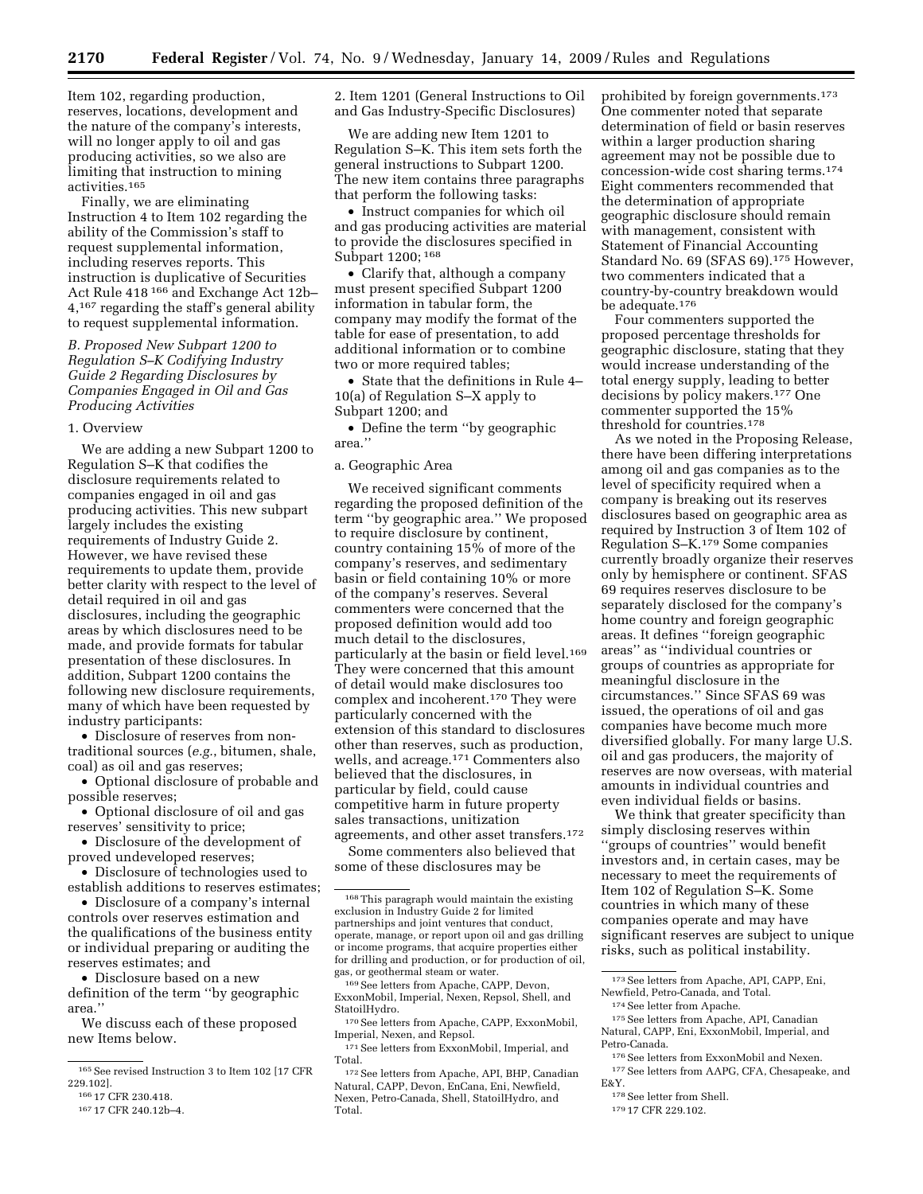Item 102, regarding production, reserves, locations, development and the nature of the company's interests, will no longer apply to oil and gas producing activities, so we also are limiting that instruction to mining activities.[165]

Finally, we are eliminating Instruction 4 to Item 102 regarding the ability of the Commission's staff to request supplemental information, including reserves reports. This instruction is duplicative of Securities Act Rule 418 [166] and Exchange Act 12b–4,[167] regarding the staff's general ability to request supplemental information.

### B. Proposed New Subpart 1200 to Regulation S–K Codifying Industry Guide 2 Regarding Disclosures by Companies Engaged in Oil and Gas Producing Activities

#### 1. Overview

We are adding a new Subpart 1200 to Regulation S–K that codifies the disclosure requirements related to companies engaged in oil and gas producing activities. This new subpart largely includes the existing requirements of Industry Guide 2. However, we have revised these requirements to update them, provide better clarity with respect to the level of detail required in oil and gas disclosures, including the geographic areas by which disclosures need to be made, and provide formats for tabular presentation of these disclosures. In addition, Subpart 1200 contains the following new disclosure requirements, many of which have been requested by industry participants:

- Disclosure of reserves from non-traditional sources (*e.g.*, bitumen, shale, coal) as oil and gas reserves;
- Optional disclosure of probable and possible reserves;
- Optional disclosure of oil and gas reserves' sensitivity to price;
- Disclosure of the development of proved undeveloped reserves;
- Disclosure of technologies used to establish additions to reserves estimates;
- Disclosure of a company's internal controls over reserves estimation and the qualifications of the business entity or individual preparing or auditing the reserves estimates; and
- Disclosure based on a new definition of the term "by geographic area."

We discuss each of these proposed new Items below.

#### 2. Item 1201 (General Instructions to Oil and Gas Industry-Specific Disclosures)

We are adding new Item 1201 to Regulation S–K. This item sets forth the general instructions to Subpart 1200. The new item contains three paragraphs that perform the following tasks:

- Instruct companies for which oil and gas producing activities are material to provide the disclosures specified in Subpart 1200; [168]
- Clarify that, although a company must present specified Subpart 1200 information in tabular form, the company may modify the format of the table for ease of presentation, to add additional information or to combine two or more required tables;
- State that the definitions in Rule 4–10(a) of Regulation S–X apply to Subpart 1200; and
- Define the term "by geographic area."

##### a. Geographic Area

We received significant comments regarding the proposed definition of the term "by geographic area." We proposed to require disclosure by continent, country containing 15% of more of the company's reserves, and sedimentary basin or field containing 10% or more of the company's reserves. Several commenters were concerned that the proposed definition would add too much detail to the disclosures, particularly at the basin or field level.[169] They were concerned that this amount of detail would make disclosures too complex and incoherent.[170] They were particularly concerned with the extension of this standard to disclosures other than reserves, such as production, wells, and acreage.[171] Commenters also believed that the disclosures, in particular by field, could cause competitive harm in future property sales transactions, unitization agreements, and other asset transfers.[172]

Some commenters also believed that some of these disclosures may be prohibited by foreign governments.[173] One commenter noted that separate determination of field or basin reserves within a larger production sharing agreement may not be possible due to concession-wide cost sharing terms.[174] Eight commenters recommended that the determination of appropriate geographic disclosure should remain with management, consistent with Statement of Financial Accounting Standard No. 69 (SFAS 69).[175] However, two commenters indicated that a country-by-country breakdown would be adequate.[176]

Four commenters supported the proposed percentage thresholds for geographic disclosure, stating that they would increase understanding of the total energy supply, leading to better decisions by policy makers.[177] One commenter supported the 15% threshold for countries.[178]

As we noted in the Proposing Release, there have been differing interpretations among oil and gas companies as to the level of specificity required when a company is breaking out its reserves disclosures based on geographic area as required by Instruction 3 of Item 102 of Regulation S–K.[179] Some companies currently broadly organize their reserves only by hemisphere or continent. SFAS 69 requires reserves disclosure to be separately disclosed for the company's home country and foreign geographic areas. It defines "foreign geographic areas" as "individual countries or groups of countries as appropriate for meaningful disclosure in the circumstances." Since SFAS 69 was issued, the operations of oil and gas companies have become much more diversified globally. For many large U.S. oil and gas producers, the majority of reserves are now overseas, with material amounts in individual countries and even individual fields or basins.

We think that greater specificity than simply disclosing reserves within "groups of countries" would benefit investors and, in certain cases, may be necessary to meet the requirements of Item 102 of Regulation S–K. Some countries in which many of these companies operate and may have significant reserves are subject to unique risks, such as political instability.

---

[165] See revised Instruction 3 to Item 102 [17 CFR 229.102].

[166] 17 CFR 230.418.

[167] 17 CFR 240.12b–4.

[168] This paragraph would maintain the existing exclusion in Industry Guide 2 for limited partnerships and joint ventures that conduct, operate, manage, or report upon oil and gas drilling or income programs, that acquire properties either for drilling and production, or for production of oil, gas, or geothermal steam or water.

[169] See letters from Apache, CAPP, Devon, ExxonMobil, Imperial, Nexen, Repsol, Shell, and StatoilHydro.

[170] See letters from Apache, CAPP, ExxonMobil, Imperial, Nexen, and Repsol.

[171] See letters from ExxonMobil, Imperial, and Total.

[172] See letters from Apache, API, BHP, Canadian Natural, CAPP, Devon, EnCana, Eni, Newfield, Nexen, Petro-Canada, Shell, StatoilHydro, and Total.

[173] See letters from Apache, API, CAPP, Eni, Newfield, Petro-Canada, and Total.

[174] See letter from Apache.

[175] See letters from Apache, API, Canadian Natural, CAPP, Eni, ExxonMobil, Imperial, and Petro-Canada.

[176] See letters from ExxonMobil and Nexen.

[177] See letters from AAPG, CFA, Chesapeake, and E&Y.

[178] See letter from Shell.

[179] 17 CFR 229.102.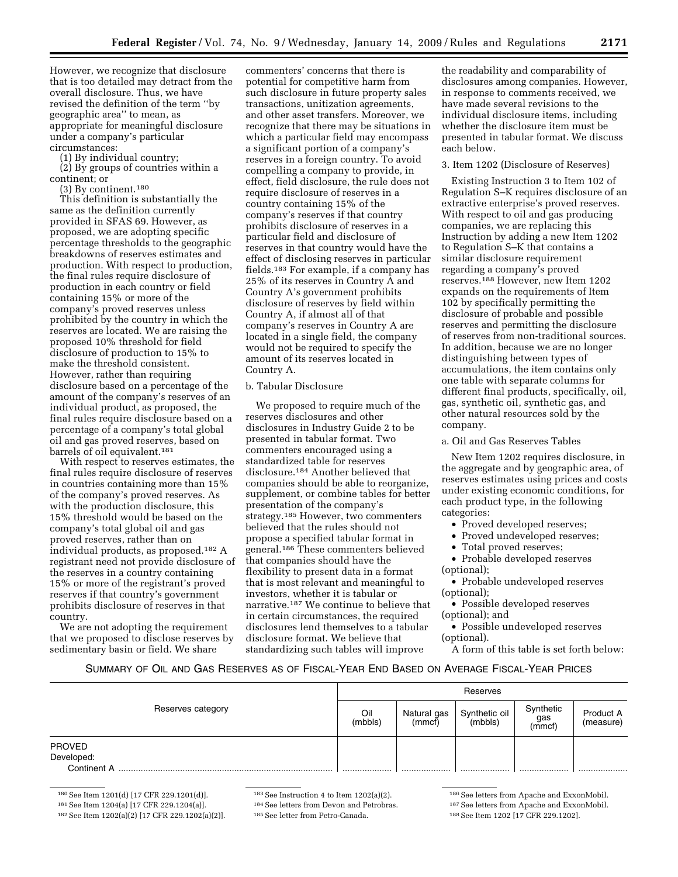However, we recognize that disclosure that is too detailed may detract from the overall disclosure. Thus, we have revised the definition of the term ''by geographic area'' to mean, as appropriate for meaningful disclosure under a company's particular circumstances:

(1) By individual country;

(2) By groups of countries within a continent; or

(3) By continent.[180]

This definition is substantially the same as the definition currently provided in SFAS 69. However, as proposed, we are adopting specific percentage thresholds to the geographic breakdowns of reserves estimates and production. With respect to production, the final rules require disclosure of production in each country or field containing 15% or more of the company's proved reserves unless prohibited by the country in which the reserves are located. We are raising the proposed 10% threshold for field disclosure of production to 15% to make the threshold consistent. However, rather than requiring disclosure based on a percentage of the amount of the company's reserves of an individual product, as proposed, the final rules require disclosure based on a percentage of a company's total global oil and gas proved reserves, based on barrels of oil equivalent.[181]

With respect to reserves estimates, the final rules require disclosure of reserves in countries containing more than 15% of the company's proved reserves. As with the production disclosure, this 15% threshold would be based on the company's total global oil and gas proved reserves, rather than on individual products, as proposed.[182] A registrant need not provide disclosure of the reserves in a country containing 15% or more of the registrant's proved reserves if that country's government prohibits disclosure of reserves in that country.

We are not adopting the requirement that we proposed to disclose reserves by sedimentary basin or field. We share commenters' concerns that there is potential for competitive harm from such disclosure in future property sales transactions, unitization agreements, and other asset transfers. Moreover, we recognize that there may be situations in which a particular field may encompass a significant portion of a company's reserves in a foreign country. To avoid compelling a company to provide, in effect, field disclosure, the rule does not require disclosure of reserves in a country containing 15% of the company's reserves if that country prohibits disclosure of reserves in a particular field and disclosure of reserves in that country would have the effect of disclosing reserves in particular fields.[183] For example, if a company has 25% of its reserves in Country A and Country A's government prohibits disclosure of reserves by field within Country A, if almost all of that company's reserves in Country A are located in a single field, the company would not be required to specify the amount of its reserves located in Country A.

b. Tabular Disclosure

We proposed to require much of the reserves disclosures and other disclosures in Industry Guide 2 to be presented in tabular format. Two commenters encouraged using a standardized table for reserves disclosure.[184] Another believed that companies should be able to reorganize, supplement, or combine tables for better presentation of the company's strategy.[185] However, two commenters believed that the rules should not propose a specified tabular format in general.[186] These commenters believed that companies should have the flexibility to present data in a format that is most relevant and meaningful to investors, whether it is tabular or narrative.[187] We continue to believe that in certain circumstances, the required disclosures lend themselves to a tabular disclosure format. We believe that standardizing such tables will improve the readability and comparability of disclosures among companies. However, in response to comments received, we have made several revisions to the individual disclosure items, including whether the disclosure item must be presented in tabular format. We discuss each below.

3. Item 1202 (Disclosure of Reserves)

Existing Instruction 3 to Item 102 of Regulation S–K requires disclosure of an extractive enterprise's proved reserves. With respect to oil and gas producing companies, we are replacing this Instruction by adding a new Item 1202 to Regulation S–K that contains a similar disclosure requirement regarding a company's proved reserves.[188] However, new Item 1202 expands on the requirements of Item 102 by specifically permitting the disclosure of probable and possible reserves and permitting the disclosure of reserves from non-traditional sources. In addition, because we are no longer distinguishing between types of accumulations, the item contains only one table with separate columns for different final products, specifically, oil, gas, synthetic oil, synthetic gas, and other natural resources sold by the company.

a. Oil and Gas Reserves Tables

New Item 1202 requires disclosure, in the aggregate and by geographic area, of reserves estimates using prices and costs under existing economic conditions, for each product type, in the following categories:

- Proved developed reserves;
- Proved undeveloped reserves;
- Total proved reserves;
- Probable developed reserves (optional);
- Probable undeveloped reserves (optional);
- Possible developed reserves (optional); and
- Possible undeveloped reserves (optional).

A form of this table is set forth below:

SUMMARY OF OIL AND GAS RESERVES AS OF FISCAL-YEAR END BASED ON AVERAGE FISCAL-YEAR PRICES

| Reserves category | Reserves | | | | |
|---|---|---|---|---|---|
| | Oil (mbbls) | Natural gas (mmcf) | Synthetic oil (mbbls) | Synthetic gas (mmcf) | Product A (measure) |
| PROVED | | | | | |
| Developed: | | | | | |
| Continent A | | | | | |

[180] See Item 1201(d) [17 CFR 229.1201(d)].

[181] See Item 1204(a) [17 CFR 229.1204(a)].

[182] See Item 1202(a)(2) [17 CFR 229.1202(a)(2)].

[183] See Instruction 4 to Item 1202(a)(2).

[184] See letters from Devon and Petrobras.

[185] See letter from Petro-Canada.

[186] See letters from Apache and ExxonMobil.

[187] See letters from Apache and ExxonMobil.

[188] See Item 1202 [17 CFR 229.1202].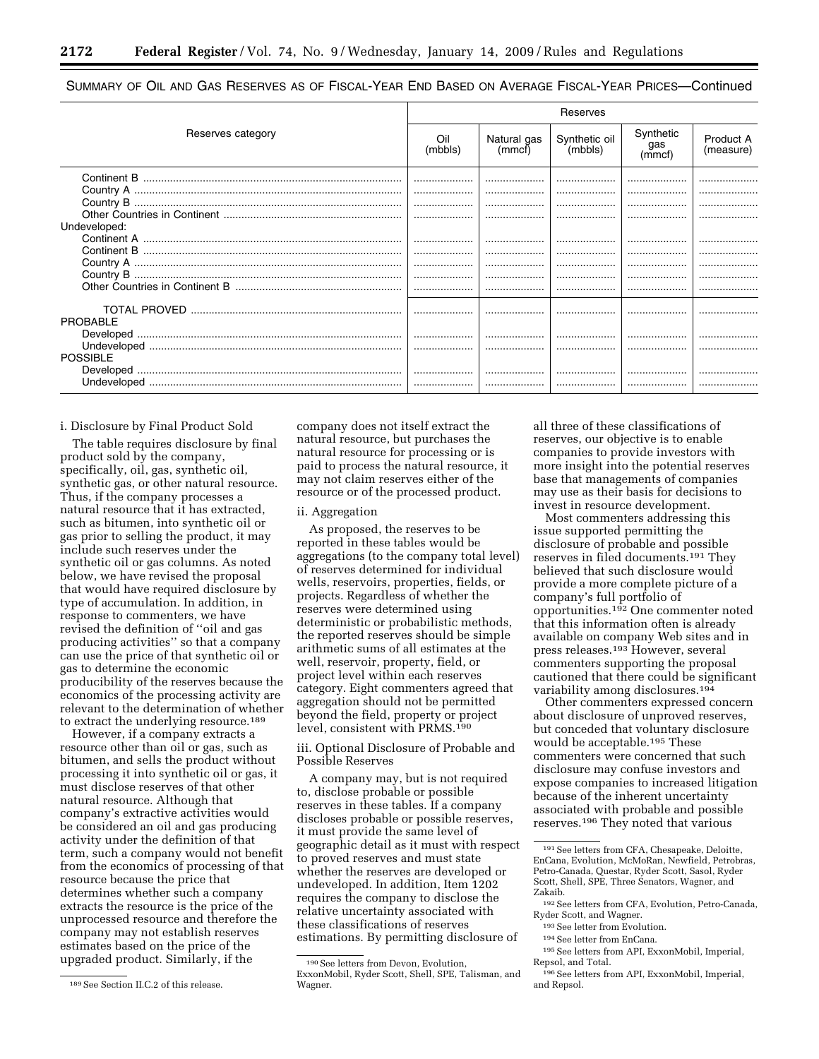SUMMARY OF OIL AND GAS RESERVES AS OF FISCAL-YEAR END BASED ON AVERAGE FISCAL-YEAR PRICES—Continued

| Reserves category | Reserves | | | | |
|---|---|---|---|---|---|
| | Oil (mbbls) | Natural gas (mmcf) | Synthetic oil (mbbls) | Synthetic gas (mmcf) | Product A (measure) |
| Continent B | | | | | |
| Country A | | | | | |
| Country B | | | | | |
| Other Countries in Continent | | | | | |
| Undeveloped: | | | | | |
| Continent A | | | | | |
| Continent B | | | | | |
| Country A | | | | | |
| Country B | | | | | |
| Other Countries in Continent B | | | | | |
| TOTAL PROVED | | | | | |
| PROBABLE | | | | | |
| Developed | | | | | |
| Undeveloped | | | | | |
| POSSIBLE | | | | | |
| Developed | | | | | |
| Undeveloped | | | | | |

i. Disclosure by Final Product Sold

The table requires disclosure by final product sold by the company, specifically, oil, gas, synthetic oil, synthetic gas, or other natural resource. Thus, if the company processes a natural resource that it has extracted, such as bitumen, into synthetic oil or gas prior to selling the product, it may include such reserves under the synthetic oil or gas columns. As noted below, we have revised the proposal that would have required disclosure by type of accumulation. In addition, in response to commenters, we have revised the definition of ''oil and gas producing activities'' so that a company can use the price of that synthetic oil or gas to determine the economic producibility of the reserves because the economics of the processing activity are relevant to the determination of whether to extract the underlying resource.[189]

However, if a company extracts a resource other than oil or gas, such as bitumen, and sells the product without processing it into synthetic oil or gas, it must disclose reserves of that other natural resource. Although that company's extractive activities would be considered an oil and gas producing activity under the definition of that term, such a company would not benefit from the economics of processing of that resource because the price that determines whether such a company extracts the resource is the price of the unprocessed resource and therefore the company may not establish reserves estimates based on the price of the upgraded product. Similarly, if the company does not itself extract the natural resource, but purchases the natural resource for processing or is paid to process the natural resource, it may not claim reserves either of the resource or of the processed product.

ii. Aggregation

As proposed, the reserves to be reported in these tables would be aggregations (to the company total level) of reserves determined for individual wells, reservoirs, properties, fields, or projects. Regardless of whether the reserves were determined using deterministic or probabilistic methods, the reported reserves should be simple arithmetic sums of all estimates at the well, reservoir, property, field, or project level within each reserves category. Eight commenters agreed that aggregation should not be permitted beyond the field, property or project level, consistent with PRMS.[190]

iii. Optional Disclosure of Probable and Possible Reserves

A company may, but is not required to, disclose probable or possible reserves in these tables. If a company discloses probable or possible reserves, it must provide the same level of geographic detail as it must with respect to proved reserves and must state whether the reserves are developed or undeveloped. In addition, Item 1202 requires the company to disclose the relative uncertainty associated with these classifications of reserves estimations. By permitting disclosure of all three of these classifications of reserves, our objective is to enable companies to provide investors with more insight into the potential reserves base that managements of companies may use as their basis for decisions to invest in resource development.

Most commenters addressing this issue supported permitting the disclosure of probable and possible reserves in filed documents.[191] They believed that such disclosure would provide a more complete picture of a company's full portfolio of opportunities.[192] One commenter noted that this information often is already available on company Web sites and in press releases.[193] However, several commenters supporting the proposal cautioned that there could be significant variability among disclosures.[194]

Other commenters expressed concern about disclosure of unproved reserves, but conceded that voluntary disclosure would be acceptable.[195] These commenters were concerned that such disclosure may confuse investors and expose companies to increased litigation because of the inherent uncertainty associated with probable and possible reserves.[196] They noted that various

[189] See Section II.C.2 of this release.

[190] See letters from Devon, Evolution, ExxonMobil, Ryder Scott, Shell, SPE, Talisman, and Wagner.

[191] See letters from CFA, Chesapeake, Deloitte, EnCana, Evolution, McMoRan, Newfield, Petrobras, Petro-Canada, Questar, Ryder Scott, Sasol, Ryder Scott, Shell, SPE, Three Senators, Wagner, and Zakaib.

[192] See letters from CFA, Evolution, Petro-Canada, Ryder Scott, and Wagner.

[193] See letter from Evolution.

[194] See letter from EnCana.

[195] See letters from API, ExxonMobil, Imperial, Repsol, and Total.

[196] See letters from API, ExxonMobil, Imperial, and Repsol.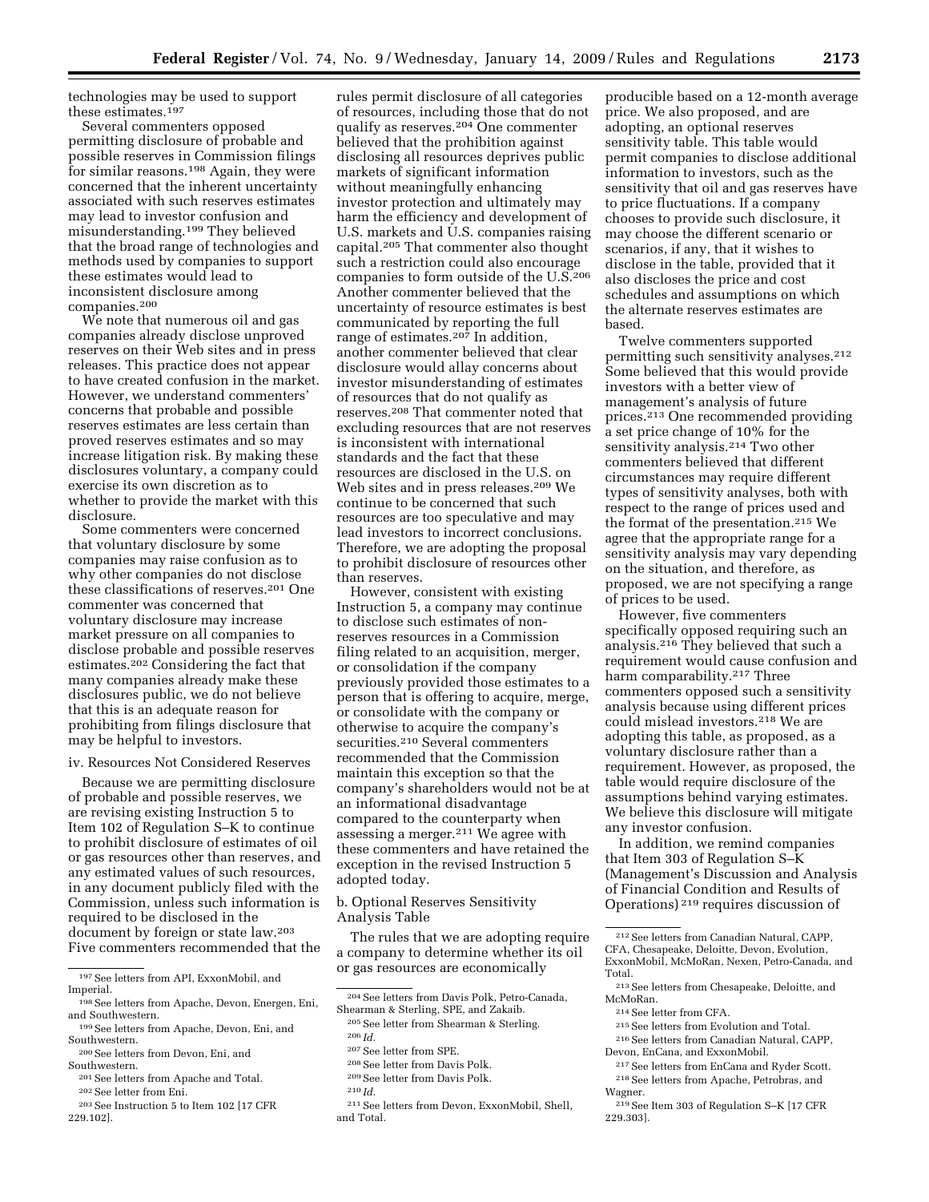technologies may be used to support these estimates.[197]

Several commenters opposed permitting disclosure of probable and possible reserves in Commission filings for similar reasons.[198] Again, they were concerned that the inherent uncertainty associated with such reserves estimates may lead to investor confusion and misunderstanding.[199] They believed that the broad range of technologies and methods used by companies to support these estimates would lead to inconsistent disclosure among companies.[200]

We note that numerous oil and gas companies already disclose unproved reserves on their Web sites and in press releases. This practice does not appear to have created confusion in the market. However, we understand commenters' concerns that probable and possible reserves estimates are less certain than proved reserves estimates and so may increase litigation risk. By making these disclosures voluntary, a company could exercise its own discretion as to whether to provide the market with this disclosure.

Some commenters were concerned that voluntary disclosure by some companies may raise confusion as to why other companies do not disclose these classifications of reserves.[201] One commenter was concerned that voluntary disclosure may increase market pressure on all companies to disclose probable and possible reserves estimates.[202] Considering the fact that many companies already make these disclosures public, we do not believe that this is an adequate reason for prohibiting from filings disclosure that may be helpful to investors.

iv. Resources Not Considered Reserves

Because we are permitting disclosure of probable and possible reserves, we are revising existing Instruction 5 to Item 102 of Regulation S–K to continue to prohibit disclosure of estimates of oil or gas resources other than reserves, and any estimated values of such resources, in any document publicly filed with the Commission, unless such information is required to be disclosed in the document by foreign or state law.[203] Five commenters recommended that the rules permit disclosure of all categories of resources, including those that do not qualify as reserves.[204] One commenter believed that the prohibition against disclosing all resources deprives public markets of significant information without meaningfully enhancing investor protection and ultimately may harm the efficiency and development of U.S. markets and U.S. companies raising capital.[205] That commenter also thought such a restriction could also encourage companies to form outside of the U.S.[206] Another commenter believed that the uncertainty of resource estimates is best communicated by reporting the full range of estimates.[207] In addition, another commenter believed that clear disclosure would allay concerns about investor misunderstanding of estimates of resources that do not qualify as reserves.[208] That commenter noted that excluding resources that are not reserves is inconsistent with international standards and the fact that these resources are disclosed in the U.S. on Web sites and in press releases.[209] We continue to be concerned that such resources are too speculative and may lead investors to incorrect conclusions. Therefore, we are adopting the proposal to prohibit disclosure of resources other than reserves.

However, consistent with existing Instruction 5, a company may continue to disclose such estimates of non-reserves resources in a Commission filing related to an acquisition, merger, or consolidation if the company previously provided those estimates to a person that is offering to acquire, merge, or consolidate with the company or otherwise to acquire the company's securities.[210] Several commenters recommended that the Commission maintain this exception so that the company's shareholders would not be at an informational disadvantage compared to the counterparty when assessing a merger.[211] We agree with these commenters and have retained the exception in the revised Instruction 5 adopted today.

b. Optional Reserves Sensitivity Analysis Table

The rules that we are adopting require a company to determine whether its oil or gas resources are economically producible based on a 12-month average price. We also proposed, and are adopting, an optional reserves sensitivity table. This table would permit companies to disclose additional information to investors, such as the sensitivity that oil and gas reserves have to price fluctuations. If a company chooses to provide such disclosure, it may choose the different scenario or scenarios, if any, that it wishes to disclose in the table, provided that it also discloses the price and cost schedules and assumptions on which the alternate reserves estimates are based.

Twelve commenters supported permitting such sensitivity analyses.[212] Some believed that this would provide investors with a better view of management's analysis of future prices.[213] One recommended providing a set price change of 10% for the sensitivity analysis.[214] Two other commenters believed that different circumstances may require different types of sensitivity analyses, both with respect to the range of prices used and the format of the presentation.[215] We agree that the appropriate range for a sensitivity analysis may vary depending on the situation, and therefore, as proposed, we are not specifying a range of prices to be used.

However, five commenters specifically opposed requiring such an analysis.[216] They believed that such a requirement would cause confusion and harm comparability.[217] Three commenters opposed such a sensitivity analysis because using different prices could mislead investors.[218] We are adopting this table, as proposed, as a voluntary disclosure rather than a requirement. However, as proposed, the table would require disclosure of the assumptions behind varying estimates. We believe this disclosure will mitigate any investor confusion.

In addition, we remind companies that Item 303 of Regulation S–K (Management's Discussion and Analysis of Financial Condition and Results of Operations)[219] requires discussion of

---

[197] See letters from API, ExxonMobil, and Imperial.

[198] See letters from Apache, Devon, Energen, Eni, and Southwestern.

[199] See letters from Apache, Devon, Eni, and Southwestern.

[200] See letters from Devon, Eni, and Southwestern.

[201] See letters from Apache and Total.

[202] See letter from Eni.

[203] See Instruction 5 to Item 102 [17 CFR 229.102].

[204] See letters from Davis Polk, Petro-Canada, Shearman & Sterling, SPE, and Zakaib.

[205] See letter from Shearman & Sterling.

[206] *Id.*

[207] See letter from SPE.

[208] See letter from Davis Polk.

[209] See letter from Davis Polk.

[210] *Id.*

[211] See letters from Devon, ExxonMobil, Shell, and Total.

[212] See letters from Canadian Natural, CAPP, CFA, Chesapeake, Deloitte, Devon, Evolution, ExxonMobil, McMoRan, Nexen, Petro-Canada, and Total.

[213] See letters from Chesapeake, Deloitte, and McMoRan.

[214] See letter from CFA.

[215] See letters from Evolution and Total.

[216] See letters from Canadian Natural, CAPP, Devon, EnCana, and ExxonMobil.

[217] See letters from EnCana and Ryder Scott.

[218] See letters from Apache, Petrobras, and Wagner.

[219] See Item 303 of Regulation S–K [17 CFR 229.303].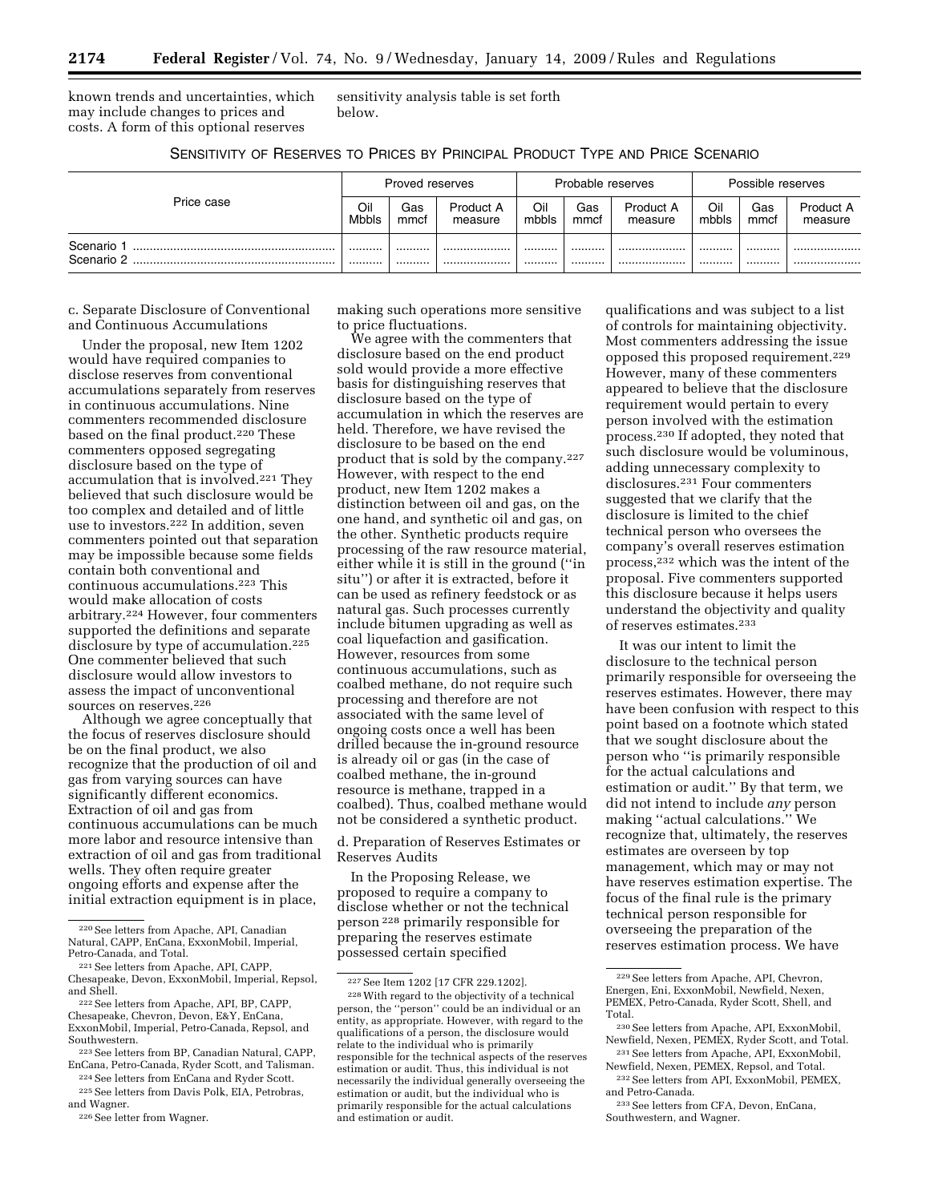known trends and uncertainties, which may include changes to prices and costs. A form of this optional reserves sensitivity analysis table is set forth below.

SENSITIVITY OF RESERVES TO PRICES BY PRINCIPAL PRODUCT TYPE AND PRICE SCENARIO

| Price case | Proved reserves | | | Probable reserves | | | Possible reserves | | |
|---|---|---|---|---|---|---|---|---|---|
| | Oil Mbbls | Gas mmcf | Product A measure | Oil mbbls | Gas mmcf | Product A measure | Oil mbbls | Gas mmcf | Product A measure |
| Scenario 1 | .......... | .......... | .................... | .......... | .......... | .................... | .......... | .......... | .................... |
| Scenario 2 | .......... | .......... | .................... | .......... | .......... | .................... | .......... | .......... | .................... |

c. Separate Disclosure of Conventional and Continuous Accumulations

Under the proposal, new Item 1202 would have required companies to disclose reserves from conventional accumulations separately from reserves in continuous accumulations. Nine commenters recommended disclosure based on the final product.[220] These commenters opposed segregating disclosure based on the type of accumulation that is involved.[221] They believed that such disclosure would be too complex and detailed and of little use to investors.[222] In addition, seven commenters pointed out that separation may be impossible because some fields contain both conventional and continuous accumulations.[223] This would make allocation of costs arbitrary.[224] However, four commenters supported the definitions and separate disclosure by type of accumulation.[225] One commenter believed that such disclosure would allow investors to assess the impact of unconventional sources on reserves.[226]

Although we agree conceptually that the focus of reserves disclosure should be on the final product, we also recognize that the production of oil and gas from varying sources can have significantly different economics. Extraction of oil and gas from continuous accumulations can be much more labor and resource intensive than extraction of oil and gas from traditional wells. They often require greater ongoing efforts and expense after the initial extraction equipment is in place, making such operations more sensitive to price fluctuations.

We agree with the commenters that disclosure based on the end product sold would provide a more effective basis for distinguishing reserves that disclosure based on the type of accumulation in which the reserves are held. Therefore, we have revised the disclosure to be based on the end product that is sold by the company.[227] However, with respect to the end product, new Item 1202 makes a distinction between oil and gas, on the one hand, and synthetic oil and gas, on the other. Synthetic products require processing of the raw resource material, either while it is still in the ground (''in situ'') or after it is extracted, before it can be used as refinery feedstock or as natural gas. Such processes currently include bitumen upgrading as well as coal liquefaction and gasification. However, resources from some continuous accumulations, such as coalbed methane, do not require such processing and therefore are not associated with the same level of ongoing costs once a well has been drilled because the in-ground resource is already oil or gas (in the case of coalbed methane, the in-ground resource is methane, trapped in a coalbed). Thus, coalbed methane would not be considered a synthetic product.

d. Preparation of Reserves Estimates or Reserves Audits

In the Proposing Release, we proposed to require a company to disclose whether or not the technical person[228] primarily responsible for preparing the reserves estimate possessed certain specified qualifications and was subject to a list of controls for maintaining objectivity. Most commenters addressing the issue opposed this proposed requirement.[229] However, many of these commenters appeared to believe that the disclosure requirement would pertain to every person involved with the estimation process.[230] If adopted, they noted that such disclosure would be voluminous, adding unnecessary complexity to disclosures.[231] Four commenters suggested that we clarify that the disclosure is limited to the chief technical person who oversees the company's overall reserves estimation process,[232] which was the intent of the proposal. Five commenters supported this disclosure because it helps users understand the objectivity and quality of reserves estimates.[233]

It was our intent to limit the disclosure to the technical person primarily responsible for overseeing the reserves estimates. However, there may have been confusion with respect to this point based on a footnote which stated that we sought disclosure about the person who ''is primarily responsible for the actual calculations and estimation or audit.'' By that term, we did not intend to include *any* person making ''actual calculations.'' We recognize that, ultimately, the reserves estimates are overseen by top management, which may or may not have reserves estimation expertise. The focus of the final rule is the primary technical person responsible for overseeing the preparation of the reserves estimation process. We have

[220] See letters from Apache, API, Canadian Natural, CAPP, EnCana, ExxonMobil, Imperial, Petro-Canada, and Total.

[221] See letters from Apache, API, CAPP, Chesapeake, Devon, ExxonMobil, Imperial, Repsol, and Shell.

[222] See letters from Apache, API, BP, CAPP, Chesapeake, Chevron, Devon, E&Y, EnCana, ExxonMobil, Imperial, Petro-Canada, Repsol, and Southwestern.

[223] See letters from BP, Canadian Natural, CAPP, EnCana, Petro-Canada, Ryder Scott, and Talisman.

[224] See letters from EnCana and Ryder Scott.

[225] See letters from Davis Polk, EIA, Petrobras, and Wagner.

[226] See letter from Wagner.

[227] See Item 1202 [17 CFR 229.1202].

[228] With regard to the objectivity of a technical person, the ''person'' could be an individual or an entity, as appropriate. However, with regard to the qualifications of a person, the disclosure would relate to the individual who is primarily responsible for the technical aspects of the reserves estimation or audit. Thus, this individual is not necessarily the individual generally overseeing the estimation or audit, but the individual who is primarily responsible for the actual calculations and estimation or audit.

[229] See letters from Apache, API, Chevron, Energen, Eni, ExxonMobil, Newfield, Nexen, PEMEX, Petro-Canada, Ryder Scott, Shell, and Total.

[230] See letters from Apache, API, ExxonMobil, Newfield, Nexen, PEMEX, Ryder Scott, and Total.

[231] See letters from Apache, API, ExxonMobil, Newfield, Nexen, PEMEX, Repsol, and Total.

[232] See letters from API, ExxonMobil, PEMEX, and Petro-Canada.

[233] See letters from CFA, Devon, EnCana, Southwestern, and Wagner.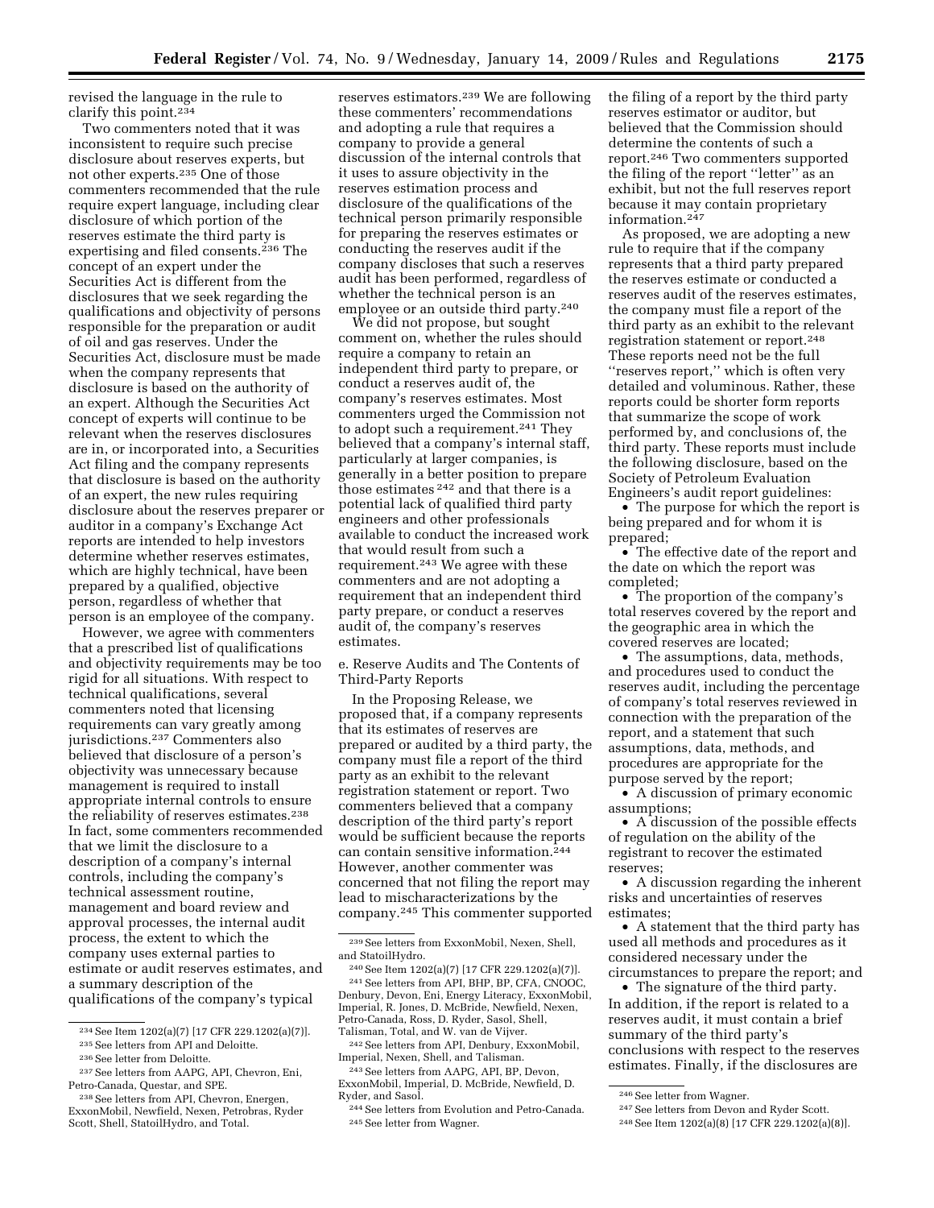revised the language in the rule to clarify this point.[234]

Two commenters noted that it was inconsistent to require such precise disclosure about reserves experts, but not other experts.[235] One of those commenters recommended that the rule require expert language, including clear disclosure of which portion of the reserves estimate the third party is expertising and filed consents.[236] The concept of an expert under the Securities Act is different from the disclosures that we seek regarding the qualifications and objectivity of persons responsible for the preparation or audit of oil and gas reserves. Under the Securities Act, disclosure must be made when the company represents that disclosure is based on the authority of an expert. Although the Securities Act concept of experts will continue to be relevant when the reserves disclosures are in, or incorporated into, a Securities Act filing and the company represents that disclosure is based on the authority of an expert, the new rules requiring disclosure about the reserves preparer or auditor in a company's Exchange Act reports are intended to help investors determine whether reserves estimates, which are highly technical, have been prepared by a qualified, objective person, regardless of whether that person is an employee of the company.

However, we agree with commenters that a prescribed list of qualifications and objectivity requirements may be too rigid for all situations. With respect to technical qualifications, several commenters noted that licensing requirements can vary greatly among jurisdictions.[237] Commenters also believed that disclosure of a person's objectivity was unnecessary because management is required to install appropriate internal controls to ensure the reliability of reserves estimates.[238] In fact, some commenters recommended that we limit the disclosure to a description of a company's internal controls, including the company's technical assessment routine, management and board review and approval processes, the internal audit process, the extent to which the company uses external parties to estimate or audit reserves estimates, and a summary description of the qualifications of the company's typical reserves estimators.[239] We are following these commenters' recommendations and adopting a rule that requires a company to provide a general discussion of the internal controls that it uses to assure objectivity in the reserves estimation process and disclosure of the qualifications of the technical person primarily responsible for preparing the reserves estimates or conducting the reserves audit if the company discloses that such a reserves audit has been performed, regardless of whether the technical person is an employee or an outside third party.[240]

We did not propose, but sought comment on, whether the rules should require a company to retain an independent third party to prepare, or conduct a reserves audit of, the company's reserves estimates. Most commenters urged the Commission not to adopt such a requirement.[241] They believed that a company's internal staff, particularly at larger companies, is generally in a better position to prepare those estimates[242] and that there is a potential lack of qualified third party engineers and other professionals available to conduct the increased work that would result from such a requirement.[243] We agree with these commenters and are not adopting a requirement that an independent third party prepare, or conduct a reserves audit of, the company's reserves estimates.

e. Reserve Audits and The Contents of Third-Party Reports

In the Proposing Release, we proposed that, if a company represents that its estimates of reserves are prepared or audited by a third party, the company must file a report of the third party as an exhibit to the relevant registration statement or report. Two commenters believed that a company description of the third party's report would be sufficient because the reports can contain sensitive information.[244] However, another commenter was concerned that not filing the report may lead to mischaracterizations by the company.[245] This commenter supported the filing of a report by the third party reserves estimator or auditor, but believed that the Commission should determine the contents of such a report.[246] Two commenters supported the filing of the report "letter" as an exhibit, but not the full reserves report because it may contain proprietary information.[247]

As proposed, we are adopting a new rule to require that if the company represents that a third party prepared the reserves estimate or conducted a reserves audit of the reserves estimates, the company must file a report of the third party as an exhibit to the relevant registration statement or report.[248] These reports need not be the full "reserves report," which is often very detailed and voluminous. Rather, these reports could be shorter form reports that summarize the scope of work performed by, and conclusions of, the third party. These reports must include the following disclosure, based on the Society of Petroleum Evaluation Engineers's audit report guidelines:

- The purpose for which the report is being prepared and for whom it is prepared;
- The effective date of the report and the date on which the report was completed;
- The proportion of the company's total reserves covered by the report and the geographic area in which the covered reserves are located;
- The assumptions, data, methods, and procedures used to conduct the reserves audit, including the percentage of company's total reserves reviewed in connection with the preparation of the report, and a statement that such assumptions, data, methods, and procedures are appropriate for the purpose served by the report;
- A discussion of primary economic assumptions;
- A discussion of the possible effects of regulation on the ability of the registrant to recover the estimated reserves;
- A discussion regarding the inherent risks and uncertainties of reserves estimates;
- A statement that the third party has used all methods and procedures as it considered necessary under the circumstances to prepare the report; and
- The signature of the third party.

In addition, if the report is related to a reserves audit, it must contain a brief summary of the third party's conclusions with respect to the reserves estimates. Finally, if the disclosures are

---

[234] See Item 1202(a)(7) [17 CFR 229.1202(a)(7)].

[235] See letters from API and Deloitte.

[236] See letter from Deloitte.

[237] See letters from AAPG, API, Chevron, Eni, Petro-Canada, Questar, and SPE.

[238] See letters from API, Chevron, Energen, ExxonMobil, Newfield, Nexen, Petrobras, Ryder Scott, Shell, StatoilHydro, and Total.

[239] See letters from ExxonMobil, Nexen, Shell, and StatoilHydro.

[240] See Item 1202(a)(7) [17 CFR 229.1202(a)(7)].

[241] See letters from API, BHP, BP, CFA, CNOOC, Denbury, Devon, Eni, Energy Literacy, ExxonMobil, Imperial, R. Jones, D. McBride, Newfield, Nexen, Petro-Canada, Ross, D. Ryder, Sasol, Shell, Talisman, Total, and W. van de Vijver.

[242] See letters from API, Denbury, ExxonMobil, Imperial, Nexen, Shell, and Talisman.

[243] See letters from AAPG, API, BP, Devon, ExxonMobil, Imperial, D. McBride, Newfield, D. Ryder, and Sasol.

[244] See letters from Evolution and Petro-Canada.

[245] See letter from Wagner.

[246] See letter from Wagner.

[247] See letters from Devon and Ryder Scott.

[248] See Item 1202(a)(8) [17 CFR 229.1202(a)(8)].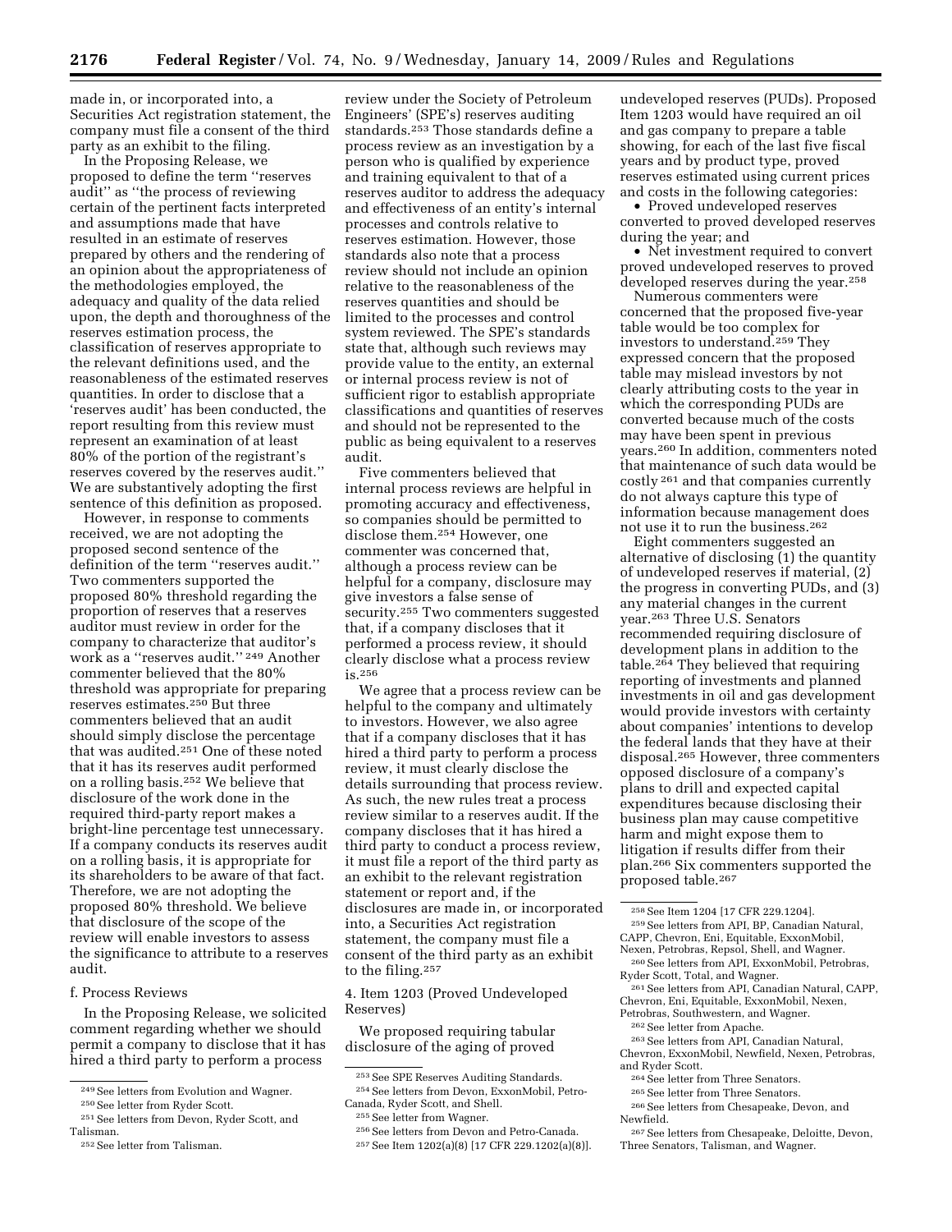made in, or incorporated into, a Securities Act registration statement, the company must file a consent of the third party as an exhibit to the filing.

In the Proposing Release, we proposed to define the term ''reserves audit'' as ''the process of reviewing certain of the pertinent facts interpreted and assumptions made that have resulted in an estimate of reserves prepared by others and the rendering of an opinion about the appropriateness of the methodologies employed, the adequacy and quality of the data relied upon, the depth and thoroughness of the reserves estimation process, the classification of reserves appropriate to the relevant definitions used, and the reasonableness of the estimated reserves quantities. In order to disclose that a 'reserves audit' has been conducted, the report resulting from this review must represent an examination of at least 80% of the portion of the registrant's reserves covered by the reserves audit.'' We are substantively adopting the first sentence of this definition as proposed.

However, in response to comments received, we are not adopting the proposed second sentence of the definition of the term ''reserves audit.'' Two commenters supported the proposed 80% threshold regarding the proportion of reserves that a reserves auditor must review in order for the company to characterize that auditor's work as a ''reserves audit.'' [249] Another commenter believed that the 80% threshold was appropriate for preparing reserves estimates.[250] But three commenters believed that an audit should simply disclose the percentage that was audited.[251] One of these noted that it has its reserves audit performed on a rolling basis.[252] We believe that disclosure of the work done in the required third-party report makes a bright-line percentage test unnecessary. If a company conducts its reserves audit on a rolling basis, it is appropriate for its shareholders to be aware of that fact. Therefore, we are not adopting the proposed 80% threshold. We believe that disclosure of the scope of the review will enable investors to assess the significance to attribute to a reserves audit.

f. Process Reviews

In the Proposing Release, we solicited comment regarding whether we should permit a company to disclose that it has hired a third party to perform a process review under the Society of Petroleum Engineers' (SPE's) reserves auditing standards.[253] Those standards define a process review as an investigation by a person who is qualified by experience and training equivalent to that of a reserves auditor to address the adequacy and effectiveness of an entity's internal processes and controls relative to reserves estimation. However, those standards also note that a process review should not include an opinion relative to the reasonableness of the reserves quantities and should be limited to the processes and control system reviewed. The SPE's standards state that, although such reviews may provide value to the entity, an external or internal process review is not of sufficient rigor to establish appropriate classifications and quantities of reserves and should not be represented to the public as being equivalent to a reserves audit.

Five commenters believed that internal process reviews are helpful in promoting accuracy and effectiveness, so companies should be permitted to disclose them.[254] However, one commenter was concerned that, although a process review can be helpful for a company, disclosure may give investors a false sense of security.[255] Two commenters suggested that, if a company discloses that it performed a process review, it should clearly disclose what a process review is.[256]

We agree that a process review can be helpful to the company and ultimately to investors. However, we also agree that if a company discloses that it has hired a third party to perform a process review, it must clearly disclose the details surrounding that process review. As such, the new rules treat a process review similar to a reserves audit. If the company discloses that it has hired a third party to conduct a process review, it must file a report of the third party as an exhibit to the relevant registration statement or report and, if the disclosures are made in, or incorporated into, a Securities Act registration statement, the company must file a consent of the third party as an exhibit to the filing.[257]

4. Item 1203 (Proved Undeveloped Reserves)

We proposed requiring tabular disclosure of the aging of proved undeveloped reserves (PUDs). Proposed Item 1203 would have required an oil and gas company to prepare a table showing, for each of the last five fiscal years and by product type, proved reserves estimated using current prices and costs in the following categories:

- Proved undeveloped reserves converted to proved developed reserves during the year; and
- Net investment required to convert proved undeveloped reserves to proved developed reserves during the year.[258]

Numerous commenters were concerned that the proposed five-year table would be too complex for investors to understand.[259] They expressed concern that the proposed table may mislead investors by not clearly attributing costs to the year in which the corresponding PUDs are converted because much of the costs may have been spent in previous years.[260] In addition, commenters noted that maintenance of such data would be costly [261] and that companies currently do not always capture this type of information because management does not use it to run the business.[262]

Eight commenters suggested an alternative of disclosing (1) the quantity of undeveloped reserves if material, (2) the progress in converting PUDs, and (3) any material changes in the current year.[263] Three U.S. Senators recommended requiring disclosure of development plans in addition to the table.[264] They believed that requiring reporting of investments and planned investments in oil and gas development would provide investors with certainty about companies' intentions to develop the federal lands that they have at their disposal.[265] However, three commenters opposed disclosure of a company's plans to drill and expected capital expenditures because disclosing their business plan may cause competitive harm and might expose them to litigation if results differ from their plan.[266] Six commenters supported the proposed table.[267]

[249] See letters from Evolution and Wagner.

[250] See letter from Ryder Scott.

[251] See letters from Devon, Ryder Scott, and Talisman.

[252] See letter from Talisman.

[253] See SPE Reserves Auditing Standards.

[254] See letters from Devon, ExxonMobil, Petro-Canada, Ryder Scott, and Shell.

[255] See letter from Wagner.

[256] See letters from Devon and Petro-Canada.

[257] See Item 1202(a)(8) [17 CFR 229.1202(a)(8)].

[258] See Item 1204 [17 CFR 229.1204].

[259] See letters from API, BP, Canadian Natural, CAPP, Chevron, Eni, Equitable, ExxonMobil, Nexen, Petrobras, Repsol, Shell, and Wagner.

[260] See letters from API, ExxonMobil, Petrobras, Ryder Scott, Total, and Wagner.

[261] See letters from API, Canadian Natural, CAPP, Chevron, Eni, Equitable, ExxonMobil, Nexen, Petrobras, Southwestern, and Wagner.

[262] See letter from Apache.

[263] See letters from API, Canadian Natural, Chevron, ExxonMobil, Newfield, Nexen, Petrobras, and Ryder Scott.

[264] See letter from Three Senators.

[265] See letter from Three Senators.

[266] See letters from Chesapeake, Devon, and Newfield.

[267] See letters from Chesapeake, Deloitte, Devon, Three Senators, Talisman, and Wagner.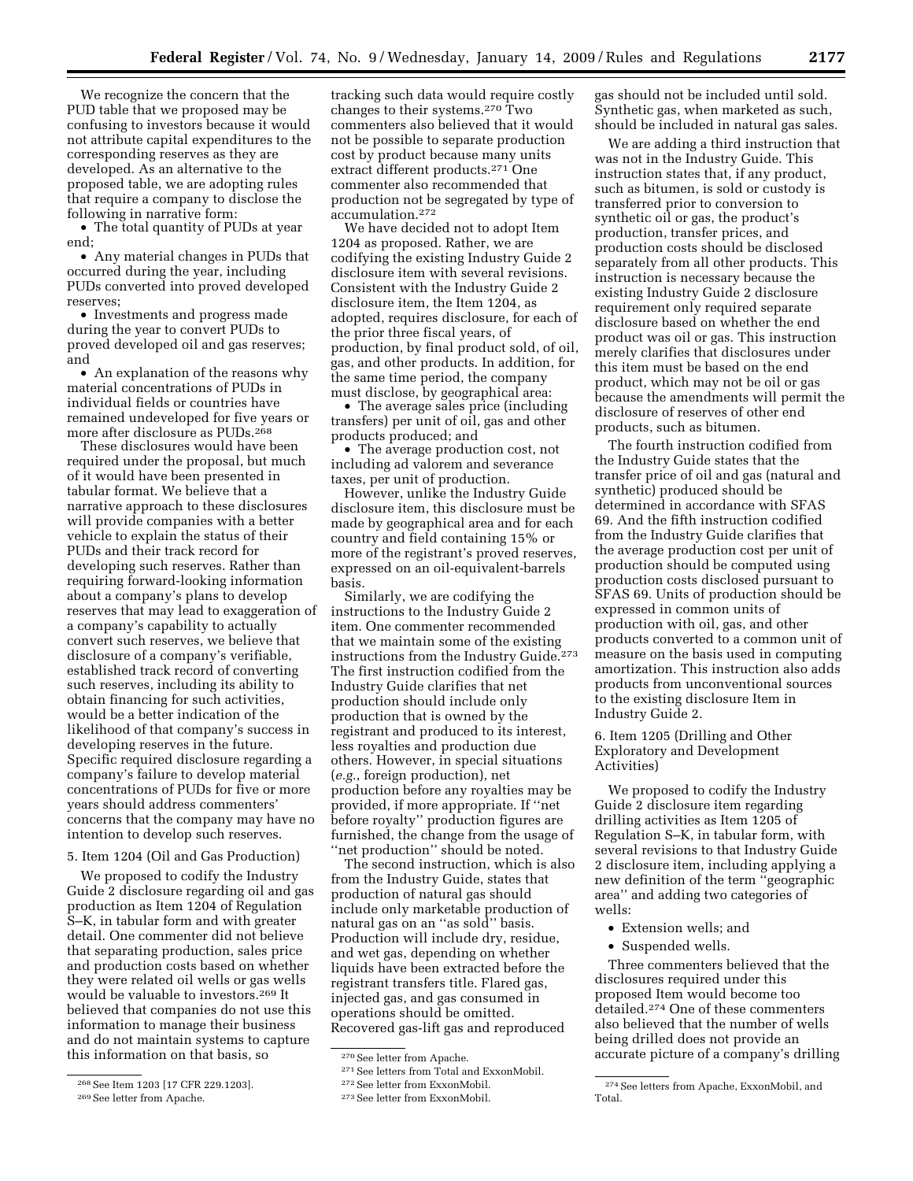We recognize the concern that the PUD table that we proposed may be confusing to investors because it would not attribute capital expenditures to the corresponding reserves as they are developed. As an alternative to the proposed table, we are adopting rules that require a company to disclose the following in narrative form:

- The total quantity of PUDs at year end;
- Any material changes in PUDs that occurred during the year, including PUDs converted into proved developed reserves;
- Investments and progress made during the year to convert PUDs to proved developed oil and gas reserves; and
- An explanation of the reasons why material concentrations of PUDs in individual fields or countries have remained undeveloped for five years or more after disclosure as PUDs.[268]

These disclosures would have been required under the proposal, but much of it would have been presented in tabular format. We believe that a narrative approach to these disclosures will provide companies with a better vehicle to explain the status of their PUDs and their track record for developing such reserves. Rather than requiring forward-looking information about a company's plans to develop reserves that may lead to exaggeration of a company's capability to actually convert such reserves, we believe that disclosure of a company's verifiable, established track record of converting such reserves, including its ability to obtain financing for such activities, would be a better indication of the likelihood of that company's success in developing reserves in the future. Specific required disclosure regarding a company's failure to develop material concentrations of PUDs for five or more years should address commenters' concerns that the company may have no intention to develop such reserves.

5. Item 1204 (Oil and Gas Production)

We proposed to codify the Industry Guide 2 disclosure regarding oil and gas production as Item 1204 of Regulation S–K, in tabular form and with greater detail. One commenter did not believe that separating production, sales price and production costs based on whether they were related oil wells or gas wells would be valuable to investors.[269] It believed that companies do not use this information to manage their business and do not maintain systems to capture this information on that basis, so tracking such data would require costly changes to their systems.[270] Two commenters also believed that it would not be possible to separate production cost by product because many units extract different products.[271] One commenter also recommended that production not be segregated by type of accumulation.[272]

We have decided not to adopt Item 1204 as proposed. Rather, we are codifying the existing Industry Guide 2 disclosure item with several revisions. Consistent with the Industry Guide 2 disclosure item, the Item 1204, as adopted, requires disclosure, for each of the prior three fiscal years, of production, by final product sold, of oil, gas, and other products. In addition, for the same time period, the company must disclose, by geographical area:

- The average sales price (including transfers) per unit of oil, gas and other products produced; and
- The average production cost, not including ad valorem and severance taxes, per unit of production.

However, unlike the Industry Guide disclosure item, this disclosure must be made by geographical area and for each country and field containing 15% or more of the registrant's proved reserves, expressed on an oil-equivalent-barrels basis.

Similarly, we are codifying the instructions to the Industry Guide 2 item. One commenter recommended that we maintain some of the existing instructions from the Industry Guide.[273] The first instruction codified from the Industry Guide clarifies that net production should include only production that is owned by the registrant and produced to its interest, less royalties and production due others. However, in special situations (*e.g.*, foreign production), net production before any royalties may be provided, if more appropriate. If ''net before royalty'' production figures are furnished, the change from the usage of ''net production'' should be noted.

The second instruction, which is also from the Industry Guide, states that production of natural gas should include only marketable production of natural gas on an ''as sold'' basis. Production will include dry, residue, and wet gas, depending on whether liquids have been extracted before the registrant transfers title. Flared gas, injected gas, and gas consumed in operations should be omitted. Recovered gas-lift gas and reproduced gas should not be included until sold. Synthetic gas, when marketed as such, should be included in natural gas sales.

We are adding a third instruction that was not in the Industry Guide. This instruction states that, if any product, such as bitumen, is sold or custody is transferred prior to conversion to synthetic oil or gas, the product's production, transfer prices, and production costs should be disclosed separately from all other products. This instruction is necessary because the existing Industry Guide 2 disclosure requirement only required separate disclosure based on whether the end product was oil or gas. This instruction merely clarifies that disclosures under this item must be based on the end product, which may not be oil or gas because the amendments will permit the disclosure of reserves of other end products, such as bitumen.

The fourth instruction codified from the Industry Guide states that the transfer price of oil and gas (natural and synthetic) produced should be determined in accordance with SFAS 69. And the fifth instruction codified from the Industry Guide clarifies that the average production cost per unit of production should be computed using production costs disclosed pursuant to SFAS 69. Units of production should be expressed in common units of production with oil, gas, and other products converted to a common unit of measure on the basis used in computing amortization. This instruction also adds products from unconventional sources to the existing disclosure Item in Industry Guide 2.

6. Item 1205 (Drilling and Other Exploratory and Development Activities)

We proposed to codify the Industry Guide 2 disclosure item regarding drilling activities as Item 1205 of Regulation S–K, in tabular form, with several revisions to that Industry Guide 2 disclosure item, including applying a new definition of the term ''geographic area'' and adding two categories of wells:

- Extension wells; and
- Suspended wells.

Three commenters believed that the disclosures required under this proposed Item would become too detailed.[274] One of these commenters also believed that the number of wells being drilled does not provide an accurate picture of a company's drilling

[268] See Item 1203 [17 CFR 229.1203].

[269] See letter from Apache.

[270] See letter from Apache.

[271] See letters from Total and ExxonMobil.

[272] See letter from ExxonMobil.

[273] See letter from ExxonMobil.

[274] See letters from Apache, ExxonMobil, and Total.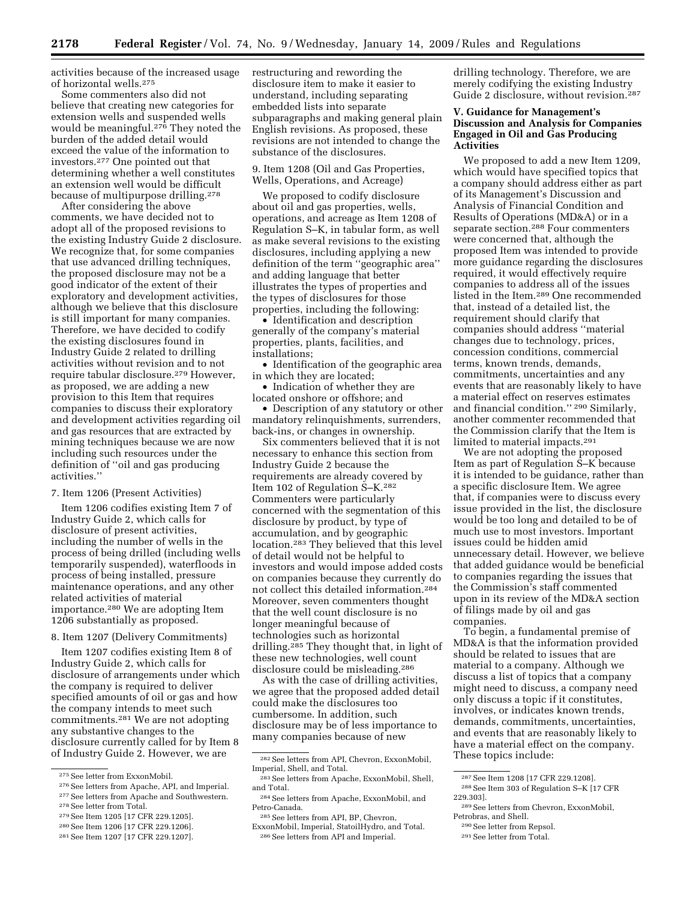activities because of the increased usage of horizontal wells.[275]

Some commenters also did not believe that creating new categories for extension wells and suspended wells would be meaningful.[276] They noted the burden of the added detail would exceed the value of the information to investors.[277] One pointed out that determining whether a well constitutes an extension well would be difficult because of multipurpose drilling.[278]

After considering the above comments, we have decided not to adopt all of the proposed revisions to the existing Industry Guide 2 disclosure. We recognize that, for some companies that use advanced drilling techniques, the proposed disclosure may not be a good indicator of the extent of their exploratory and development activities, although we believe that this disclosure is still important for many companies. Therefore, we have decided to codify the existing disclosures found in Industry Guide 2 related to drilling activities without revision and to not require tabular disclosure.[279] However, as proposed, we are adding a new provision to this Item that requires companies to discuss their exploratory and development activities regarding oil and gas resources that are extracted by mining techniques because we are now including such resources under the definition of ''oil and gas producing activities.''

7. Item 1206 (Present Activities)

Item 1206 codifies existing Item 7 of Industry Guide 2, which calls for disclosure of present activities, including the number of wells in the process of being drilled (including wells temporarily suspended), waterfloods in process of being installed, pressure maintenance operations, and any other related activities of material importance.[280] We are adopting Item 1206 substantially as proposed.

8. Item 1207 (Delivery Commitments)

Item 1207 codifies existing Item 8 of Industry Guide 2, which calls for disclosure of arrangements under which the company is required to deliver specified amounts of oil or gas and how the company intends to meet such commitments.[281] We are not adopting any substantive changes to the disclosure currently called for by Item 8 of Industry Guide 2. However, we are restructuring and rewording the disclosure item to make it easier to understand, including separating embedded lists into separate subparagraphs and making general plain English revisions. As proposed, these revisions are not intended to change the substance of the disclosures.

9. Item 1208 (Oil and Gas Properties, Wells, Operations, and Acreage)

We proposed to codify disclosure about oil and gas properties, wells, operations, and acreage as Item 1208 of Regulation S–K, in tabular form, as well as make several revisions to the existing disclosures, including applying a new definition of the term ''geographic area'' and adding language that better illustrates the types of properties and the types of disclosures for those properties, including the following:

- Identification and description generally of the company's material properties, plants, facilities, and installations;
- Identification of the geographic area in which they are located;
- Indication of whether they are located onshore or offshore; and
- Description of any statutory or other mandatory relinquishments, surrenders, back-ins, or changes in ownership.

Six commenters believed that it is not necessary to enhance this section from Industry Guide 2 because the requirements are already covered by Item 102 of Regulation S–K.[282] Commenters were particularly concerned with the segmentation of this disclosure by product, by type of accumulation, and by geographic location.[283] They believed that this level of detail would not be helpful to investors and would impose added costs on companies because they currently do not collect this detailed information.[284] Moreover, seven commenters thought that the well count disclosure is no longer meaningful because of technologies such as horizontal drilling.[285] They thought that, in light of these new technologies, well count disclosure could be misleading.[286]

As with the case of drilling activities, we agree that the proposed added detail could make the disclosures too cumbersome. In addition, such disclosure may be of less importance to many companies because of new drilling technology. Therefore, we are merely codifying the existing Industry Guide 2 disclosure, without revision.[287]

## V. Guidance for Management's Discussion and Analysis for Companies Engaged in Oil and Gas Producing Activities

We proposed to add a new Item 1209, which would have specified topics that a company should address either as part of its Management's Discussion and Analysis of Financial Condition and Results of Operations (MD&A) or in a separate section.[288] Four commenters were concerned that, although the proposed Item was intended to provide more guidance regarding the disclosures required, it would effectively require companies to address all of the issues listed in the Item.[289] One recommended that, instead of a detailed list, the requirement should clarify that companies should address ''material changes due to technology, prices, concession conditions, commercial terms, known trends, demands, commitments, uncertainties and any events that are reasonably likely to have a material effect on reserves estimates and financial condition.'' [290] Similarly, another commenter recommended that the Commission clarify that the Item is limited to material impacts.[291]

We are not adopting the proposed Item as part of Regulation S–K because it is intended to be guidance, rather than a specific disclosure Item. We agree that, if companies were to discuss every issue provided in the list, the disclosure would be too long and detailed to be of much use to most investors. Important issues could be hidden amid unnecessary detail. However, we believe that added guidance would be beneficial to companies regarding the issues that the Commission's staff commented upon in its review of the MD&A section of filings made by oil and gas companies.

To begin, a fundamental premise of MD&A is that the information provided should be related to issues that are material to a company. Although we discuss a list of topics that a company might need to discuss, a company need only discuss a topic if it constitutes, involves, or indicates known trends, demands, commitments, uncertainties, and events that are reasonably likely to have a material effect on the company. These topics include:

---

[275] See letter from ExxonMobil.

[276] See letters from Apache, API, and Imperial.

[277] See letters from Apache and Southwestern.

[278] See letter from Total.

[279] See Item 1205 [17 CFR 229.1205].

[280] See Item 1206 [17 CFR 229.1206].

[281] See Item 1207 [17 CFR 229.1207].

[282] See letters from API, Chevron, ExxonMobil, Imperial, Shell, and Total.

[283] See letters from Apache, ExxonMobil, Shell, and Total.

[284] See letters from Apache, ExxonMobil, and Petro-Canada.

[285] See letters from API, BP, Chevron, ExxonMobil, Imperial, StatoilHydro, and Total.

[286] See letters from API and Imperial.

[287] See Item 1208 [17 CFR 229.1208].

[288] See Item 303 of Regulation S–K [17 CFR 229.303].

[289] See letters from Chevron, ExxonMobil, Petrobras, and Shell.

[290] See letter from Repsol.

[291] See letter from Total.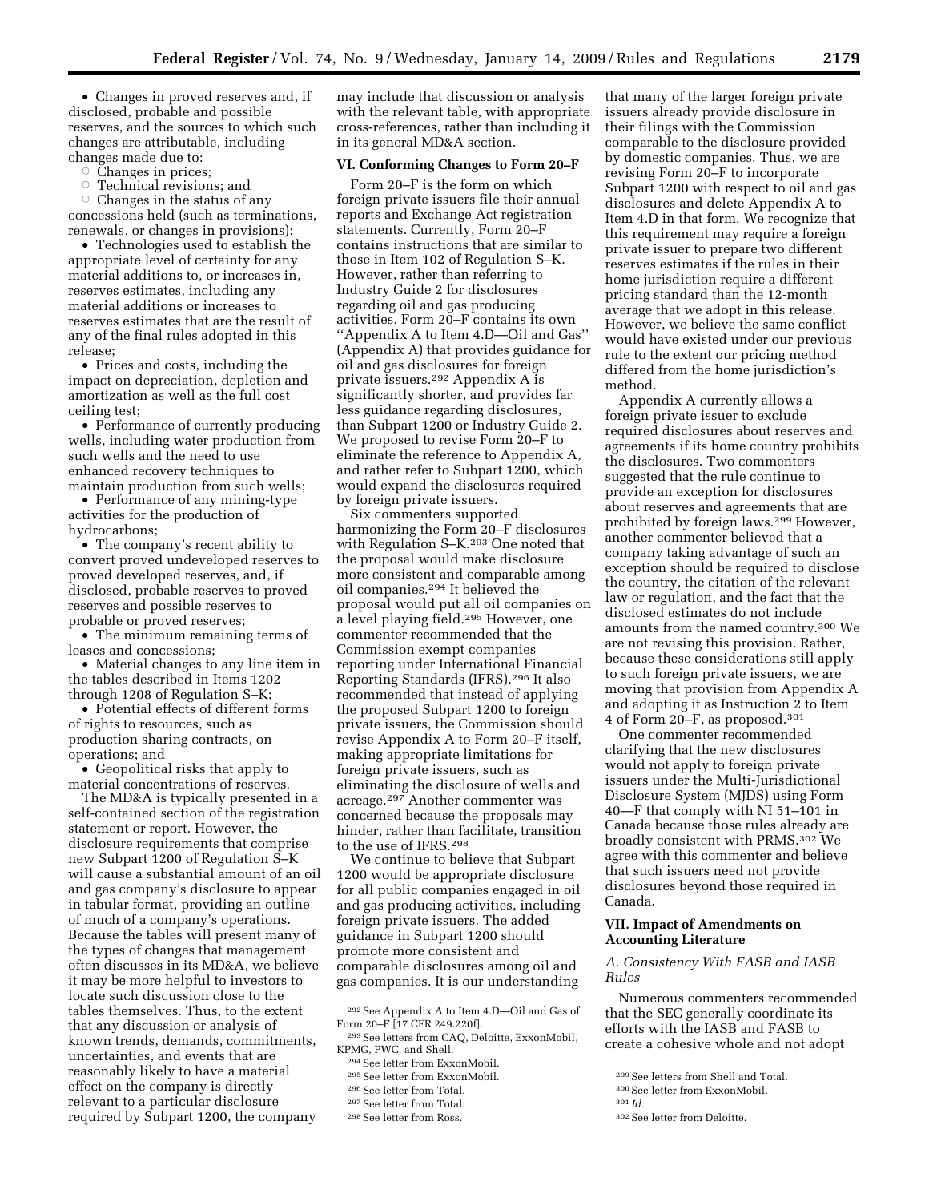- Changes in proved reserves and, if disclosed, probable and possible reserves, and the sources to which such changes are attributable, including changes made due to:
  - Changes in prices;
  - Technical revisions; and
  - Changes in the status of any concessions held (such as terminations, renewals, or changes in provisions);
- Technologies used to establish the appropriate level of certainty for any material additions to, or increases in, reserves estimates, including any material additions or increases to reserves estimates that are the result of any of the final rules adopted in this release;
- Prices and costs, including the impact on depreciation, depletion and amortization as well as the full cost ceiling test;
- Performance of currently producing wells, including water production from such wells and the need to use enhanced recovery techniques to maintain production from such wells;
- Performance of any mining-type activities for the production of hydrocarbons;
- The company's recent ability to convert proved undeveloped reserves to proved developed reserves, and, if disclosed, probable reserves to proved reserves and possible reserves to probable or proved reserves;
- The minimum remaining terms of leases and concessions;
- Material changes to any line item in the tables described in Items 1202 through 1208 of Regulation S–K;
- Potential effects of different forms of rights to resources, such as production sharing contracts, on operations; and
- Geopolitical risks that apply to material concentrations of reserves.

The MD&A is typically presented in a self-contained section of the registration statement or report. However, the disclosure requirements that comprise new Subpart 1200 of Regulation S–K will cause a substantial amount of an oil and gas company's disclosure to appear in tabular format, providing an outline of much of a company's operations. Because the tables will present many of the types of changes that management often discusses in its MD&A, we believe it may be more helpful to investors to locate such discussion close to the tables themselves. Thus, to the extent that any discussion or analysis of known trends, demands, commitments, uncertainties, and events that are reasonably likely to have a material effect on the company is directly relevant to a particular disclosure required by Subpart 1200, the company may include that discussion or analysis with the relevant table, with appropriate cross-references, rather than including it in its general MD&A section.

## VI. Conforming Changes to Form 20–F

Form 20–F is the form on which foreign private issuers file their annual reports and Exchange Act registration statements. Currently, Form 20–F contains instructions that are similar to those in Item 102 of Regulation S–K. However, rather than referring to Industry Guide 2 for disclosures regarding oil and gas producing activities, Form 20–F contains its own "Appendix A to Item 4.D—Oil and Gas" (Appendix A) that provides guidance for oil and gas disclosures for foreign private issuers.[292] Appendix A is significantly shorter, and provides far less guidance regarding disclosures, than Subpart 1200 or Industry Guide 2. We proposed to revise Form 20–F to eliminate the reference to Appendix A, and rather refer to Subpart 1200, which would expand the disclosures required by foreign private issuers.

Six commenters supported harmonizing the Form 20–F disclosures with Regulation S–K.[293] One noted that the proposal would make disclosure more consistent and comparable among oil companies.[294] It believed the proposal would put all oil companies on a level playing field.[295] However, one commenter recommended that the Commission exempt companies reporting under International Financial Reporting Standards (IFRS).[296] It also recommended that instead of applying the proposed Subpart 1200 to foreign private issuers, the Commission should revise Appendix A to Form 20–F itself, making appropriate limitations for foreign private issuers, such as eliminating the disclosure of wells and acreage.[297] Another commenter was concerned because the proposals may hinder, rather than facilitate, transition to the use of IFRS.[298]

We continue to believe that Subpart 1200 would be appropriate disclosure for all public companies engaged in oil and gas producing activities, including foreign private issuers. The added guidance in Subpart 1200 should promote more consistent and comparable disclosures among oil and gas companies. It is our understanding that many of the larger foreign private issuers already provide disclosure in their filings with the Commission comparable to the disclosure provided by domestic companies. Thus, we are revising Form 20–F to incorporate Subpart 1200 with respect to oil and gas disclosures and delete Appendix A to Item 4.D in that form. We recognize that this requirement may require a foreign private issuer to prepare two different reserves estimates if the rules in their home jurisdiction require a different pricing standard than the 12-month average that we adopt in this release. However, we believe the same conflict would have existed under our previous rule to the extent our pricing method differed from the home jurisdiction's method.

Appendix A currently allows a foreign private issuer to exclude required disclosures about reserves and agreements if its home country prohibits the disclosures. Two commenters suggested that the rule continue to provide an exception for disclosures about reserves and agreements that are prohibited by foreign laws.[299] However, another commenter believed that a company taking advantage of such an exception should be required to disclose the country, the citation of the relevant law or regulation, and the fact that the disclosed estimates do not include amounts from the named country.[300] We are not revising this provision. Rather, because these considerations still apply to such foreign private issuers, we are moving that provision from Appendix A and adopting it as Instruction 2 to Item 4 of Form 20–F, as proposed.[301]

One commenter recommended clarifying that the new disclosures would not apply to foreign private issuers under the Multi-Jurisdictional Disclosure System (MJDS) using Form 40—F that comply with NI 51–101 in Canada because those rules already are broadly consistent with PRMS.[302] We agree with this commenter and believe that such issuers need not provide disclosures beyond those required in Canada.

## VII. Impact of Amendments on Accounting Literature

### *A. Consistency With FASB and IASB Rules*

Numerous commenters recommended that the SEC generally coordinate its efforts with the IASB and FASB to create a cohesive whole and not adopt

---

[292] See Appendix A to Item 4.D—Oil and Gas of Form 20–F [17 CFR 249.220f].

[293] See letters from CAQ, Deloitte, ExxonMobil, KPMG, PWC, and Shell.

[294] See letter from ExxonMobil.

[295] See letter from ExxonMobil.

[296] See letter from Total.

[297] See letter from Total.

[298] See letter from Ross.

[299] See letters from Shell and Total.

[300] See letter from ExxonMobil.

[301] *Id.*

[302] See letter from Deloitte.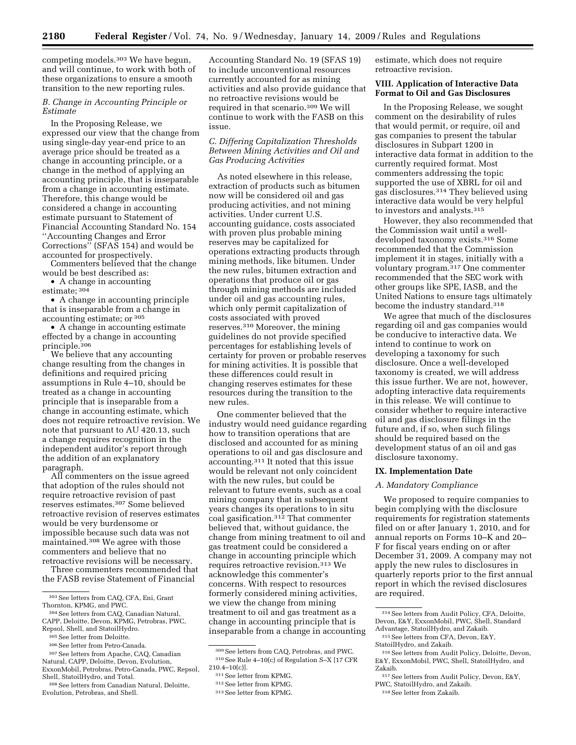competing models.[303] We have begun, and will continue, to work with both of these organizations to ensure a smooth transition to the new reporting rules.

### B. Change in Accounting Principle or Estimate

In the Proposing Release, we expressed our view that the change from using single-day year-end price to an average price should be treated as a change in accounting principle, or a change in the method of applying an accounting principle, that is inseparable from a change in accounting estimate. Therefore, this change would be considered a change in accounting estimate pursuant to Statement of Financial Accounting Standard No. 154 ''Accounting Changes and Error Corrections'' (SFAS 154) and would be accounted for prospectively.

Commenters believed that the change would be best described as:

- A change in accounting estimate; [304]
- A change in accounting principle that is inseparable from a change in accounting estimate; or [305]
- A change in accounting estimate effected by a change in accounting principle.[306]

We believe that any accounting change resulting from the changes in definitions and required pricing assumptions in Rule 4–10, should be treated as a change in accounting principle that is inseparable from a change in accounting estimate, which does not require retroactive revision. We note that pursuant to AU 420.13, such a change requires recognition in the independent auditor's report through the addition of an explanatory paragraph.

All commenters on the issue agreed that adoption of the rules should not require retroactive revision of past reserves estimates.[307] Some believed retroactive revision of reserves estimates would be very burdensome or impossible because such data was not maintained.[308] We agree with those commenters and believe that no retroactive revisions will be necessary.

Three commenters recommended that the FASB revise Statement of Financial Accounting Standard No. 19 (SFAS 19) to include unconventional resources currently accounted for as mining activities and also provide guidance that no retroactive revisions would be required in that scenario.[309] We will continue to work with the FASB on this issue.

### C. Differing Capitalization Thresholds Between Mining Activities and Oil and Gas Producing Activities

As noted elsewhere in this release, extraction of products such as bitumen now will be considered oil and gas producing activities, and not mining activities. Under current U.S. accounting guidance, costs associated with proven plus probable mining reserves may be capitalized for operations extracting products through mining methods, like bitumen. Under the new rules, bitumen extraction and operations that produce oil or gas through mining methods are included under oil and gas accounting rules, which only permit capitalization of costs associated with proved reserves.[310] Moreover, the mining guidelines do not provide specified percentages for establishing levels of certainty for proven or probable reserves for mining activities. It is possible that these differences could result in changing reserves estimates for these resources during the transition to the new rules.

One commenter believed that the industry would need guidance regarding how to transition operations that are disclosed and accounted for as mining operations to oil and gas disclosure and accounting.[311] It noted that this issue would be relevant not only coincident with the new rules, but could be relevant to future events, such as a coal mining company that in subsequent years changes its operations to in situ coal gasification.[312] That commenter believed that, without guidance, the change from mining treatment to oil and gas treatment could be considered a change in accounting principle which requires retroactive revision.[313] We acknowledge this commenter's concerns. With respect to resources formerly considered mining activities, we view the change from mining treatment to oil and gas treatment as a change in accounting principle that is inseparable from a change in accounting estimate, which does not require retroactive revision.

## VIII. Application of Interactive Data Format to Oil and Gas Disclosures

In the Proposing Release, we sought comment on the desirability of rules that would permit, or require, oil and gas companies to present the tabular disclosures in Subpart 1200 in interactive data format in addition to the currently required format. Most commenters addressing the topic supported the use of XBRL for oil and gas disclosures.[314] They believed using interactive data would be very helpful to investors and analysts.[315]

However, they also recommended that the Commission wait until a well-developed taxonomy exists.[316] Some recommended that the Commission implement it in stages, initially with a voluntary program.[317] One commenter recommended that the SEC work with other groups like SPE, IASB, and the United Nations to ensure tags ultimately become the industry standard.[318]

We agree that much of the disclosures regarding oil and gas companies would be conducive to interactive data. We intend to continue to work on developing a taxonomy for such disclosure. Once a well-developed taxonomy is created, we will address this issue further. We are not, however, adopting interactive data requirements in this release. We will continue to consider whether to require interactive oil and gas disclosure filings in the future and, if so, when such filings should be required based on the development status of an oil and gas disclosure taxonomy.

## IX. Implementation Date

### A. Mandatory Compliance

We proposed to require companies to begin complying with the disclosure requirements for registration statements filed on or after January 1, 2010, and for annual reports on Forms 10–K and 20–F for fiscal years ending on or after December 31, 2009. A company may not apply the new rules to disclosures in quarterly reports prior to the first annual report in which the revised disclosures are required.

---

[303] See letters from CAQ, CFA, Eni, Grant Thornton, KPMG, and PWC.

[304] See letters from CAQ, Canadian Natural, CAPP, Deloitte, Devon, KPMG, Petrobras, PWC, Repsol, Shell, and StatoilHydro.

[305] See letter from Deloitte.

[306] See letter from Petro-Canada.

[307] See letters from Apache, CAQ, Canadian Natural, CAPP, Deloitte, Devon, Evolution, ExxonMobil, Petrobras, Petro-Canada, PWC, Repsol, Shell, StatoilHydro, and Total.

[308] See letters from Canadian Natural, Deloitte, Evolution, Petrobras, and Shell.

[309] See letters from CAQ, Petrobras, and PWC.

[310] See Rule 4–10(c) of Regulation S–X [17 CFR 210.4–10(c)].

[311] See letter from KPMG.

[312] See letter from KPMG.

[313] See letter from KPMG.

[314] See letters from Audit Policy, CFA, Deloitte, Devon, E&Y, ExxonMobil, PWC, Shell, Standard Advantage, StatoilHydro, and Zakaib.

[315] See letters from CFA, Devon, E&Y, StatoilHydro, and Zakaib.

[316] See letters from Audit Policy, Deloitte, Devon, E&Y, ExxonMobil, PWC, Shell, StatoilHydro, and Zakaib.

[317] See letters from Audit Policy, Devon, E&Y, PWC, StatoilHydro, and Zakaib.

[318] See letter from Zakaib.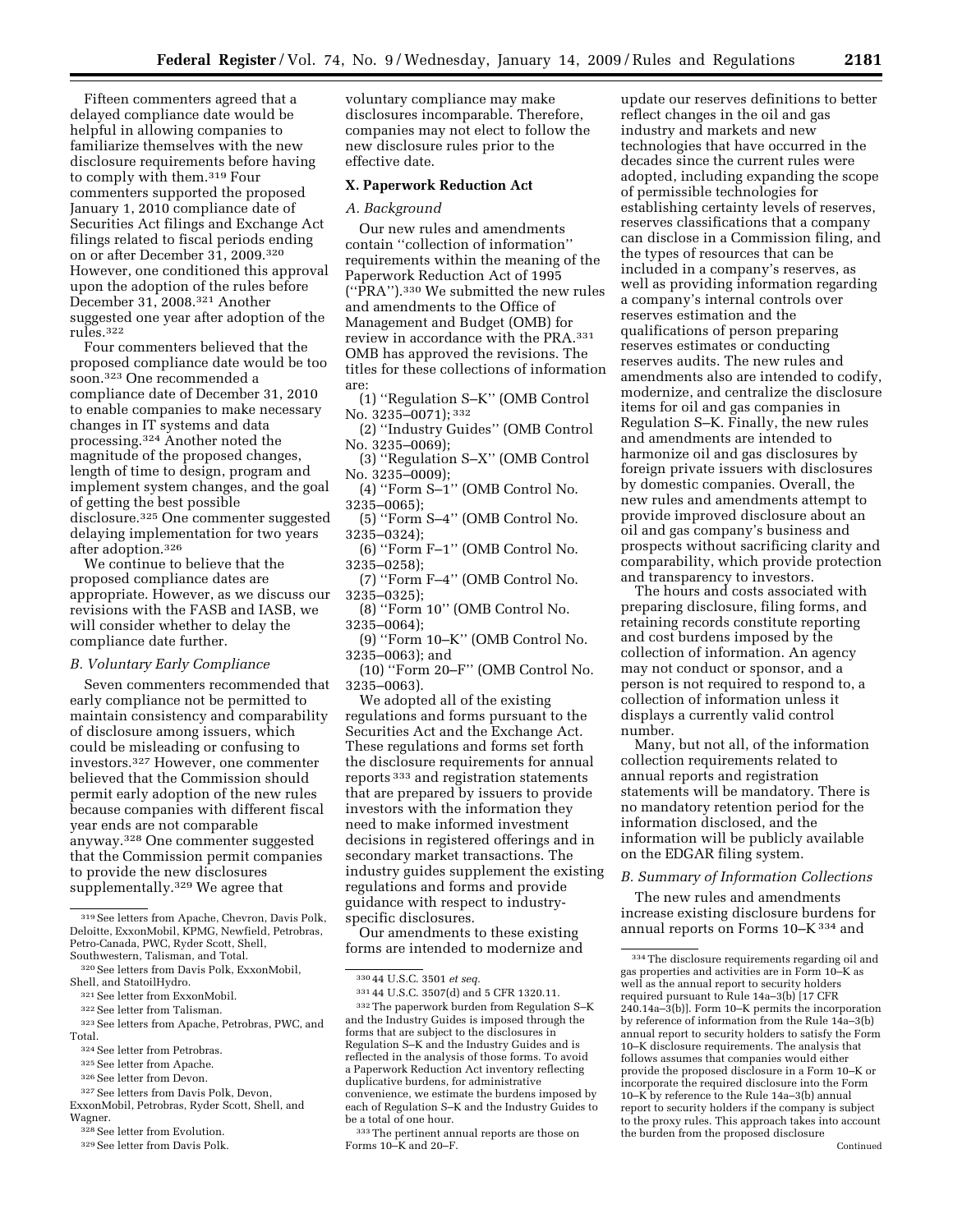Fifteen commenters agreed that a delayed compliance date would be helpful in allowing companies to familiarize themselves with the new disclosure requirements before having to comply with them.[319] Four commenters supported the proposed January 1, 2010 compliance date of Securities Act filings and Exchange Act filings related to fiscal periods ending on or after December 31, 2009.[320] However, one conditioned this approval upon the adoption of the rules before December 31, 2008.[321] Another suggested one year after adoption of the rules.[322]

Four commenters believed that the proposed compliance date would be too soon.[323] One recommended a compliance date of December 31, 2010 to enable companies to make necessary changes in IT systems and data processing.[324] Another noted the magnitude of the proposed changes, length of time to design, program and implement system changes, and the goal of getting the best possible disclosure.[325] One commenter suggested delaying implementation for two years after adoption.[326]

We continue to believe that the proposed compliance dates are appropriate. However, as we discuss our revisions with the FASB and IASB, we will consider whether to delay the compliance date further.

### *B. Voluntary Early Compliance*

Seven commenters recommended that early compliance not be permitted to maintain consistency and comparability of disclosure among issuers, which could be misleading or confusing to investors.[327] However, one commenter believed that the Commission should permit early adoption of the new rules because companies with different fiscal year ends are not comparable anyway.[328] One commenter suggested that the Commission permit companies to provide the new disclosures supplementally.[329] We agree that voluntary compliance may make disclosures incomparable. Therefore, companies may not elect to follow the new disclosure rules prior to the effective date.

## X. Paperwork Reduction Act

### *A. Background*

Our new rules and amendments contain ''collection of information'' requirements within the meaning of the Paperwork Reduction Act of 1995 (''PRA'').[330] We submitted the new rules and amendments to the Office of Management and Budget (OMB) for review in accordance with the PRA.[331] OMB has approved the revisions. The titles for these collections of information are:

(1) ''Regulation S–K'' (OMB Control No. 3235–0071);[332]

(2) ''Industry Guides'' (OMB Control No. 3235–0069);

(3) ''Regulation S–X'' (OMB Control No. 3235–0009);

(4) ''Form S–1'' (OMB Control No. 3235–0065);

(5) ''Form S–4'' (OMB Control No. 3235–0324);

(6) ''Form F–1'' (OMB Control No. 3235–0258);

(7) ''Form F–4'' (OMB Control No. 3235–0325);

(8) ''Form 10'' (OMB Control No. 3235–0064);

(9) ''Form 10–K'' (OMB Control No. 3235–0063); and

(10) ''Form 20–F'' (OMB Control No. 3235–0063).

We adopted all of the existing regulations and forms pursuant to the Securities Act and the Exchange Act. These regulations and forms set forth the disclosure requirements for annual reports[333] and registration statements that are prepared by issuers to provide investors with the information they need to make informed investment decisions in registered offerings and in secondary market transactions. The industry guides supplement the existing regulations and forms and provide guidance with respect to industry-specific disclosures.

Our amendments to these existing forms are intended to modernize and update our reserves definitions to better reflect changes in the oil and gas industry and markets and new technologies that have occurred in the decades since the current rules were adopted, including expanding the scope of permissible technologies for establishing certainty levels of reserves, reserves classifications that a company can disclose in a Commission filing, and the types of resources that can be included in a company's reserves, as well as providing information regarding a company's internal controls over reserves estimation and the qualifications of person preparing reserves estimates or conducting reserves audits. The new rules and amendments also are intended to codify, modernize, and centralize the disclosure items for oil and gas companies in Regulation S–K. Finally, the new rules and amendments are intended to harmonize oil and gas disclosures by foreign private issuers with disclosures by domestic companies. Overall, the new rules and amendments attempt to provide improved disclosure about an oil and gas company's business and prospects without sacrificing clarity and comparability, which provide protection and transparency to investors.

The hours and costs associated with preparing disclosure, filing forms, and retaining records constitute reporting and cost burdens imposed by the collection of information. An agency may not conduct or sponsor, and a person is not required to respond to, a collection of information unless it displays a currently valid control number.

Many, but not all, of the information collection requirements related to annual reports and registration statements will be mandatory. There is no mandatory retention period for the information disclosed, and the information will be publicly available on the EDGAR filing system.

### *B. Summary of Information Collections*

The new rules and amendments increase existing disclosure burdens for annual reports on Forms 10–K[334] and

---

[319] See letters from Apache, Chevron, Davis Polk, Deloitte, ExxonMobil, KPMG, Newfield, Petrobras, Petro-Canada, PWC, Ryder Scott, Shell, Southwestern, Talisman, and Total.

[320] See letters from Davis Polk, ExxonMobil, Shell, and StatoilHydro.

[321] See letter from ExxonMobil.

[322] See letter from Talisman.

[323] See letters from Apache, Petrobras, PWC, and Total.

[324] See letter from Petrobras.

[325] See letter from Apache.

[326] See letter from Devon.

[327] See letters from Davis Polk, Devon, ExxonMobil, Petrobras, Ryder Scott, Shell, and Wagner.

[328] See letter from Evolution.

[329] See letter from Davis Polk.

[330] 44 U.S.C. 3501 *et seq.*

[331] 44 U.S.C. 3507(d) and 5 CFR 1320.11.

[332] The paperwork burden from Regulation S–K and the Industry Guides is imposed through the forms that are subject to the disclosures in Regulation S–K and the Industry Guides and is reflected in the analysis of those forms. To avoid a Paperwork Reduction Act inventory reflecting duplicative burdens, for administrative convenience, we estimate the burdens imposed by each of Regulation S–K and the Industry Guides to be a total of one hour.

[333] The pertinent annual reports are those on Forms 10–K and 20–F.

[334] The disclosure requirements regarding oil and gas properties and activities are in Form 10–K as well as the annual report to security holders required pursuant to Rule 14a–3(b) [17 CFR 240.14a–3(b)]. Form 10–K permits the incorporation by reference of information from the Rule 14a–3(b) annual report to security holders to satisfy the Form 10–K disclosure requirements. The analysis that follows assumes that companies would either provide the proposed disclosure in a Form 10–K or incorporate the required disclosure into the Form 10–K by reference to the Rule 14a–3(b) annual report to security holders if the company is subject to the proxy rules. This approach takes into account the burden from the proposed disclosure

Continued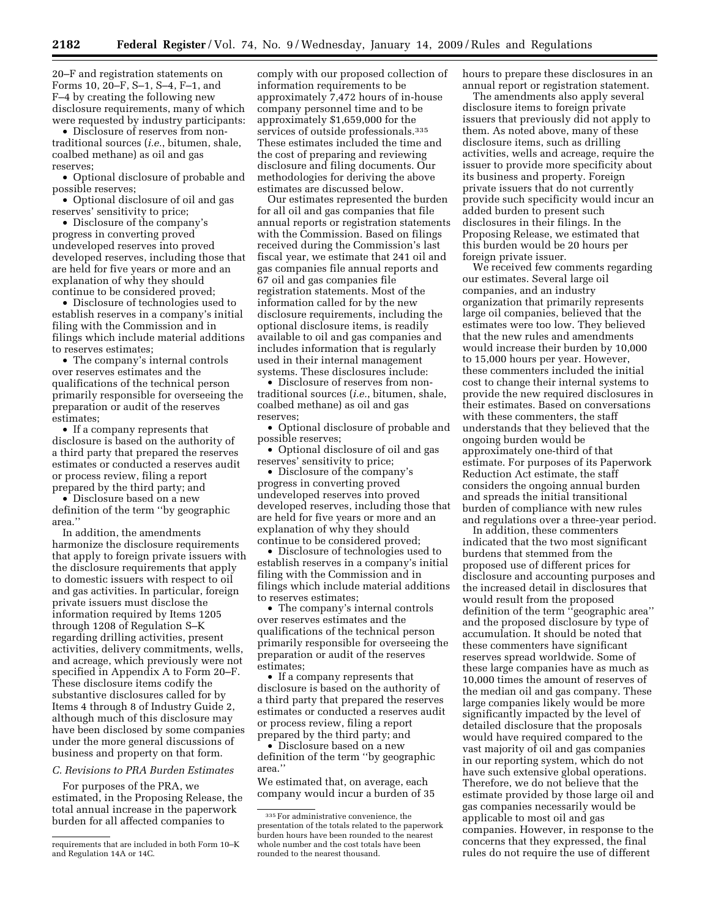20–F and registration statements on Forms 10, 20–F, S–1, S–4, F–1, and F–4 by creating the following new disclosure requirements, many of which were requested by industry participants:

- Disclosure of reserves from non-traditional sources (*i.e.*, bitumen, shale, coalbed methane) as oil and gas reserves;
- Optional disclosure of probable and possible reserves;
- Optional disclosure of oil and gas reserves' sensitivity to price;
- Disclosure of the company's progress in converting proved undeveloped reserves into proved developed reserves, including those that are held for five years or more and an explanation of why they should continue to be considered proved;
- Disclosure of technologies used to establish reserves in a company's initial filing with the Commission and in filings which include material additions to reserves estimates;
- The company's internal controls over reserves estimates and the qualifications of the technical person primarily responsible for overseeing the preparation or audit of the reserves estimates;
- If a company represents that disclosure is based on the authority of a third party that prepared the reserves estimates or conducted a reserves audit or process review, filing a report prepared by the third party; and
- Disclosure based on a new definition of the term ''by geographic area.''

In addition, the amendments harmonize the disclosure requirements that apply to foreign private issuers with the disclosure requirements that apply to domestic issuers with respect to oil and gas activities. In particular, foreign private issuers must disclose the information required by Items 1205 through 1208 of Regulation S–K regarding drilling activities, present activities, delivery commitments, wells, and acreage, which previously were not specified in Appendix A to Form 20–F. These disclosure items codify the substantive disclosures called for by Items 4 through 8 of Industry Guide 2, although much of this disclosure may have been disclosed by some companies under the more general discussions of business and property on that form.

*C. Revisions to PRA Burden Estimates*

For purposes of the PRA, we estimated, in the Proposing Release, the total annual increase in the paperwork burden for all affected companies to comply with our proposed collection of information requirements to be approximately 7,472 hours of in-house company personnel time and to be approximately $1,659,000 for the services of outside professionals.[335] These estimates included the time and the cost of preparing and reviewing disclosure and filing documents. Our methodologies for deriving the above estimates are discussed below.

Our estimates represented the burden for all oil and gas companies that file annual reports or registration statements with the Commission. Based on filings received during the Commission's last fiscal year, we estimate that 241 oil and gas companies file annual reports and 67 oil and gas companies file registration statements. Most of the information called for by the new disclosure requirements, including the optional disclosure items, is readily available to oil and gas companies and includes information that is regularly used in their internal management systems. These disclosures include:

- Disclosure of reserves from non-traditional sources (*i.e.*, bitumen, shale, coalbed methane) as oil and gas reserves;
- Optional disclosure of probable and possible reserves;
- Optional disclosure of oil and gas reserves' sensitivity to price;
- Disclosure of the company's progress in converting proved undeveloped reserves into proved developed reserves, including those that are held for five years or more and an explanation of why they should continue to be considered proved;
- Disclosure of technologies used to establish reserves in a company's initial filing with the Commission and in filings which include material additions to reserves estimates;
- The company's internal controls over reserves estimates and the qualifications of the technical person primarily responsible for overseeing the preparation or audit of the reserves estimates;
- If a company represents that disclosure is based on the authority of a third party that prepared the reserves estimates or conducted a reserves audit or process review, filing a report prepared by the third party; and
- Disclosure based on a new definition of the term ''by geographic area.''

We estimated that, on average, each company would incur a burden of 35 hours to prepare these disclosures in an annual report or registration statement.

The amendments also apply several disclosure items to foreign private issuers that previously did not apply to them. As noted above, many of these disclosure items, such as drilling activities, wells and acreage, require the issuer to provide more specificity about its business and property. Foreign private issuers that do not currently provide such specificity would incur an added burden to present such disclosures in their filings. In the Proposing Release, we estimated that this burden would be 20 hours per foreign private issuer.

We received few comments regarding our estimates. Several large oil companies, and an industry organization that primarily represents large oil companies, believed that the estimates were too low. They believed that the new rules and amendments would increase their burden by 10,000 to 15,000 hours per year. However, these commenters included the initial cost to change their internal systems to provide the new required disclosures in their estimates. Based on conversations with these commenters, the staff understands that they believed that the ongoing burden would be approximately one-third of that estimate. For purposes of its Paperwork Reduction Act estimate, the staff considers the ongoing annual burden and spreads the initial transitional burden of compliance with new rules and regulations over a three-year period.

In addition, these commenters indicated that the two most significant burdens that stemmed from the proposed use of different prices for disclosure and accounting purposes and the increased detail in disclosures that would result from the proposed definition of the term ''geographic area'' and the proposed disclosure by type of accumulation. It should be noted that these commenters have significant reserves spread worldwide. Some of these large companies have as much as 10,000 times the amount of reserves of the median oil and gas company. These large companies likely would be more significantly impacted by the level of detailed disclosure that the proposals would have required compared to the vast majority of oil and gas companies in our reporting system, which do not have such extensive global operations. Therefore, we do not believe that the estimate provided by those large oil and gas companies necessarily would be applicable to most oil and gas companies. However, in response to the concerns that they expressed, the final rules do not require the use of different

---

requirements that are included in both Form 10–K and Regulation 14A or 14C.

[335] For administrative convenience, the presentation of the totals related to the paperwork burden hours have been rounded to the nearest whole number and the cost totals have been rounded to the nearest thousand.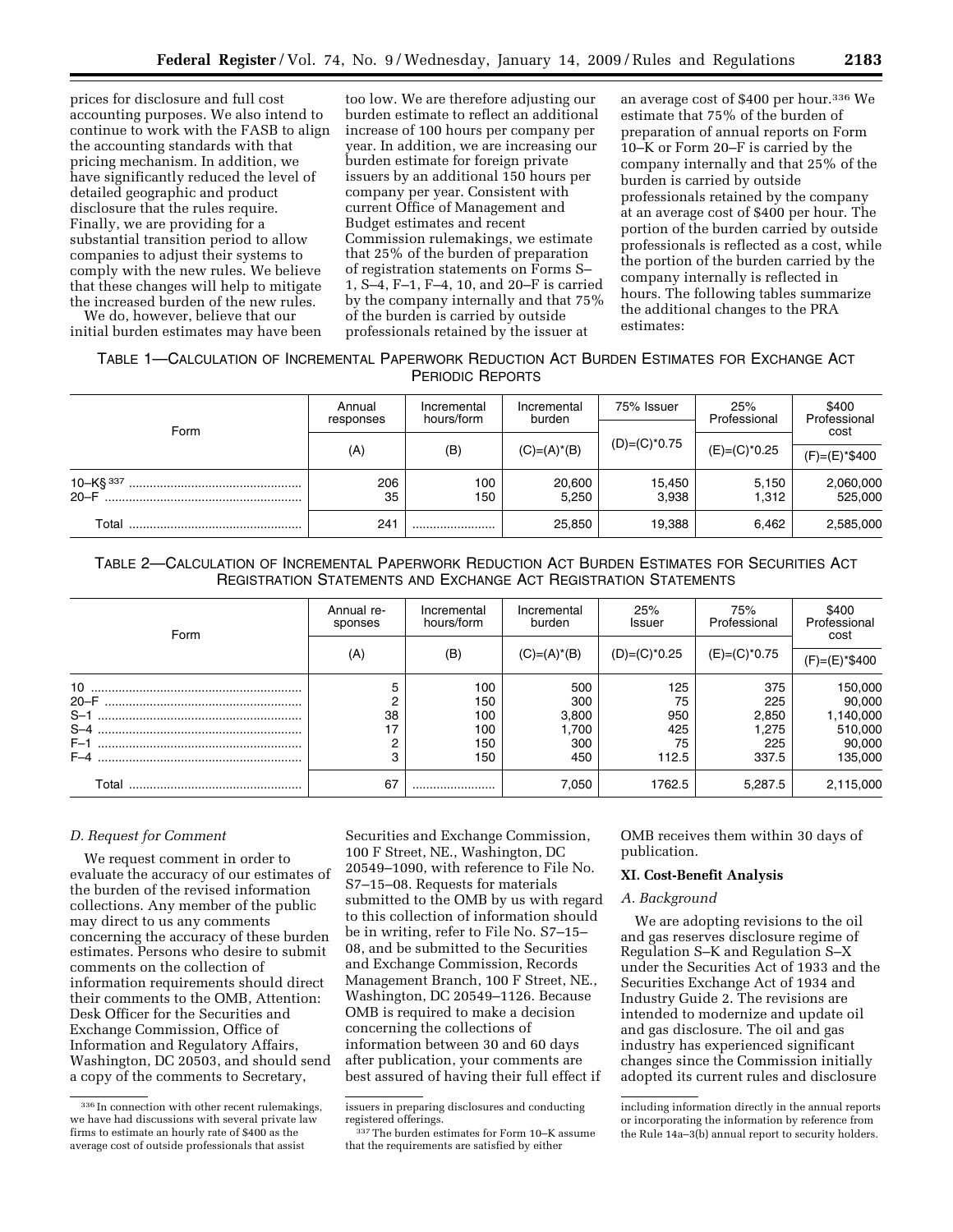prices for disclosure and full cost accounting purposes. We also intend to continue to work with the FASB to align the accounting standards with that pricing mechanism. In addition, we have significantly reduced the level of detailed geographic and product disclosure that the rules require. Finally, we are providing for a substantial transition period to allow companies to adjust their systems to comply with the new rules. We believe that these changes will help to mitigate the increased burden of the new rules.

We do, however, believe that our initial burden estimates may have been too low. We are therefore adjusting our burden estimate to reflect an additional increase of 100 hours per company per year. In addition, we are increasing our burden estimate for foreign private issuers by an additional 150 hours per company per year. Consistent with current Office of Management and Budget estimates and recent Commission rulemakings, we estimate that 25% of the burden of preparation of registration statements on Forms S–1, S–4, F–1, F–4, 10, and 20–F is carried by the company internally and that 75% of the burden is carried by outside professionals retained by the issuer at an average cost of $400 per hour.[336] We estimate that 75% of the burden of preparation of annual reports on Form 10–K or Form 20–F is carried by the company internally and that 25% of the burden is carried by outside professionals retained by the company at an average cost of $400 per hour. The portion of the burden carried by outside professionals is reflected as a cost, while the portion of the burden carried by the company internally is reflected in hours. The following tables summarize the additional changes to the PRA estimates:

TABLE 1—CALCULATION OF INCREMENTAL PAPERWORK REDUCTION ACT BURDEN ESTIMATES FOR EXCHANGE ACT PERIODIC REPORTS

| Form | Annual responses | Incremental hours/form | Incremental burden | 75% Issuer | 25% Professional | $400 Professional cost |
|---|---|---|---|---|---|---|
| | (A) | (B) | (C)=(A)*(B) | (D)=(C)*0.75 | (E)=(C)*0.25 | (F)=(E)*$400 |
| 10–K§ [337] | 206 | 100 | 20,600 | 15,450 | 5,150 | 2,060,000 |
| 20–F | 35 | 150 | 5,250 | 3,938 | 1,312 | 525,000 |
| Total | 241 | | 25,850 | 19,388 | 6,462 | 2,585,000 |

TABLE 2—CALCULATION OF INCREMENTAL PAPERWORK REDUCTION ACT BURDEN ESTIMATES FOR SECURITIES ACT REGISTRATION STATEMENTS AND EXCHANGE ACT REGISTRATION STATEMENTS

| Form | Annual responses | Incremental hours/form | Incremental burden | 25% Issuer | 75% Professional | $400 Professional cost |
|---|---|---|---|---|---|---|
| | (A) | (B) | (C)=(A)*(B) | (D)=(C)*0.25 | (E)=(C)*0.75 | (F)=(E)*$400 |
| 10 | 5 | 100 | 500 | 125 | 375 | 150,000 |
| 20–F | 2 | 150 | 300 | 75 | 225 | 90,000 |
| S–1 | 38 | 100 | 3,800 | 950 | 2,850 | 1,140,000 |
| S–4 | 17 | 100 | 1,700 | 425 | 1,275 | 510,000 |
| F–1 | 2 | 150 | 300 | 75 | 225 | 90,000 |
| F–4 | 3 | 150 | 450 | 112.5 | 337.5 | 135,000 |
| Total | 67 | | 7,050 | 1762.5 | 5,287.5 | 2,115,000 |

### *D. Request for Comment*

We request comment in order to evaluate the accuracy of our estimates of the burden of the revised information collections. Any member of the public may direct to us any comments concerning the accuracy of these burden estimates. Persons who desire to submit comments on the collection of information requirements should direct their comments to the OMB, Attention: Desk Officer for the Securities and Exchange Commission, Office of Information and Regulatory Affairs, Washington, DC 20503, and should send a copy of the comments to Secretary, Securities and Exchange Commission, 100 F Street, NE., Washington, DC 20549–1090, with reference to File No. S7–15–08. Requests for materials submitted to the OMB by us with regard to this collection of information should be in writing, refer to File No. S7–15–08, and be submitted to the Securities and Exchange Commission, Records Management Branch, 100 F Street, NE., Washington, DC 20549–1126. Because OMB is required to make a decision concerning the collections of information between 30 and 60 days after publication, your comments are best assured of having their full effect if OMB receives them within 30 days of publication.

## XI. Cost-Benefit Analysis

### *A. Background*

We are adopting revisions to the oil and gas reserves disclosure regime of Regulation S–K and Regulation S–X under the Securities Act of 1933 and the Securities Exchange Act of 1934 and Industry Guide 2. The revisions are intended to modernize and update oil and gas disclosure. The oil and gas industry has experienced significant changes since the Commission initially adopted its current rules and disclosure

---

[336] In connection with other recent rulemakings, we have had discussions with several private law firms to estimate an hourly rate of $400 as the average cost of outside professionals that assist issuers in preparing disclosures and conducting registered offerings.

[337] The burden estimates for Form 10–K assume that the requirements are satisfied by either including information directly in the annual reports or incorporating the information by reference from the Rule 14a–3(b) annual report to security holders.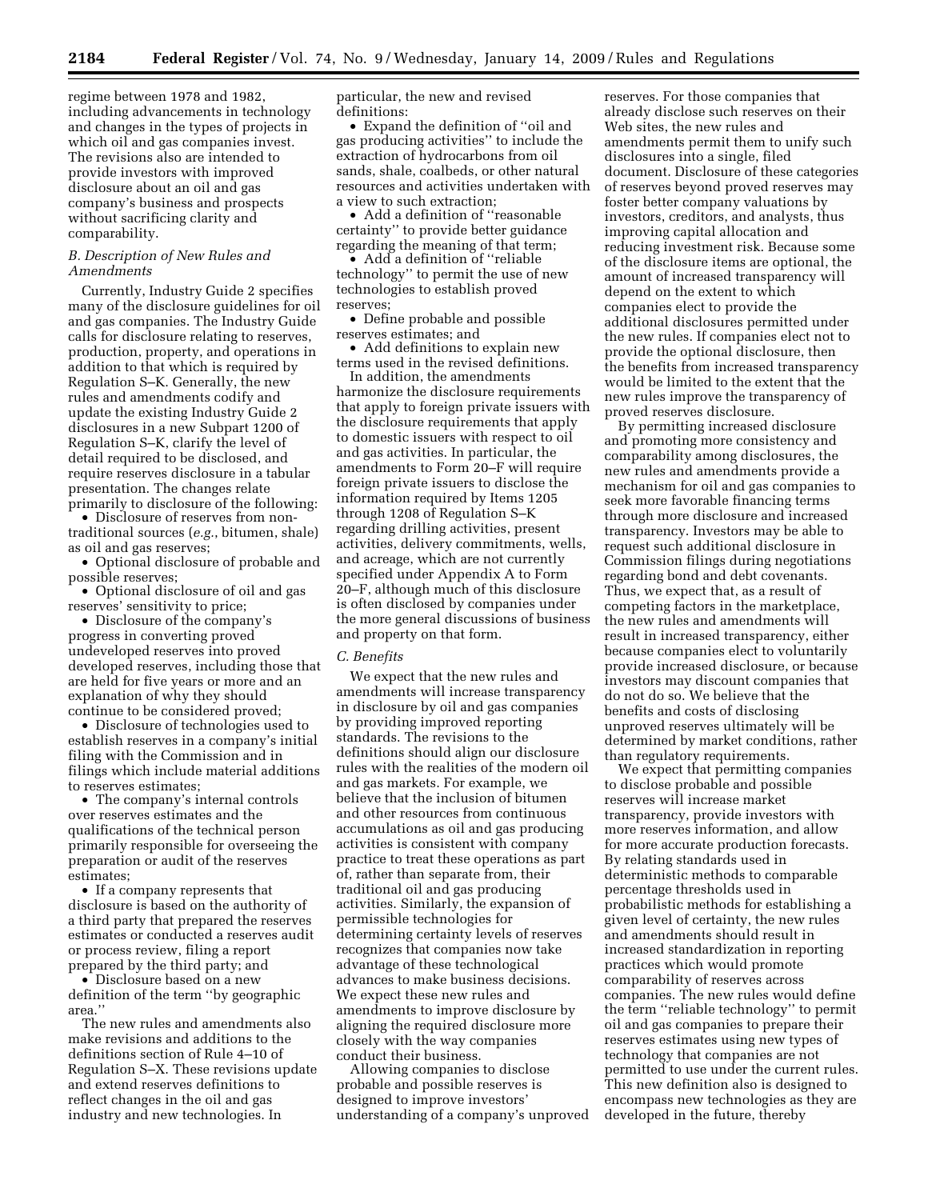regime between 1978 and 1982, including advancements in technology and changes in the types of projects in which oil and gas companies invest. The revisions also are intended to provide investors with improved disclosure about an oil and gas company's business and prospects without sacrificing clarity and comparability.

### *B. Description of New Rules and Amendments*

Currently, Industry Guide 2 specifies many of the disclosure guidelines for oil and gas companies. The Industry Guide calls for disclosure relating to reserves, production, property, and operations in addition to that which is required by Regulation S–K. Generally, the new rules and amendments codify and update the existing Industry Guide 2 disclosures in a new Subpart 1200 of Regulation S–K, clarify the level of detail required to be disclosed, and require reserves disclosure in a tabular presentation. The changes relate primarily to disclosure of the following:

- Disclosure of reserves from non-traditional sources (*e.g.*, bitumen, shale) as oil and gas reserves;
- Optional disclosure of probable and possible reserves;
- Optional disclosure of oil and gas reserves' sensitivity to price;
- Disclosure of the company's progress in converting proved undeveloped reserves into proved developed reserves, including those that are held for five years or more and an explanation of why they should continue to be considered proved;
- Disclosure of technologies used to establish reserves in a company's initial filing with the Commission and in filings which include material additions to reserves estimates;
- The company's internal controls over reserves estimates and the qualifications of the technical person primarily responsible for overseeing the preparation or audit of the reserves estimates;
- If a company represents that disclosure is based on the authority of a third party that prepared the reserves estimates or conducted a reserves audit or process review, filing a report prepared by the third party; and
- Disclosure based on a new definition of the term ''by geographic area.''

The new rules and amendments also make revisions and additions to the definitions section of Rule 4–10 of Regulation S–X. These revisions update and extend reserves definitions to reflect changes in the oil and gas industry and new technologies. In particular, the new and revised definitions:

- Expand the definition of ''oil and gas producing activities'' to include the extraction of hydrocarbons from oil sands, shale, coalbeds, or other natural resources and activities undertaken with a view to such extraction;
- Add a definition of ''reasonable certainty'' to provide better guidance regarding the meaning of that term;
- Add a definition of ''reliable technology'' to permit the use of new technologies to establish proved reserves;
- Define probable and possible reserves estimates; and
- Add definitions to explain new terms used in the revised definitions.

In addition, the amendments harmonize the disclosure requirements that apply to foreign private issuers with the disclosure requirements that apply to domestic issuers with respect to oil and gas activities. In particular, the amendments to Form 20–F will require foreign private issuers to disclose the information required by Items 1205 through 1208 of Regulation S–K regarding drilling activities, present activities, delivery commitments, wells, and acreage, which are not currently specified under Appendix A to Form 20–F, although much of this disclosure is often disclosed by companies under the more general discussions of business and property on that form.

### *C. Benefits*

We expect that the new rules and amendments will increase transparency in disclosure by oil and gas companies by providing improved reporting standards. The revisions to the definitions should align our disclosure rules with the realities of the modern oil and gas markets. For example, we believe that the inclusion of bitumen and other resources from continuous accumulations as oil and gas producing activities is consistent with company practice to treat these operations as part of, rather than separate from, their traditional oil and gas producing activities. Similarly, the expansion of permissible technologies for determining certainty levels of reserves recognizes that companies now take advantage of these technological advances to make business decisions. We expect these new rules and amendments to improve disclosure by aligning the required disclosure more closely with the way companies conduct their business.

Allowing companies to disclose probable and possible reserves is designed to improve investors' understanding of a company's unproved reserves. For those companies that already disclose such reserves on their Web sites, the new rules and amendments permit them to unify such disclosures into a single, filed document. Disclosure of these categories of reserves beyond proved reserves may foster better company valuations by investors, creditors, and analysts, thus improving capital allocation and reducing investment risk. Because some of the disclosure items are optional, the amount of increased transparency will depend on the extent to which companies elect to provide the additional disclosures permitted under the new rules. If companies elect not to provide the optional disclosure, then the benefits from increased transparency would be limited to the extent that the new rules improve the transparency of proved reserves disclosure.

By permitting increased disclosure and promoting more consistency and comparability among disclosures, the new rules and amendments provide a mechanism for oil and gas companies to seek more favorable financing terms through more disclosure and increased transparency. Investors may be able to request such additional disclosure in Commission filings during negotiations regarding bond and debt covenants. Thus, we expect that, as a result of competing factors in the marketplace, the new rules and amendments will result in increased transparency, either because companies elect to voluntarily provide increased disclosure, or because investors may discount companies that do not do so. We believe that the benefits and costs of disclosing unproved reserves ultimately will be determined by market conditions, rather than regulatory requirements.

We expect that permitting companies to disclose probable and possible reserves will increase market transparency, provide investors with more reserves information, and allow for more accurate production forecasts. By relating standards used in deterministic methods to comparable percentage thresholds used in probabilistic methods for establishing a given level of certainty, the new rules and amendments should result in increased standardization in reporting practices which would promote comparability of reserves across companies. The new rules would define the term ''reliable technology'' to permit oil and gas companies to prepare their reserves estimates using new types of technology that companies are not permitted to use under the current rules. This new definition also is designed to encompass new technologies as they are developed in the future, thereby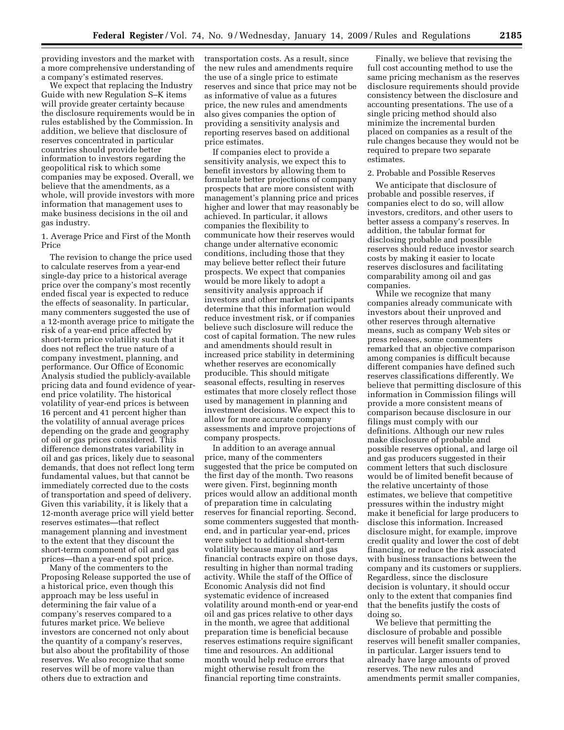providing investors and the market with a more comprehensive understanding of a company's estimated reserves.

We expect that replacing the Industry Guide with new Regulation S–K items will provide greater certainty because the disclosure requirements would be in rules established by the Commission. In addition, we believe that disclosure of reserves concentrated in particular countries should provide better information to investors regarding the geopolitical risk to which some companies may be exposed. Overall, we believe that the amendments, as a whole, will provide investors with more information that management uses to make business decisions in the oil and gas industry.

1. Average Price and First of the Month Price

The revision to change the price used to calculate reserves from a year-end single-day price to a historical average price over the company's most recently ended fiscal year is expected to reduce the effects of seasonality. In particular, many commenters suggested the use of a 12-month average price to mitigate the risk of a year-end price affected by short-term price volatility such that it does not reflect the true nature of a company investment, planning, and performance. Our Office of Economic Analysis studied the publicly-available pricing data and found evidence of year-end price volatility. The historical volatility of year-end prices is between 16 percent and 41 percent higher than the volatility of annual average prices depending on the grade and geography of oil or gas prices considered. This difference demonstrates variability in oil and gas prices, likely due to seasonal demands, that does not reflect long term fundamental values, but that cannot be immediately corrected due to the costs of transportation and speed of delivery. Given this variability, it is likely that a 12-month average price will yield better reserves estimates—that reflect management planning and investment to the extent that they discount the short-term component of oil and gas prices—than a year-end spot price.

Many of the commenters to the Proposing Release supported the use of a historical price, even though this approach may be less useful in determining the fair value of a company's reserves compared to a futures market price. We believe investors are concerned not only about the quantity of a company's reserves, but also about the profitability of those reserves. We also recognize that some reserves will be of more value than others due to extraction and transportation costs. As a result, since the new rules and amendments require the use of a single price to estimate reserves and since that price may not be as informative of value as a futures price, the new rules and amendments also gives companies the option of providing a sensitivity analysis and reporting reserves based on additional price estimates.

If companies elect to provide a sensitivity analysis, we expect this to benefit investors by allowing them to formulate better projections of company prospects that are more consistent with management's planning price and prices higher and lower that may reasonably be achieved. In particular, it allows companies the flexibility to communicate how their reserves would change under alternative economic conditions, including those that they may believe better reflect their future prospects. We expect that companies would be more likely to adopt a sensitivity analysis approach if investors and other market participants determine that this information would reduce investment risk, or if companies believe such disclosure will reduce the cost of capital formation. The new rules and amendments should result in increased price stability in determining whether reserves are economically producible. This should mitigate seasonal effects, resulting in reserves estimates that more closely reflect those used by management in planning and investment decisions. We expect this to allow for more accurate company assessments and improve projections of company prospects.

In addition to an average annual price, many of the commenters suggested that the price be computed on the first day of the month. Two reasons were given. First, beginning month prices would allow an additional month of preparation time in calculating reserves for financial reporting. Second, some commenters suggested that month-end, and in particular year-end, prices were subject to additional short-term volatility because many oil and gas financial contracts expire on those days, resulting in higher than normal trading activity. While the staff of the Office of Economic Analysis did not find systematic evidence of increased volatility around month-end or year-end oil and gas prices relative to other days in the month, we agree that additional preparation time is beneficial because reserves estimations require significant time and resources. An additional month would help reduce errors that might otherwise result from the financial reporting time constraints.

Finally, we believe that revising the full cost accounting method to use the same pricing mechanism as the reserves disclosure requirements should provide consistency between the disclosure and accounting presentations. The use of a single pricing method should also minimize the incremental burden placed on companies as a result of the rule changes because they would not be required to prepare two separate estimates.

2. Probable and Possible Reserves

We anticipate that disclosure of probable and possible reserves, if companies elect to do so, will allow investors, creditors, and other users to better assess a company's reserves. In addition, the tabular format for disclosing probable and possible reserves should reduce investor search costs by making it easier to locate reserves disclosures and facilitating comparability among oil and gas companies.

While we recognize that many companies already communicate with investors about their unproved and other reserves through alternative means, such as company Web sites or press releases, some commenters remarked that an objective comparison among companies is difficult because different companies have defined such reserves classifications differently. We believe that permitting disclosure of this information in Commission filings will provide a more consistent means of comparison because disclosure in our filings must comply with our definitions. Although our new rules make disclosure of probable and possible reserves optional, and large oil and gas producers suggested in their comment letters that such disclosure would be of limited benefit because of the relative uncertainty of those estimates, we believe that competitive pressures within the industry might make it beneficial for large producers to disclose this information. Increased disclosure might, for example, improve credit quality and lower the cost of debt financing, or reduce the risk associated with business transactions between the company and its customers or suppliers. Regardless, since the disclosure decision is voluntary, it should occur only to the extent that companies find that the benefits justify the costs of doing so.

We believe that permitting the disclosure of probable and possible reserves will benefit smaller companies, in particular. Larger issuers tend to already have large amounts of proved reserves. The new rules and amendments permit smaller companies,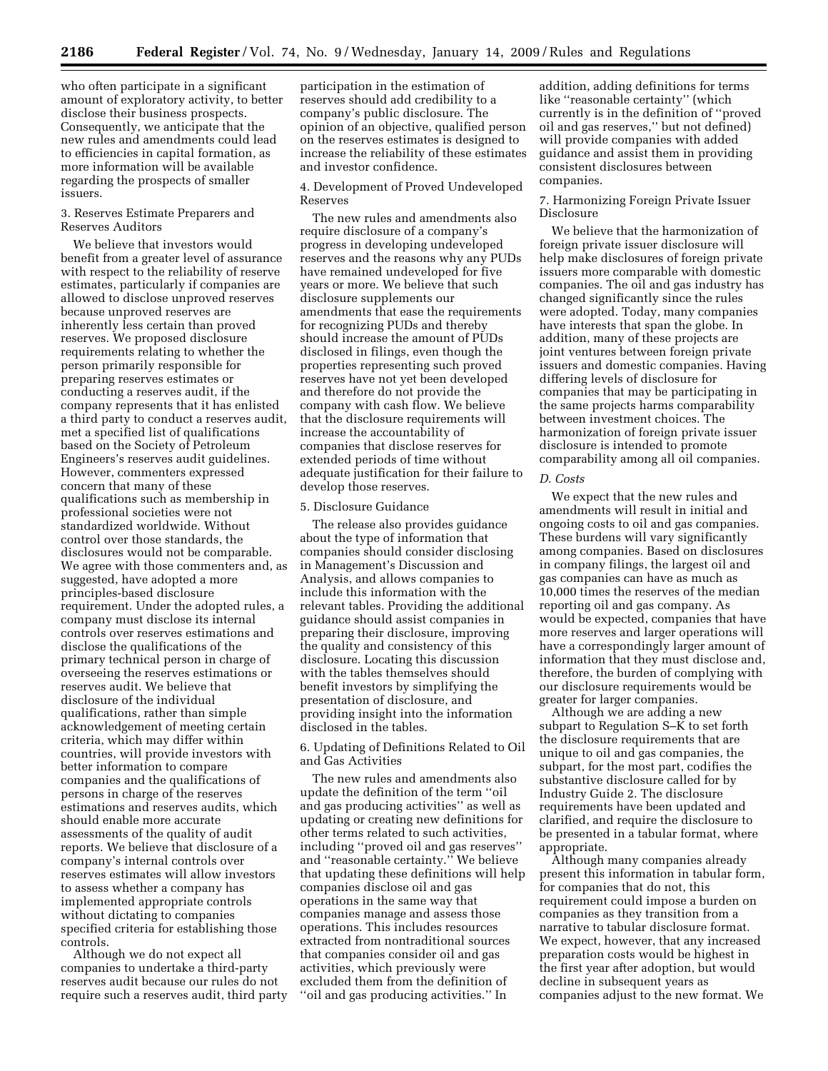who often participate in a significant amount of exploratory activity, to better disclose their business prospects. Consequently, we anticipate that the new rules and amendments could lead to efficiencies in capital formation, as more information will be available regarding the prospects of smaller issuers.

3. Reserves Estimate Preparers and Reserves Auditors

We believe that investors would benefit from a greater level of assurance with respect to the reliability of reserve estimates, particularly if companies are allowed to disclose unproved reserves because unproved reserves are inherently less certain than proved reserves. We proposed disclosure requirements relating to whether the person primarily responsible for preparing reserves estimates or conducting a reserves audit, if the company represents that it has enlisted a third party to conduct a reserves audit, met a specified list of qualifications based on the Society of Petroleum Engineers's reserves audit guidelines. However, commenters expressed concern that many of these qualifications such as membership in professional societies were not standardized worldwide. Without control over those standards, the disclosures would not be comparable. We agree with those commenters and, as suggested, have adopted a more principles-based disclosure requirement. Under the adopted rules, a company must disclose its internal controls over reserves estimations and disclose the qualifications of the primary technical person in charge of overseeing the reserves estimations or reserves audit. We believe that disclosure of the individual qualifications, rather than simple acknowledgement of meeting certain criteria, which may differ within countries, will provide investors with better information to compare companies and the qualifications of persons in charge of the reserves estimations and reserves audits, which should enable more accurate assessments of the quality of audit reports. We believe that disclosure of a company's internal controls over reserves estimates will allow investors to assess whether a company has implemented appropriate controls without dictating to companies specified criteria for establishing those controls.

Although we do not expect all companies to undertake a third-party reserves audit because our rules do not require such a reserves audit, third party participation in the estimation of reserves should add credibility to a company's public disclosure. The opinion of an objective, qualified person on the reserves estimates is designed to increase the reliability of these estimates and investor confidence.

4. Development of Proved Undeveloped Reserves

The new rules and amendments also require disclosure of a company's progress in developing undeveloped reserves and the reasons why any PUDs have remained undeveloped for five years or more. We believe that such disclosure supplements our amendments that ease the requirements for recognizing PUDs and thereby should increase the amount of PUDs disclosed in filings, even though the properties representing such proved reserves have not yet been developed and therefore do not provide the company with cash flow. We believe that the disclosure requirements will increase the accountability of companies that disclose reserves for extended periods of time without adequate justification for their failure to develop those reserves.

5. Disclosure Guidance

The release also provides guidance about the type of information that companies should consider disclosing in Management's Discussion and Analysis, and allows companies to include this information with the relevant tables. Providing the additional guidance should assist companies in preparing their disclosure, improving the quality and consistency of this disclosure. Locating this discussion with the tables themselves should benefit investors by simplifying the presentation of disclosure, and providing insight into the information disclosed in the tables.

6. Updating of Definitions Related to Oil and Gas Activities

The new rules and amendments also update the definition of the term ''oil and gas producing activities'' as well as updating or creating new definitions for other terms related to such activities, including ''proved oil and gas reserves'' and ''reasonable certainty.'' We believe that updating these definitions will help companies disclose oil and gas operations in the same way that companies manage and assess those operations. This includes resources extracted from nontraditional sources that companies consider oil and gas activities, which previously were excluded them from the definition of ''oil and gas producing activities.'' In addition, adding definitions for terms like ''reasonable certainty'' (which currently is in the definition of ''proved oil and gas reserves,'' but not defined) will provide companies with added guidance and assist them in providing consistent disclosures between companies.

7. Harmonizing Foreign Private Issuer Disclosure

We believe that the harmonization of foreign private issuer disclosure will help make disclosures of foreign private issuers more comparable with domestic companies. The oil and gas industry has changed significantly since the rules were adopted. Today, many companies have interests that span the globe. In addition, many of these projects are joint ventures between foreign private issuers and domestic companies. Having differing levels of disclosure for companies that may be participating in the same projects harms comparability between investment choices. The harmonization of foreign private issuer disclosure is intended to promote comparability among all oil companies.

*D. Costs*

We expect that the new rules and amendments will result in initial and ongoing costs to oil and gas companies. These burdens will vary significantly among companies. Based on disclosures in company filings, the largest oil and gas companies can have as much as 10,000 times the reserves of the median reporting oil and gas company. As would be expected, companies that have more reserves and larger operations will have a correspondingly larger amount of information that they must disclose and, therefore, the burden of complying with our disclosure requirements would be greater for larger companies.

Although we are adding a new subpart to Regulation S–K to set forth the disclosure requirements that are unique to oil and gas companies, the subpart, for the most part, codifies the substantive disclosure called for by Industry Guide 2. The disclosure requirements have been updated and clarified, and require the disclosure to be presented in a tabular format, where appropriate.

Although many companies already present this information in tabular form, for companies that do not, this requirement could impose a burden on companies as they transition from a narrative to tabular disclosure format. We expect, however, that any increased preparation costs would be highest in the first year after adoption, but would decline in subsequent years as companies adjust to the new format. We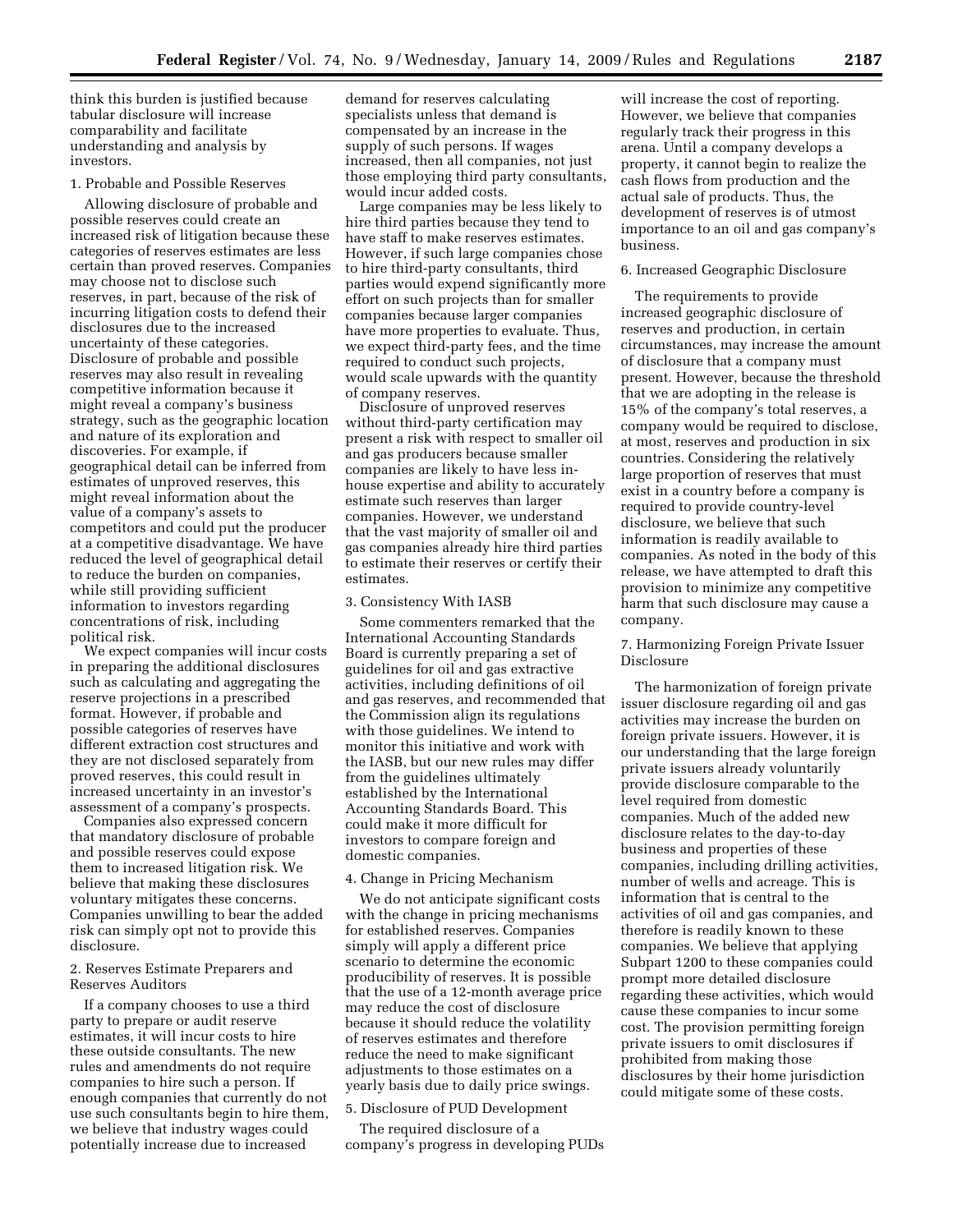think this burden is justified because tabular disclosure will increase comparability and facilitate understanding and analysis by investors.

1. Probable and Possible Reserves

Allowing disclosure of probable and possible reserves could create an increased risk of litigation because these categories of reserves estimates are less certain than proved reserves. Companies may choose not to disclose such reserves, in part, because of the risk of incurring litigation costs to defend their disclosures due to the increased uncertainty of these categories. Disclosure of probable and possible reserves may also result in revealing competitive information because it might reveal a company's business strategy, such as the geographic location and nature of its exploration and discoveries. For example, if geographical detail can be inferred from estimates of unproved reserves, this might reveal information about the value of a company's assets to competitors and could put the producer at a competitive disadvantage. We have reduced the level of geographical detail to reduce the burden on companies, while still providing sufficient information to investors regarding concentrations of risk, including political risk.

We expect companies will incur costs in preparing the additional disclosures such as calculating and aggregating the reserve projections in a prescribed format. However, if probable and possible categories of reserves have different extraction cost structures and they are not disclosed separately from proved reserves, this could result in increased uncertainty in an investor's assessment of a company's prospects.

Companies also expressed concern that mandatory disclosure of probable and possible reserves could expose them to increased litigation risk. We believe that making these disclosures voluntary mitigates these concerns. Companies unwilling to bear the added risk can simply opt not to provide this disclosure.

2. Reserves Estimate Preparers and Reserves Auditors

If a company chooses to use a third party to prepare or audit reserve estimates, it will incur costs to hire these outside consultants. The new rules and amendments do not require companies to hire such a person. If enough companies that currently do not use such consultants begin to hire them, we believe that industry wages could potentially increase due to increased demand for reserves calculating specialists unless that demand is compensated by an increase in the supply of such persons. If wages increased, then all companies, not just those employing third party consultants, would incur added costs.

Large companies may be less likely to hire third parties because they tend to have staff to make reserves estimates. However, if such large companies chose to hire third-party consultants, third parties would expend significantly more effort on such projects than for smaller companies because larger companies have more properties to evaluate. Thus, we expect third-party fees, and the time required to conduct such projects, would scale upwards with the quantity of company reserves.

Disclosure of unproved reserves without third-party certification may present a risk with respect to smaller oil and gas producers because smaller companies are likely to have less in-house expertise and ability to accurately estimate such reserves than larger companies. However, we understand that the vast majority of smaller oil and gas companies already hire third parties to estimate their reserves or certify their estimates.

3. Consistency With IASB

Some commenters remarked that the International Accounting Standards Board is currently preparing a set of guidelines for oil and gas extractive activities, including definitions of oil and gas reserves, and recommended that the Commission align its regulations with those guidelines. We intend to monitor this initiative and work with the IASB, but our new rules may differ from the guidelines ultimately established by the International Accounting Standards Board. This could make it more difficult for investors to compare foreign and domestic companies.

4. Change in Pricing Mechanism

We do not anticipate significant costs with the change in pricing mechanisms for established reserves. Companies simply will apply a different price scenario to determine the economic producibility of reserves. It is possible that the use of a 12-month average price may reduce the cost of disclosure because it should reduce the volatility of reserves estimates and therefore reduce the need to make significant adjustments to those estimates on a yearly basis due to daily price swings.

5. Disclosure of PUD Development

The required disclosure of a company's progress in developing PUDs will increase the cost of reporting. However, we believe that companies regularly track their progress in this arena. Until a company develops a property, it cannot begin to realize the cash flows from production and the actual sale of products. Thus, the development of reserves is of utmost importance to an oil and gas company's business.

6. Increased Geographic Disclosure

The requirements to provide increased geographic disclosure of reserves and production, in certain circumstances, may increase the amount of disclosure that a company must present. However, because the threshold that we are adopting in the release is 15% of the company's total reserves, a company would be required to disclose, at most, reserves and production in six countries. Considering the relatively large proportion of reserves that must exist in a country before a company is required to provide country-level disclosure, we believe that such information is readily available to companies. As noted in the body of this release, we have attempted to draft this provision to minimize any competitive harm that such disclosure may cause a company.

7. Harmonizing Foreign Private Issuer Disclosure

The harmonization of foreign private issuer disclosure regarding oil and gas activities may increase the burden on foreign private issuers. However, it is our understanding that the large foreign private issuers already voluntarily provide disclosure comparable to the level required from domestic companies. Much of the added new disclosure relates to the day-to-day business and properties of these companies, including drilling activities, number of wells and acreage. This is information that is central to the activities of oil and gas companies, and therefore is readily known to these companies. We believe that applying Subpart 1200 to these companies could prompt more detailed disclosure regarding these activities, which would cause these companies to incur some cost. The provision permitting foreign private issuers to omit disclosures if prohibited from making those disclosures by their home jurisdiction could mitigate some of these costs.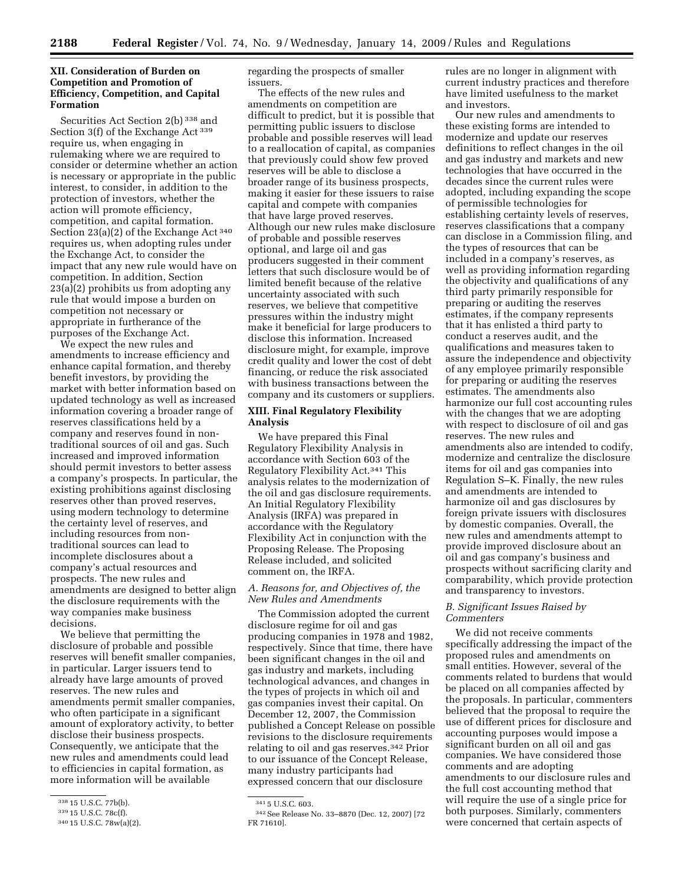## XII. Consideration of Burden on Competition and Promotion of Efficiency, Competition, and Capital Formation

Securities Act Section 2(b) [338] and Section 3(f) of the Exchange Act [339] require us, when engaging in rulemaking where we are required to consider or determine whether an action is necessary or appropriate in the public interest, to consider, in addition to the protection of investors, whether the action will promote efficiency, competition, and capital formation. Section 23(a)(2) of the Exchange Act [340] requires us, when adopting rules under the Exchange Act, to consider the impact that any new rule would have on competition. In addition, Section 23(a)(2) prohibits us from adopting any rule that would impose a burden on competition not necessary or appropriate in furtherance of the purposes of the Exchange Act.

We expect the new rules and amendments to increase efficiency and enhance capital formation, and thereby benefit investors, by providing the market with better information based on updated technology as well as increased information covering a broader range of reserves classifications held by a company and reserves found in non-traditional sources of oil and gas. Such increased and improved information should permit investors to better assess a company's prospects. In particular, the existing prohibitions against disclosing reserves other than proved reserves, using modern technology to determine the certainty level of reserves, and including resources from non-traditional sources can lead to incomplete disclosures about a company's actual resources and prospects. The new rules and amendments are designed to better align the disclosure requirements with the way companies make business decisions.

We believe that permitting the disclosure of probable and possible reserves will benefit smaller companies, in particular. Larger issuers tend to already have large amounts of proved reserves. The new rules and amendments permit smaller companies, who often participate in a significant amount of exploratory activity, to better disclose their business prospects. Consequently, we anticipate that the new rules and amendments could lead to efficiencies in capital formation, as more information will be available regarding the prospects of smaller issuers.

The effects of the new rules and amendments on competition are difficult to predict, but it is possible that permitting public issuers to disclose probable and possible reserves will lead to a reallocation of capital, as companies that previously could show few proved reserves will be able to disclose a broader range of its business prospects, making it easier for these issuers to raise capital and compete with companies that have large proved reserves. Although our new rules make disclosure of probable and possible reserves optional, and large oil and gas producers suggested in their comment letters that such disclosure would be of limited benefit because of the relative uncertainty associated with such reserves, we believe that competitive pressures within the industry might make it beneficial for large producers to disclose this information. Increased disclosure might, for example, improve credit quality and lower the cost of debt financing, or reduce the risk associated with business transactions between the company and its customers or suppliers.

## XIII. Final Regulatory Flexibility Analysis

We have prepared this Final Regulatory Flexibility Analysis in accordance with Section 603 of the Regulatory Flexibility Act.[341] This analysis relates to the modernization of the oil and gas disclosure requirements. An Initial Regulatory Flexibility Analysis (IRFA) was prepared in accordance with the Regulatory Flexibility Act in conjunction with the Proposing Release. The Proposing Release included, and solicited comment on, the IRFA.

### *A. Reasons for, and Objectives of, the New Rules and Amendments*

The Commission adopted the current disclosure regime for oil and gas producing companies in 1978 and 1982, respectively. Since that time, there have been significant changes in the oil and gas industry and markets, including technological advances, and changes in the types of projects in which oil and gas companies invest their capital. On December 12, 2007, the Commission published a Concept Release on possible revisions to the disclosure requirements relating to oil and gas reserves.[342] Prior to our issuance of the Concept Release, many industry participants had expressed concern that our disclosure rules are no longer in alignment with current industry practices and therefore have limited usefulness to the market and investors.

Our new rules and amendments to these existing forms are intended to modernize and update our reserves definitions to reflect changes in the oil and gas industry and markets and new technologies that have occurred in the decades since the current rules were adopted, including expanding the scope of permissible technologies for establishing certainty levels of reserves, reserves classifications that a company can disclose in a Commission filing, and the types of resources that can be included in a company's reserves, as well as providing information regarding the objectivity and qualifications of any third party primarily responsible for preparing or auditing the reserves estimates, if the company represents that it has enlisted a third party to conduct a reserves audit, and the qualifications and measures taken to assure the independence and objectivity of any employee primarily responsible for preparing or auditing the reserves estimates. The amendments also harmonize our full cost accounting rules with the changes that we are adopting with respect to disclosure of oil and gas reserves. The new rules and amendments also are intended to codify, modernize and centralize the disclosure items for oil and gas companies into Regulation S–K. Finally, the new rules and amendments are intended to harmonize oil and gas disclosures by foreign private issuers with disclosures by domestic companies. Overall, the new rules and amendments attempt to provide improved disclosure about an oil and gas company's business and prospects without sacrificing clarity and comparability, which provide protection and transparency to investors.

### *B. Significant Issues Raised by Commenters*

We did not receive comments specifically addressing the impact of the proposed rules and amendments on small entities. However, several of the comments related to burdens that would be placed on all companies affected by the proposals. In particular, commenters believed that the proposal to require the use of different prices for disclosure and accounting purposes would impose a significant burden on all oil and gas companies. We have considered those comments and are adopting amendments to our disclosure rules and the full cost accounting method that will require the use of a single price for both purposes. Similarly, commenters were concerned that certain aspects of

---

[338] 15 U.S.C. 77b(b).

[339] 15 U.S.C. 78c(f).

[340] 15 U.S.C. 78w(a)(2).

[341] 5 U.S.C. 603.

[342] See Release No. 33–8870 (Dec. 12, 2007) [72 FR 71610].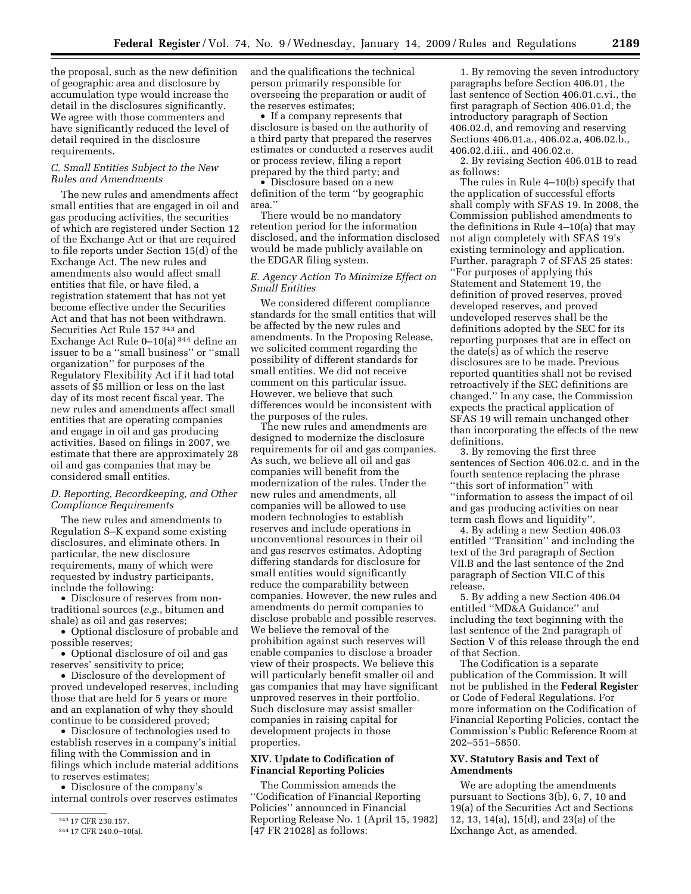the proposal, such as the new definition of geographic area and disclosure by accumulation type would increase the detail in the disclosures significantly. We agree with those commenters and have significantly reduced the level of detail required in the disclosure requirements.

### *C. Small Entities Subject to the New Rules and Amendments*

The new rules and amendments affect small entities that are engaged in oil and gas producing activities, the securities of which are registered under Section 12 of the Exchange Act or that are required to file reports under Section 15(d) of the Exchange Act. The new rules and amendments also would affect small entities that file, or have filed, a registration statement that has not yet become effective under the Securities Act and that has not been withdrawn. Securities Act Rule 157 [343] and Exchange Act Rule 0–10(a) [344] define an issuer to be a ''small business'' or ''small organization'' for purposes of the Regulatory Flexibility Act if it had total assets of $5 million or less on the last day of its most recent fiscal year. The new rules and amendments affect small entities that are operating companies and engage in oil and gas producing activities. Based on filings in 2007, we estimate that there are approximately 28 oil and gas companies that may be considered small entities.

### *D. Reporting, Recordkeeping, and Other Compliance Requirements*

The new rules and amendments to Regulation S–K expand some existing disclosures, and eliminate others. In particular, the new disclosure requirements, many of which were requested by industry participants, include the following:

- Disclosure of reserves from non-traditional sources (*e.g.*, bitumen and shale) as oil and gas reserves;
- Optional disclosure of probable and possible reserves;
- Optional disclosure of oil and gas reserves' sensitivity to price;
- Disclosure of the development of proved undeveloped reserves, including those that are held for 5 years or more and an explanation of why they should continue to be considered proved;
- Disclosure of technologies used to establish reserves in a company's initial filing with the Commission and in filings which include material additions to reserves estimates;
- Disclosure of the company's internal controls over reserves estimates and the qualifications the technical person primarily responsible for overseeing the preparation or audit of the reserves estimates;
- If a company represents that disclosure is based on the authority of a third party that prepared the reserves estimates or conducted a reserves audit or process review, filing a report prepared by the third party; and
- Disclosure based on a new definition of the term ''by geographic area.''

There would be no mandatory retention period for the information disclosed, and the information disclosed would be made publicly available on the EDGAR filing system.

### *E. Agency Action To Minimize Effect on Small Entities*

We considered different compliance standards for the small entities that will be affected by the new rules and amendments. In the Proposing Release, we solicited comment regarding the possibility of different standards for small entities. We did not receive comment on this particular issue. However, we believe that such differences would be inconsistent with the purposes of the rules.

The new rules and amendments are designed to modernize the disclosure requirements for oil and gas companies. As such, we believe all oil and gas companies will benefit from the modernization of the rules. Under the new rules and amendments, all companies will be allowed to use modern technologies to establish reserves and include operations in unconventional resources in their oil and gas reserves estimates. Adopting differing standards for disclosure for small entities would significantly reduce the comparability between companies. However, the new rules and amendments do permit companies to disclose probable and possible reserves. We believe the removal of the prohibition against such reserves will enable companies to disclose a broader view of their prospects. We believe this will particularly benefit smaller oil and gas companies that may have significant unproved reserves in their portfolio. Such disclosure may assist smaller companies in raising capital for development projects in those properties.

## XIV. Update to Codification of Financial Reporting Policies

The Commission amends the ''Codification of Financial Reporting Policies'' announced in Financial Reporting Release No. 1 (April 15, 1982) [47 FR 21028] as follows:

1. By removing the seven introductory paragraphs before Section 406.01, the last sentence of Section 406.01.c.vi., the first paragraph of Section 406.01.d, the introductory paragraph of Section 406.02.d, and removing and reserving Sections 406.01.a., 406.02.a, 406.02.b., 406.02.d.iii., and 406.02.e.

2. By revising Section 406.01B to read as follows:

The rules in Rule 4–10(b) specify that the application of successful efforts shall comply with SFAS 19. In 2008, the Commission published amendments to the definitions in Rule 4–10(a) that may not align completely with SFAS 19's existing terminology and application. Further, paragraph 7 of SFAS 25 states: ''For purposes of applying this Statement and Statement 19, the definition of proved reserves, proved developed reserves, and proved undeveloped reserves shall be the definitions adopted by the SEC for its reporting purposes that are in effect on the date(s) as of which the reserve disclosures are to be made. Previous reported quantities shall not be revised retroactively if the SEC definitions are changed.'' In any case, the Commission expects the practical application of SFAS 19 will remain unchanged other than incorporating the effects of the new definitions.

3. By removing the first three sentences of Section 406.02.c. and in the fourth sentence replacing the phrase ''this sort of information'' with ''information to assess the impact of oil and gas producing activities on near term cash flows and liquidity''.

4. By adding a new Section 406.03 entitled ''Transition'' and including the text of the 3rd paragraph of Section VII.B and the last sentence of the 2nd paragraph of Section VII.C of this release.

5. By adding a new Section 406.04 entitled ''MD&A Guidance'' and including the text beginning with the last sentence of the 2nd paragraph of Section V of this release through the end of that Section.

The Codification is a separate publication of the Commission. It will not be published in the **Federal Register** or Code of Federal Regulations. For more information on the Codification of Financial Reporting Policies, contact the Commission's Public Reference Room at 202–551–5850.

## XV. Statutory Basis and Text of Amendments

We are adopting the amendments pursuant to Sections 3(b), 6, 7, 10 and 19(a) of the Securities Act and Sections 12, 13, 14(a), 15(d), and 23(a) of the Exchange Act, as amended.

---

[343] 17 CFR 230.157.

[344] 17 CFR 240.0–10(a).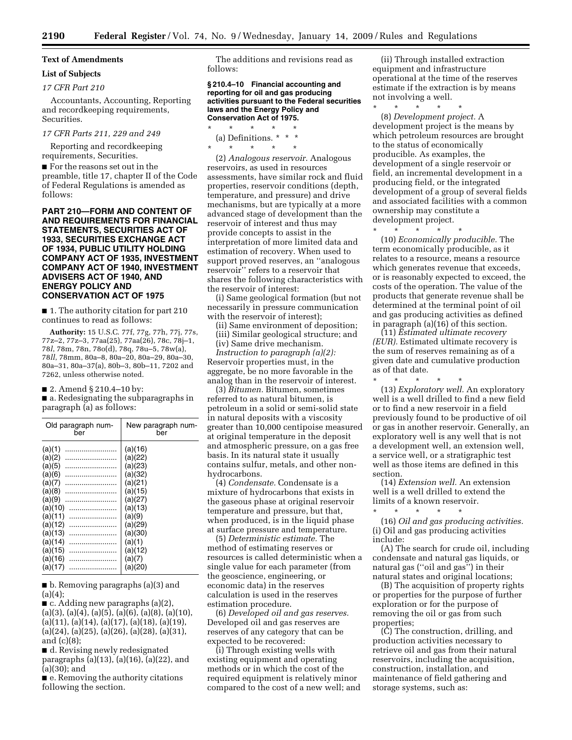**Text of Amendments**

**List of Subjects**

*17 CFR Part 210*

Accountants, Accounting, Reporting and recordkeeping requirements, Securities.

*17 CFR Parts 211, 229 and 249*

Reporting and recordkeeping requirements, Securities.

■ For the reasons set out in the preamble, title 17, chapter II of the Code of Federal Regulations is amended as follows:

## PART 210—FORM AND CONTENT OF AND REQUIREMENTS FOR FINANCIAL STATEMENTS, SECURITIES ACT OF 1933, SECURITIES EXCHANGE ACT OF 1934, PUBLIC UTILITY HOLDING COMPANY ACT OF 1935, INVESTMENT COMPANY ACT OF 1940, INVESTMENT ADVISERS ACT OF 1940, AND ENERGY POLICY AND CONSERVATION ACT OF 1975

■ 1. The authority citation for part 210 continues to read as follows:

**Authority:** 15 U.S.C. 77f, 77g, 77h, 77j, 77s, 77z–2, 77z–3, 77aa(25), 77aa(26), 78c, 78j–1, 78*l*, 78m, 78n, 78o(d), 78q, 78u–5, 78w(a), 78*ll*, 78mm, 80a–8, 80a–20, 80a–29, 80a–30, 80a–31, 80a–37(a), 80b–3, 80b–11, 7202 and 7262, unless otherwise noted.

■ 2. Amend § 210.4–10 by:

■ a. Redesignating the subparagraphs in paragraph (a) as follows:

| Old paragraph number | New paragraph number |
|---|---|
| (a)(1) | (a)(16) |
| (a)(2) | (a)(22) |
| (a)(5) | (a)(23) |
| (a)(6) | (a)(32) |
| (a)(7) | (a)(21) |
| (a)(8) | (a)(15) |
| (a)(9) | (a)(27) |
| (a)(10) | (a)(13) |
| (a)(11) | (a)(9) |
| (a)(12) | (a)(29) |
| (a)(13) | (a)(30) |
| (a)(14) | (a)(1) |
| (a)(15) | (a)(12) |
| (a)(16) | (a)(7) |
| (a)(17) | (a)(20) |

■ b. Removing paragraphs (a)(3) and (a)(4);

■ c. Adding new paragraphs (a)(2), (a)(3), (a)(4), (a)(5), (a)(6), (a)(8), (a)(10), (a)(11), (a)(14), (a)(17), (a)(18), (a)(19), (a)(24), (a)(25), (a)(26), (a)(28), (a)(31), and (c)(8);

■ d. Revising newly redesignated paragraphs (a)(13), (a)(16), (a)(22), and (a)(30); and

■ e. Removing the authority citations following the section.

The additions and revisions read as follows:

**§ 210.4–10 Financial accounting and reporting for oil and gas producing activities pursuant to the Federal securities laws and the Energy Policy and Conservation Act of 1975.**

\* \* \* \* \*

(a) Definitions. \* \* \*

\* \* \* \* \*

(2) *Analogous reservoir.* Analogous reservoirs, as used in resources assessments, have similar rock and fluid properties, reservoir conditions (depth, temperature, and pressure) and drive mechanisms, but are typically at a more advanced stage of development than the reservoir of interest and thus may provide concepts to assist in the interpretation of more limited data and estimation of recovery. When used to support proved reserves, an ''analogous reservoir'' refers to a reservoir that shares the following characteristics with the reservoir of interest:

(i) Same geological formation (but not necessarily in pressure communication with the reservoir of interest);

(ii) Same environment of deposition;

(iii) Similar geological structure; and

(iv) Same drive mechanism.

*Instruction to paragraph (a)(2):* Reservoir properties must, in the aggregate, be no more favorable in the analog than in the reservoir of interest.

(3) *Bitumen.* Bitumen, sometimes referred to as natural bitumen, is petroleum in a solid or semi-solid state in natural deposits with a viscosity greater than 10,000 centipoise measured at original temperature in the deposit and atmospheric pressure, on a gas free basis. In its natural state it usually contains sulfur, metals, and other non-hydrocarbons.

(4) *Condensate.* Condensate is a mixture of hydrocarbons that exists in the gaseous phase at original reservoir temperature and pressure, but that, when produced, is in the liquid phase at surface pressure and temperature.

(5) *Deterministic estimate.* The method of estimating reserves or resources is called deterministic when a single value for each parameter (from the geoscience, engineering, or economic data) in the reserves calculation is used in the reserves estimation procedure.

(6) *Developed oil and gas reserves.* Developed oil and gas reserves are reserves of any category that can be expected to be recovered:

(i) Through existing wells with existing equipment and operating methods or in which the cost of the required equipment is relatively minor compared to the cost of a new well; and

(ii) Through installed extraction equipment and infrastructure operational at the time of the reserves estimate if the extraction is by means not involving a well.

\* \* \* \* \*

(8) *Development project.* A development project is the means by which petroleum resources are brought to the status of economically producible. As examples, the development of a single reservoir or field, an incremental development in a producing field, or the integrated development of a group of several fields and associated facilities with a common ownership may constitute a development project.

\* \* \* \* \*

(10) *Economically producible.* The term economically producible, as it relates to a resource, means a resource which generates revenue that exceeds, or is reasonably expected to exceed, the costs of the operation. The value of the products that generate revenue shall be determined at the terminal point of oil and gas producing activities as defined in paragraph (a)(16) of this section.

(11) *Estimated ultimate recovery (EUR).* Estimated ultimate recovery is the sum of reserves remaining as of a given date and cumulative production as of that date.

\* \* \* \* \*

(13) *Exploratory well.* An exploratory well is a well drilled to find a new field or to find a new reservoir in a field previously found to be productive of oil or gas in another reservoir. Generally, an exploratory well is any well that is not a development well, an extension well, a service well, or a stratigraphic test well as those items are defined in this section.

(14) *Extension well.* An extension well is a well drilled to extend the limits of a known reservoir.

\* \* \* \* \*

(16) *Oil and gas producing activities.* (i) Oil and gas producing activities include:

(A) The search for crude oil, including condensate and natural gas liquids, or natural gas (''oil and gas'') in their natural states and original locations;

(B) The acquisition of property rights or properties for the purpose of further exploration or for the purpose of removing the oil or gas from such properties;

(C) The construction, drilling, and production activities necessary to retrieve oil and gas from their natural reservoirs, including the acquisition, construction, installation, and maintenance of field gathering and storage systems, such as: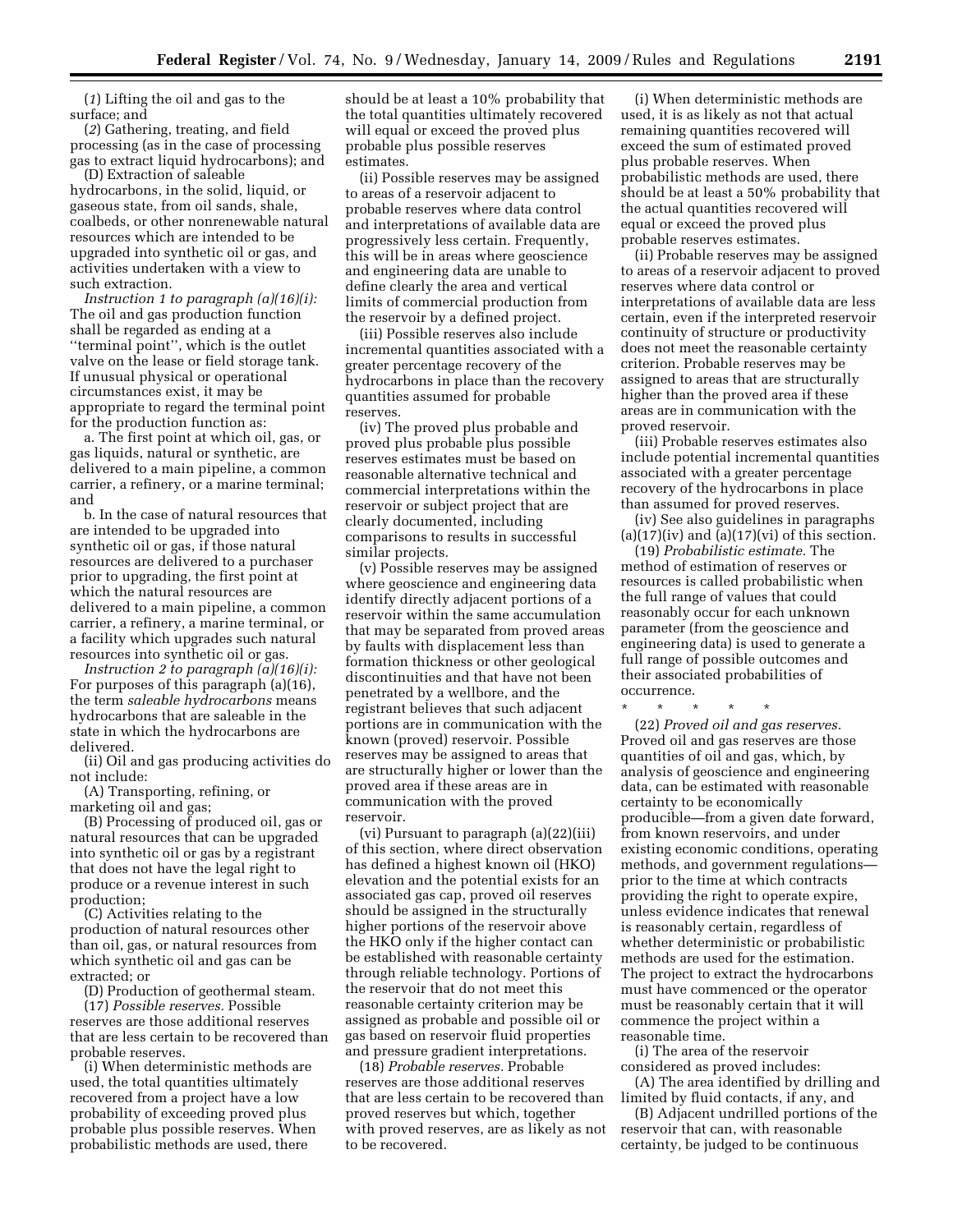(*1*) Lifting the oil and gas to the surface; and

(*2*) Gathering, treating, and field processing (as in the case of processing gas to extract liquid hydrocarbons); and

(D) Extraction of saleable hydrocarbons, in the solid, liquid, or gaseous state, from oil sands, shale, coalbeds, or other nonrenewable natural resources which are intended to be upgraded into synthetic oil or gas, and activities undertaken with a view to such extraction.

*Instruction 1 to paragraph (a)(16)(i):* The oil and gas production function shall be regarded as ending at a ''terminal point'', which is the outlet valve on the lease or field storage tank. If unusual physical or operational circumstances exist, it may be appropriate to regard the terminal point for the production function as:

a. The first point at which oil, gas, or gas liquids, natural or synthetic, are delivered to a main pipeline, a common carrier, a refinery, or a marine terminal; and

b. In the case of natural resources that are intended to be upgraded into synthetic oil or gas, if those natural resources are delivered to a purchaser prior to upgrading, the first point at which the natural resources are delivered to a main pipeline, a common carrier, a refinery, a marine terminal, or a facility which upgrades such natural resources into synthetic oil or gas.

*Instruction 2 to paragraph (a)(16)(i):* For purposes of this paragraph (a)(16), the term *saleable hydrocarbons* means hydrocarbons that are saleable in the state in which the hydrocarbons are delivered.

(ii) Oil and gas producing activities do not include:

(A) Transporting, refining, or marketing oil and gas;

(B) Processing of produced oil, gas or natural resources that can be upgraded into synthetic oil or gas by a registrant that does not have the legal right to produce or a revenue interest in such production;

(C) Activities relating to the production of natural resources other than oil, gas, or natural resources from which synthetic oil and gas can be extracted; or

(D) Production of geothermal steam.

(17) *Possible reserves.* Possible reserves are those additional reserves that are less certain to be recovered than probable reserves.

(i) When deterministic methods are used, the total quantities ultimately recovered from a project have a low probability of exceeding proved plus probable plus possible reserves. When probabilistic methods are used, there should be at least a 10% probability that the total quantities ultimately recovered will equal or exceed the proved plus probable plus possible reserves estimates.

(ii) Possible reserves may be assigned to areas of a reservoir adjacent to probable reserves where data control and interpretations of available data are progressively less certain. Frequently, this will be in areas where geoscience and engineering data are unable to define clearly the area and vertical limits of commercial production from the reservoir by a defined project.

(iii) Possible reserves also include incremental quantities associated with a greater percentage recovery of the hydrocarbons in place than the recovery quantities assumed for probable reserves.

(iv) The proved plus probable and proved plus probable plus possible reserves estimates must be based on reasonable alternative technical and commercial interpretations within the reservoir or subject project that are clearly documented, including comparisons to results in successful similar projects.

(v) Possible reserves may be assigned where geoscience and engineering data identify directly adjacent portions of a reservoir within the same accumulation that may be separated from proved areas by faults with displacement less than formation thickness or other geological discontinuities and that have not been penetrated by a wellbore, and the registrant believes that such adjacent portions are in communication with the known (proved) reservoir. Possible reserves may be assigned to areas that are structurally higher or lower than the proved area if these areas are in communication with the proved reservoir.

(vi) Pursuant to paragraph (a)(22)(iii) of this section, where direct observation has defined a highest known oil (HKO) elevation and the potential exists for an associated gas cap, proved oil reserves should be assigned in the structurally higher portions of the reservoir above the HKO only if the higher contact can be established with reasonable certainty through reliable technology. Portions of the reservoir that do not meet this reasonable certainty criterion may be assigned as probable and possible oil or gas based on reservoir fluid properties and pressure gradient interpretations.

(18) *Probable reserves.* Probable reserves are those additional reserves that are less certain to be recovered than proved reserves but which, together with proved reserves, are as likely as not to be recovered.

(i) When deterministic methods are used, it is as likely as not that actual remaining quantities recovered will exceed the sum of estimated proved plus probable reserves. When probabilistic methods are used, there should be at least a 50% probability that the actual quantities recovered will equal or exceed the proved plus probable reserves estimates.

(ii) Probable reserves may be assigned to areas of a reservoir adjacent to proved reserves where data control or interpretations of available data are less certain, even if the interpreted reservoir continuity of structure or productivity does not meet the reasonable certainty criterion. Probable reserves may be assigned to areas that are structurally higher than the proved area if these areas are in communication with the proved reservoir.

(iii) Probable reserves estimates also include potential incremental quantities associated with a greater percentage recovery of the hydrocarbons in place than assumed for proved reserves.

(iv) See also guidelines in paragraphs (a)(17)(iv) and (a)(17)(vi) of this section.

(19) *Probabilistic estimate.* The method of estimation of reserves or resources is called probabilistic when the full range of values that could reasonably occur for each unknown parameter (from the geoscience and engineering data) is used to generate a full range of possible outcomes and their associated probabilities of occurrence.

\* \* \* \* \*

(22) *Proved oil and gas reserves.* Proved oil and gas reserves are those quantities of oil and gas, which, by analysis of geoscience and engineering data, can be estimated with reasonable certainty to be economically producible—from a given date forward, from known reservoirs, and under existing economic conditions, operating methods, and government regulations—prior to the time at which contracts providing the right to operate expire, unless evidence indicates that renewal is reasonably certain, regardless of whether deterministic or probabilistic methods are used for the estimation. The project to extract the hydrocarbons must have commenced or the operator must be reasonably certain that it will commence the project within a reasonable time.

(i) The area of the reservoir considered as proved includes:

(A) The area identified by drilling and limited by fluid contacts, if any, and

(B) Adjacent undrilled portions of the reservoir that can, with reasonable certainty, be judged to be continuous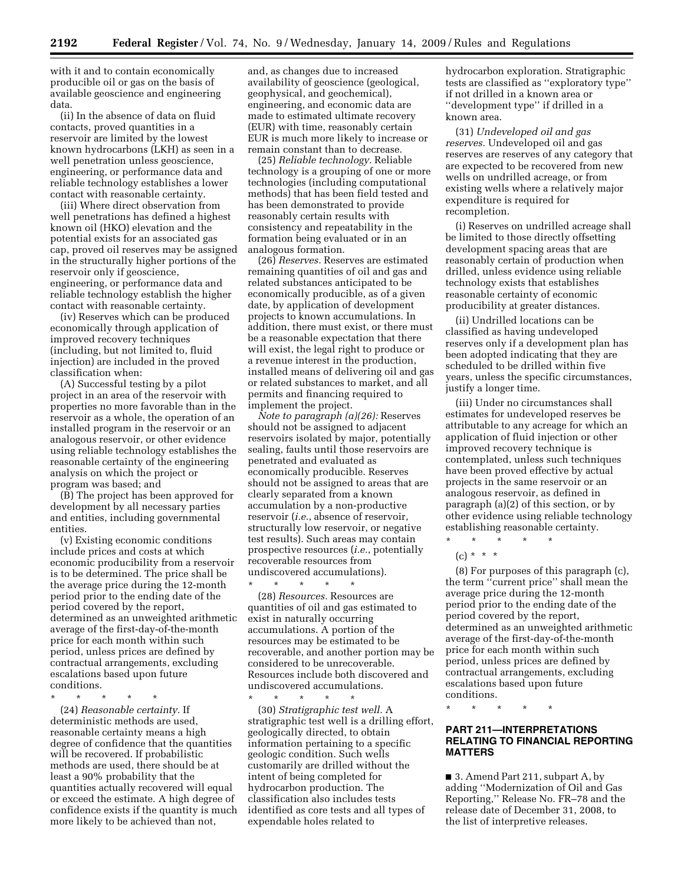with it and to contain economically producible oil or gas on the basis of available geoscience and engineering data.

(ii) In the absence of data on fluid contacts, proved quantities in a reservoir are limited by the lowest known hydrocarbons (LKH) as seen in a well penetration unless geoscience, engineering, or performance data and reliable technology establishes a lower contact with reasonable certainty.

(iii) Where direct observation from well penetrations has defined a highest known oil (HKO) elevation and the potential exists for an associated gas cap, proved oil reserves may be assigned in the structurally higher portions of the reservoir only if geoscience, engineering, or performance data and reliable technology establish the higher contact with reasonable certainty.

(iv) Reserves which can be produced economically through application of improved recovery techniques (including, but not limited to, fluid injection) are included in the proved classification when:

(A) Successful testing by a pilot project in an area of the reservoir with properties no more favorable than in the reservoir as a whole, the operation of an installed program in the reservoir or an analogous reservoir, or other evidence using reliable technology establishes the reasonable certainty of the engineering analysis on which the project or program was based; and

(B) The project has been approved for development by all necessary parties and entities, including governmental entities.

(v) Existing economic conditions include prices and costs at which economic producibility from a reservoir is to be determined. The price shall be the average price during the 12-month period prior to the ending date of the period covered by the report, determined as an unweighted arithmetic average of the first-day-of-the-month price for each month within such period, unless prices are defined by contractual arrangements, excluding escalations based upon future conditions.

\* \* \* \* \*

(24) *Reasonable certainty.* If deterministic methods are used, reasonable certainty means a high degree of confidence that the quantities will be recovered. If probabilistic methods are used, there should be at least a 90% probability that the quantities actually recovered will equal or exceed the estimate. A high degree of confidence exists if the quantity is much more likely to be achieved than not, and, as changes due to increased availability of geoscience (geological, geophysical, and geochemical), engineering, and economic data are made to estimated ultimate recovery (EUR) with time, reasonably certain EUR is much more likely to increase or remain constant than to decrease.

(25) *Reliable technology.* Reliable technology is a grouping of one or more technologies (including computational methods) that has been field tested and has been demonstrated to provide reasonably certain results with consistency and repeatability in the formation being evaluated or in an analogous formation.

(26) *Reserves.* Reserves are estimated remaining quantities of oil and gas and related substances anticipated to be economically producible, as of a given date, by application of development projects to known accumulations. In addition, there must exist, or there must be a reasonable expectation that there will exist, the legal right to produce or a revenue interest in the production, installed means of delivering oil and gas or related substances to market, and all permits and financing required to implement the project.

*Note to paragraph (a)(26):* Reserves should not be assigned to adjacent reservoirs isolated by major, potentially sealing, faults until those reservoirs are penetrated and evaluated as economically producible. Reserves should not be assigned to areas that are clearly separated from a known accumulation by a non-productive reservoir (*i.e.*, absence of reservoir, structurally low reservoir, or negative test results). Such areas may contain prospective resources (*i.e.*, potentially recoverable resources from undiscovered accumulations).

\* \* \* \* \*

(28) *Resources.* Resources are quantities of oil and gas estimated to exist in naturally occurring accumulations. A portion of the resources may be estimated to be recoverable, and another portion may be considered to be unrecoverable. Resources include both discovered and undiscovered accumulations.

\* \* \* \* \*

(30) *Stratigraphic test well.* A stratigraphic test well is a drilling effort, geologically directed, to obtain information pertaining to a specific geologic condition. Such wells customarily are drilled without the intent of being completed for hydrocarbon production. The classification also includes tests identified as core tests and all types of expendable holes related to hydrocarbon exploration. Stratigraphic tests are classified as ''exploratory type'' if not drilled in a known area or ''development type'' if drilled in a known area.

(31) *Undeveloped oil and gas reserves.* Undeveloped oil and gas reserves are reserves of any category that are expected to be recovered from new wells on undrilled acreage, or from existing wells where a relatively major expenditure is required for recompletion.

(i) Reserves on undrilled acreage shall be limited to those directly offsetting development spacing areas that are reasonably certain of production when drilled, unless evidence using reliable technology exists that establishes reasonable certainty of economic producibility at greater distances.

(ii) Undrilled locations can be classified as having undeveloped reserves only if a development plan has been adopted indicating that they are scheduled to be drilled within five years, unless the specific circumstances, justify a longer time.

(iii) Under no circumstances shall estimates for undeveloped reserves be attributable to any acreage for which an application of fluid injection or other improved recovery technique is contemplated, unless such techniques have been proved effective by actual projects in the same reservoir or an analogous reservoir, as defined in paragraph (a)(2) of this section, or by other evidence using reliable technology establishing reasonable certainty.

\* \* \* \* \*

(c) \* \* \*

(8) For purposes of this paragraph (c), the term ''current price'' shall mean the average price during the 12-month period prior to the ending date of the period covered by the report, determined as an unweighted arithmetic average of the first-day-of-the-month price for each month within such period, unless prices are defined by contractual arrangements, excluding escalations based upon future conditions.

\* \* \* \* \*

## PART 211—INTERPRETATIONS RELATING TO FINANCIAL REPORTING MATTERS

■ 3. Amend Part 211, subpart A, by adding ''Modernization of Oil and Gas Reporting,'' Release No. FR–78 and the release date of December 31, 2008, to the list of interpretive releases.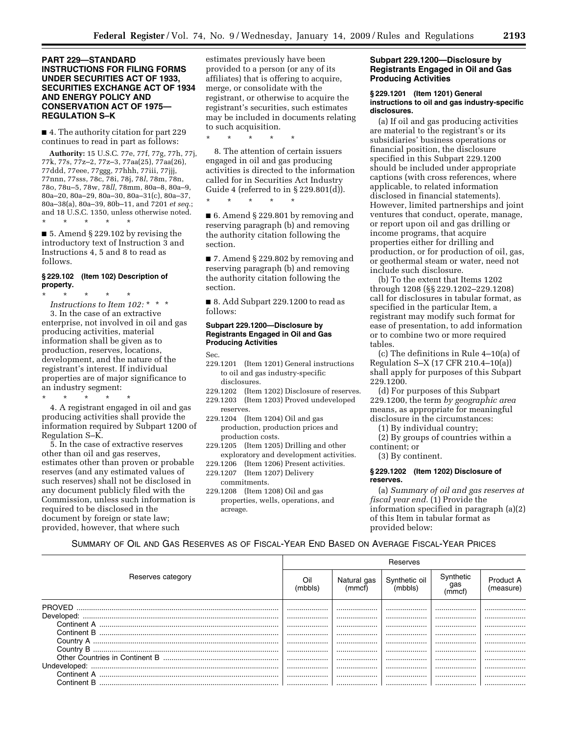## PART 229—STANDARD INSTRUCTIONS FOR FILING FORMS UNDER SECURITIES ACT OF 1933, SECURITIES EXCHANGE ACT OF 1934 AND ENERGY POLICY AND CONSERVATION ACT OF 1975—REGULATION S–K

■ 4. The authority citation for part 229 continues to read in part as follows:

**Authority:** 15 U.S.C. 77e, 77f, 77g, 77h, 77j, 77k, 77s, 77z–2, 77z–3, 77aa(25), 77aa(26), 77ddd, 77eee, 77ggg, 77hhh, 77iii, 77jjj, 77nnn, 77sss, 78c, 78i, 78j, 78*l*, 78m, 78n, 78o, 78u–5, 78w, 78*ll*, 78mm, 80a–8, 80a–9, 80a–20, 80a–29, 80a–30, 80a–31(c), 80a–37, 80a–38(a), 80a–39, 80b–11, and 7201 *et seq.*; and 18 U.S.C. 1350, unless otherwise noted.

\* \* \* \* \*

■ 5. Amend § 229.102 by revising the introductory text of Instruction 3 and Instructions 4, 5 and 8 to read as follows:

### § 229.102 (Item 102) Description of property.

\* \* \* \* \*

*Instructions to Item 102:* \* \* \*

3. In the case of an extractive enterprise, not involved in oil and gas producing activities, material information shall be given as to production, reserves, locations, development, and the nature of the registrant's interest. If individual properties are of major significance to an industry segment:

\* \* \* \* \*

4. A registrant engaged in oil and gas producing activities shall provide the information required by Subpart 1200 of Regulation S–K.

5. In the case of extractive reserves other than oil and gas reserves, estimates other than proven or probable reserves (and any estimated values of such reserves) shall not be disclosed in any document publicly filed with the Commission, unless such information is required to be disclosed in the document by foreign or state law; provided, however, that where such estimates previously have been provided to a person (or any of its affiliates) that is offering to acquire, merge, or consolidate with the registrant, or otherwise to acquire the registrant's securities, such estimates may be included in documents relating to such acquisition.

\* \* \* \* \*

8. The attention of certain issuers engaged in oil and gas producing activities is directed to the information called for in Securities Act Industry Guide 4 (referred to in § 229.801(d)).

\* \* \* \* \*

■ 6. Amend § 229.801 by removing and reserving paragraph (b) and removing the authority citation following the section.

■ 7. Amend § 229.802 by removing and reserving paragraph (b) and removing the authority citation following the section.

■ 8. Add Subpart 229.1200 to read as follows:

### Subpart 229.1200—Disclosure by Registrants Engaged in Oil and Gas Producing Activities

Sec.

229.1201 (Item 1201) General instructions to oil and gas industry-specific disclosures.
229.1202 (Item 1202) Disclosure of reserves.
229.1203 (Item 1203) Proved undeveloped reserves.
229.1204 (Item 1204) Oil and gas production, production prices and production costs.
229.1205 (Item 1205) Drilling and other exploratory and development activities.
229.1206 (Item 1206) Present activities.
229.1207 (Item 1207) Delivery commitments.
229.1208 (Item 1208) Oil and gas properties, wells, operations, and acreage.

### Subpart 229.1200—Disclosure by Registrants Engaged in Oil and Gas Producing Activities

### § 229.1201 (Item 1201) General instructions to oil and gas industry-specific disclosures.

(a) If oil and gas producing activities are material to the registrant's or its subsidiaries' business operations or financial position, the disclosure specified in this Subpart 229.1200 should be included under appropriate captions (with cross references, where applicable, to related information disclosed in financial statements). However, limited partnerships and joint ventures that conduct, operate, manage, or report upon oil and gas drilling or income programs, that acquire properties either for drilling and production, or for production of oil, gas, or geothermal steam or water, need not include such disclosure.

(b) To the extent that Items 1202 through 1208 (§§ 229.1202–229.1208) call for disclosures in tabular format, as specified in the particular Item, a registrant may modify such format for ease of presentation, to add information or to combine two or more required tables.

(c) The definitions in Rule 4–10(a) of Regulation S–X (17 CFR 210.4–10(a)) shall apply for purposes of this Subpart 229.1200.

(d) For purposes of this Subpart 229.1200, the term *by geographic area* means, as appropriate for meaningful disclosure in the circumstances:

(1) By individual country;

(2) By groups of countries within a continent; or

(3) By continent.

### § 229.1202 (Item 1202) Disclosure of reserves.

(a) *Summary of oil and gas reserves at fiscal year end.* (1) Provide the information specified in paragraph (a)(2) of this Item in tabular format as provided below:

SUMMARY OF OIL AND GAS RESERVES AS OF FISCAL-YEAR END BASED ON AVERAGE FISCAL-YEAR PRICES

| Reserves category | Reserves | | | | |
|---|---|---|---|---|---|
| | Oil (mbbls) | Natural gas (mmcf) | Synthetic oil (mbbls) | Synthetic gas (mmcf) | Product A (measure) |
| PROVED | | | | | |
| Developed: | | | | | |
| Continent A | | | | | |
| Continent B | | | | | |
| Country A | | | | | |
| Country B | | | | | |
| Other Countries in Continent B | | | | | |
| Undeveloped: | | | | | |
| Continent A | | | | | |
| Continent B | | | | | |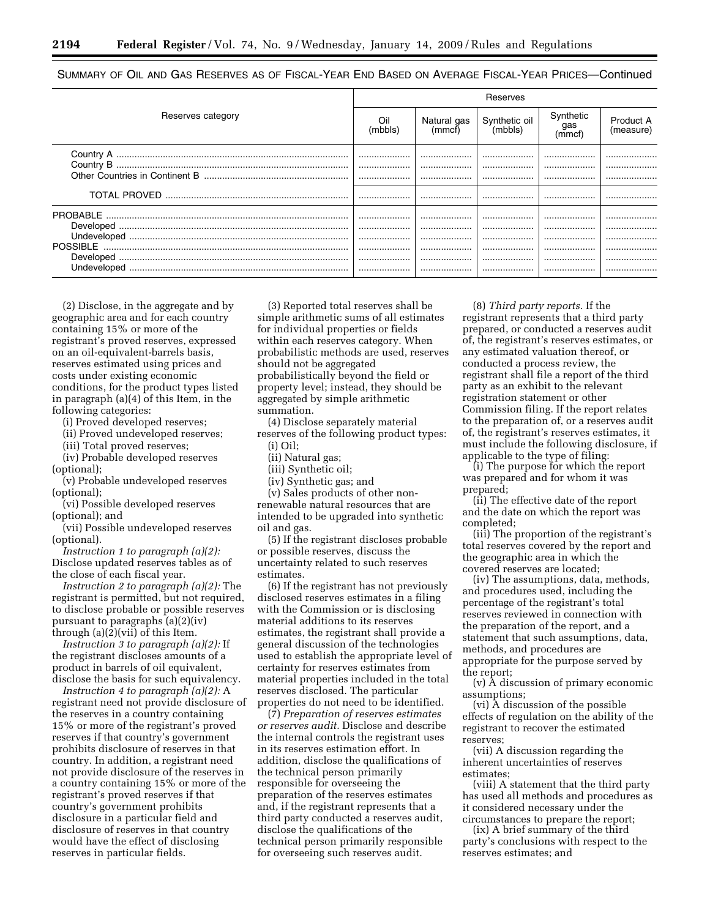SUMMARY OF OIL AND GAS RESERVES AS OF FISCAL-YEAR END BASED ON AVERAGE FISCAL-YEAR PRICES—Continued

| Reserves category | Reserves | | | | |
|---|---|---|---|---|---|
| | Oil (mbbls) | Natural gas (mmcf) | Synthetic oil (mbbls) | Synthetic gas (mmcf) | Product A (measure) |
| Country A | | | | | |
| Country B | | | | | |
| Other Countries in Continent B | | | | | |
| TOTAL PROVED | | | | | |
| PROBABLE | | | | | |
| Developed | | | | | |
| Undeveloped | | | | | |
| POSSIBLE | | | | | |
| Developed | | | | | |
| Undeveloped | | | | | |

(2) Disclose, in the aggregate and by geographic area and for each country containing 15% or more of the registrant's proved reserves, expressed on an oil-equivalent-barrels basis, reserves estimated using prices and costs under existing economic conditions, for the product types listed in paragraph (a)(4) of this Item, in the following categories:

(i) Proved developed reserves;

(ii) Proved undeveloped reserves;

(iii) Total proved reserves;

(iv) Probable developed reserves (optional);

(v) Probable undeveloped reserves (optional);

(vi) Possible developed reserves (optional); and

(vii) Possible undeveloped reserves (optional).

*Instruction 1 to paragraph (a)(2):* Disclose updated reserves tables as of the close of each fiscal year.

*Instruction 2 to paragraph (a)(2):* The registrant is permitted, but not required, to disclose probable or possible reserves pursuant to paragraphs (a)(2)(iv) through (a)(2)(vii) of this Item.

*Instruction 3 to paragraph (a)(2):* If the registrant discloses amounts of a product in barrels of oil equivalent, disclose the basis for such equivalency.

*Instruction 4 to paragraph (a)(2):* A registrant need not provide disclosure of the reserves in a country containing 15% or more of the registrant's proved reserves if that country's government prohibits disclosure of reserves in that country. In addition, a registrant need not provide disclosure of the reserves in a country containing 15% or more of the registrant's proved reserves if that country's government prohibits disclosure in a particular field and disclosure of reserves in that country would have the effect of disclosing reserves in particular fields.

(3) Reported total reserves shall be simple arithmetic sums of all estimates for individual properties or fields within each reserves category. When probabilistic methods are used, reserves should not be aggregated probabilistically beyond the field or property level; instead, they should be aggregated by simple arithmetic summation.

(4) Disclose separately material reserves of the following product types:

(i) Oil;

(ii) Natural gas;

(iii) Synthetic oil;

(iv) Synthetic gas; and

(v) Sales products of other non-renewable natural resources that are intended to be upgraded into synthetic oil and gas.

(5) If the registrant discloses probable or possible reserves, discuss the uncertainty related to such reserves estimates.

(6) If the registrant has not previously disclosed reserves estimates in a filing with the Commission or is disclosing material additions to its reserves estimates, the registrant shall provide a general discussion of the technologies used to establish the appropriate level of certainty for reserves estimates from material properties included in the total reserves disclosed. The particular properties do not need to be identified.

(7) *Preparation of reserves estimates or reserves audit.* Disclose and describe the internal controls the registrant uses in its reserves estimation effort. In addition, disclose the qualifications of the technical person primarily responsible for overseeing the preparation of the reserves estimates and, if the registrant represents that a third party conducted a reserves audit, disclose the qualifications of the technical person primarily responsible for overseeing such reserves audit.

(8) *Third party reports.* If the registrant represents that a third party prepared, or conducted a reserves audit of, the registrant's reserves estimates, or any estimated valuation thereof, or conducted a process review, the registrant shall file a report of the third party as an exhibit to the relevant registration statement or other Commission filing. If the report relates to the preparation of, or a reserves audit of, the registrant's reserves estimates, it must include the following disclosure, if applicable to the type of filing:

(i) The purpose for which the report was prepared and for whom it was prepared;

(ii) The effective date of the report and the date on which the report was completed;

(iii) The proportion of the registrant's total reserves covered by the report and the geographic area in which the covered reserves are located;

(iv) The assumptions, data, methods, and procedures used, including the percentage of the registrant's total reserves reviewed in connection with the preparation of the report, and a statement that such assumptions, data, methods, and procedures are appropriate for the purpose served by the report;

(v) A discussion of primary economic assumptions;

(vi) A discussion of the possible effects of regulation on the ability of the registrant to recover the estimated reserves;

(vii) A discussion regarding the inherent uncertainties of reserves estimates;

(viii) A statement that the third party has used all methods and procedures as it considered necessary under the circumstances to prepare the report;

(ix) A brief summary of the third party's conclusions with respect to the reserves estimates; and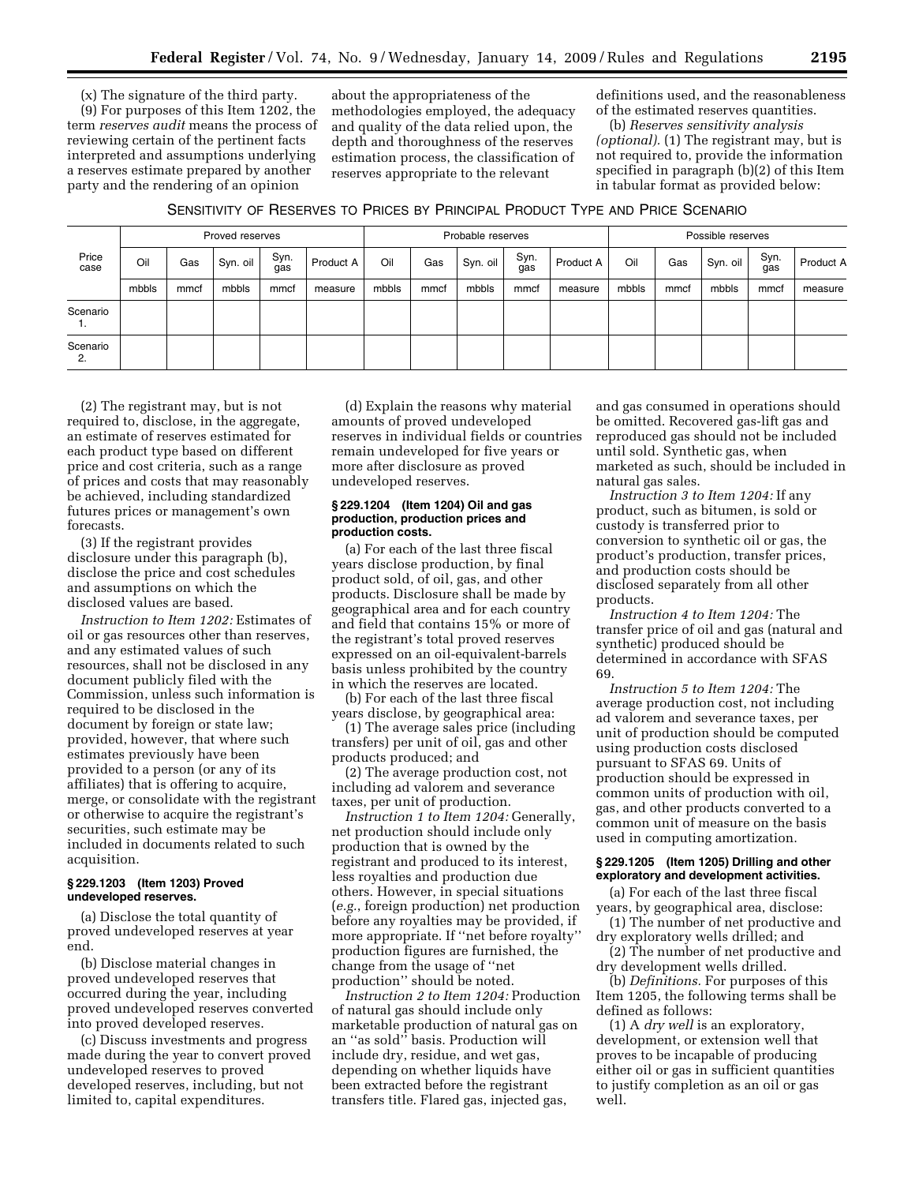(x) The signature of the third party.

(9) For purposes of this Item 1202, the term *reserves audit* means the process of reviewing certain of the pertinent facts interpreted and assumptions underlying a reserves estimate prepared by another party and the rendering of an opinion about the appropriateness of the methodologies employed, the adequacy and quality of the data relied upon, the depth and thoroughness of the reserves estimation process, the classification of reserves appropriate to the relevant definitions used, and the reasonableness of the estimated reserves quantities.

(b) *Reserves sensitivity analysis (optional).* (1) The registrant may, but is not required to, provide the information specified in paragraph (b)(2) of this Item in tabular format as provided below:

SENSITIVITY OF RESERVES TO PRICES BY PRINCIPAL PRODUCT TYPE AND PRICE SCENARIO

| Price case | Proved reserves | | | | | Probable reserves | | | | | Possible reserves | | | | |
|---|---|---|---|---|---|---|---|---|---|---|---|---|---|---|---|
| | Oil | Gas | Syn. oil | Syn. gas | Product A | Oil | Gas | Syn. oil | Syn. gas | Product A | Oil | Gas | Syn. oil | Syn. gas | Product A |
| | mbbls | mmcf | mbbls | mmcf | measure | mbbls | mmcf | mbbls | mmcf | measure | mbbls | mmcf | mbbls | mmcf | measure |
| Scenario 1. | | | | | | | | | | | | | | | |
| Scenario 2. | | | | | | | | | | | | | | | |

(2) The registrant may, but is not required to, disclose, in the aggregate, an estimate of reserves estimated for each product type based on different price and cost criteria, such as a range of prices and costs that may reasonably be achieved, including standardized futures prices or management's own forecasts.

(3) If the registrant provides disclosure under this paragraph (b), disclose the price and cost schedules and assumptions on which the disclosed values are based.

*Instruction to Item 1202:* Estimates of oil or gas resources other than reserves, and any estimated values of such resources, shall not be disclosed in any document publicly filed with the Commission, unless such information is required to be disclosed in the document by foreign or state law; provided, however, that where such estimates previously have been provided to a person (or any of its affiliates) that is offering to acquire, merge, or consolidate with the registrant or otherwise to acquire the registrant's securities, such estimate may be included in documents related to such acquisition.

**§ 229.1203 (Item 1203) Proved undeveloped reserves.**

(a) Disclose the total quantity of proved undeveloped reserves at year end.

(b) Disclose material changes in proved undeveloped reserves that occurred during the year, including proved undeveloped reserves converted into proved developed reserves.

(c) Discuss investments and progress made during the year to convert proved undeveloped reserves to proved developed reserves, including, but not limited to, capital expenditures.

(d) Explain the reasons why material amounts of proved undeveloped reserves in individual fields or countries remain undeveloped for five years or more after disclosure as proved undeveloped reserves.

**§ 229.1204 (Item 1204) Oil and gas production, production prices and production costs.**

(a) For each of the last three fiscal years disclose production, by final product sold, of oil, gas, and other products. Disclosure shall be made by geographical area and for each country and field that contains 15% or more of the registrant's total proved reserves expressed on an oil-equivalent-barrels basis unless prohibited by the country in which the reserves are located.

(b) For each of the last three fiscal years disclose, by geographical area:

(1) The average sales price (including transfers) per unit of oil, gas and other products produced; and

(2) The average production cost, not including ad valorem and severance taxes, per unit of production.

*Instruction 1 to Item 1204:* Generally, net production should include only production that is owned by the registrant and produced to its interest, less royalties and production due others. However, in special situations (*e.g.*, foreign production) net production before any royalties may be provided, if more appropriate. If ''net before royalty'' production figures are furnished, the change from the usage of ''net production'' should be noted.

*Instruction 2 to Item 1204:* Production of natural gas should include only marketable production of natural gas on an ''as sold'' basis. Production will include dry, residue, and wet gas, depending on whether liquids have been extracted before the registrant transfers title. Flared gas, injected gas, and gas consumed in operations should be omitted. Recovered gas-lift gas and reproduced gas should not be included until sold. Synthetic gas, when marketed as such, should be included in natural gas sales.

*Instruction 3 to Item 1204:* If any product, such as bitumen, is sold or custody is transferred prior to conversion to synthetic oil or gas, the product's production, transfer prices, and production costs should be disclosed separately from all other products.

*Instruction 4 to Item 1204:* The transfer price of oil and gas (natural and synthetic) produced should be determined in accordance with SFAS 69.

*Instruction 5 to Item 1204:* The average production cost, not including ad valorem and severance taxes, per unit of production should be computed using production costs disclosed pursuant to SFAS 69. Units of production should be expressed in common units of production with oil, gas, and other products converted to a common unit of measure on the basis used in computing amortization.

**§ 229.1205 (Item 1205) Drilling and other exploratory and development activities.**

(a) For each of the last three fiscal years, by geographical area, disclose:

(1) The number of net productive and dry exploratory wells drilled; and

(2) The number of net productive and dry development wells drilled.

(b) *Definitions.* For purposes of this Item 1205, the following terms shall be defined as follows:

(1) A *dry well* is an exploratory, development, or extension well that proves to be incapable of producing either oil or gas in sufficient quantities to justify completion as an oil or gas well.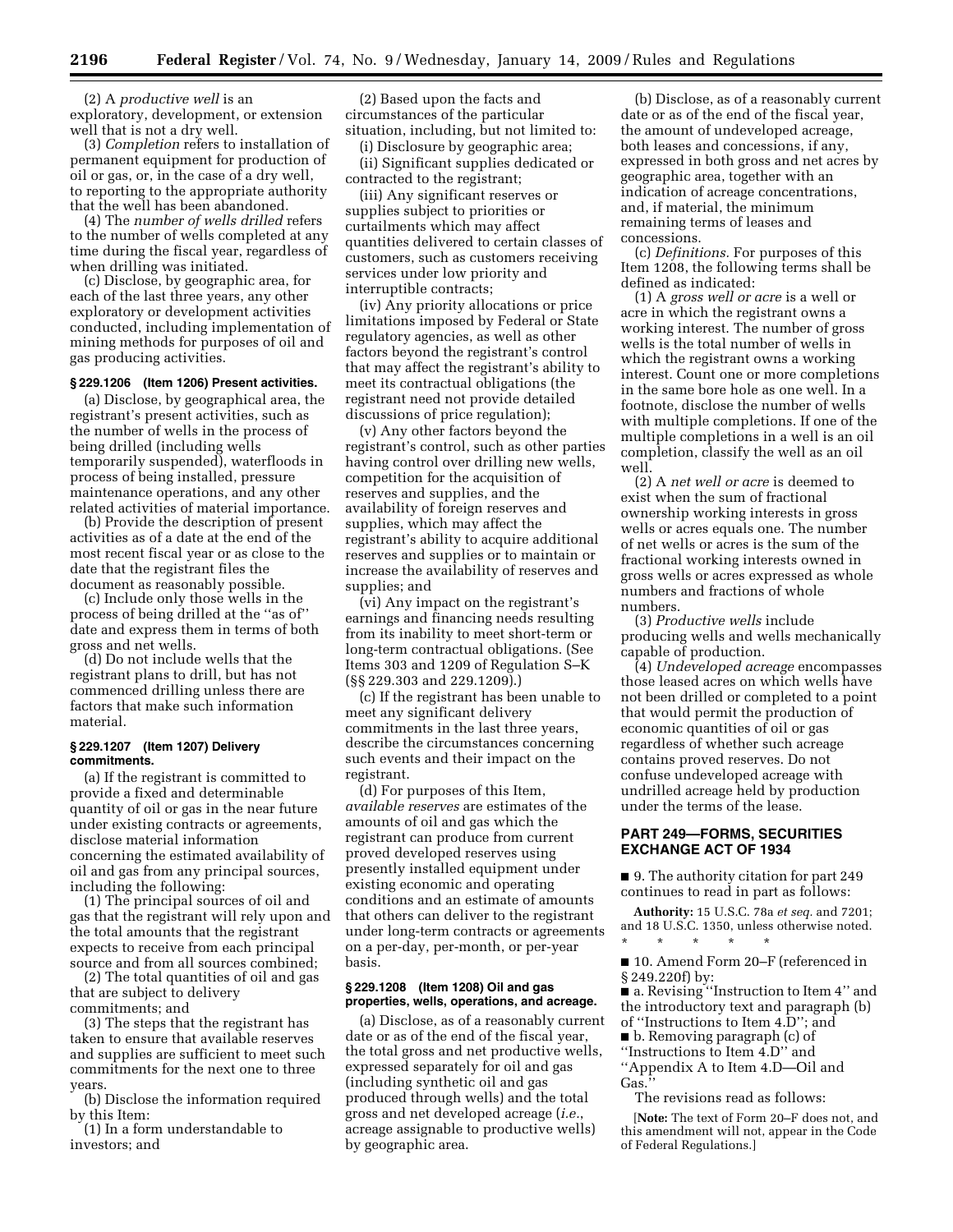(2) A *productive well* is an exploratory, development, or extension well that is not a dry well.

(3) *Completion* refers to installation of permanent equipment for production of oil or gas, or, in the case of a dry well, to reporting to the appropriate authority that the well has been abandoned.

(4) The *number of wells drilled* refers to the number of wells completed at any time during the fiscal year, regardless of when drilling was initiated.

(c) Disclose, by geographic area, for each of the last three years, any other exploratory or development activities conducted, including implementation of mining methods for purposes of oil and gas producing activities.

#### § 229.1206 (Item 1206) Present activities.

(a) Disclose, by geographical area, the registrant's present activities, such as the number of wells in the process of being drilled (including wells temporarily suspended), waterfloods in process of being installed, pressure maintenance operations, and any other related activities of material importance.

(b) Provide the description of present activities as of a date at the end of the most recent fiscal year or as close to the date that the registrant files the document as reasonably possible.

(c) Include only those wells in the process of being drilled at the ''as of'' date and express them in terms of both gross and net wells.

(d) Do not include wells that the registrant plans to drill, but has not commenced drilling unless there are factors that make such information material.

#### § 229.1207 (Item 1207) Delivery commitments.

(a) If the registrant is committed to provide a fixed and determinable quantity of oil or gas in the near future under existing contracts or agreements, disclose material information concerning the estimated availability of oil and gas from any principal sources, including the following:

(1) The principal sources of oil and gas that the registrant will rely upon and the total amounts that the registrant expects to receive from each principal source and from all sources combined;

(2) The total quantities of oil and gas that are subject to delivery commitments; and

(3) The steps that the registrant has taken to ensure that available reserves and supplies are sufficient to meet such commitments for the next one to three years.

(b) Disclose the information required by this Item:

(1) In a form understandable to investors; and

(2) Based upon the facts and circumstances of the particular situation, including, but not limited to:

(i) Disclosure by geographic area;

(ii) Significant supplies dedicated or contracted to the registrant;

(iii) Any significant reserves or supplies subject to priorities or curtailments which may affect quantities delivered to certain classes of customers, such as customers receiving services under low priority and interruptible contracts;

(iv) Any priority allocations or price limitations imposed by Federal or State regulatory agencies, as well as other factors beyond the registrant's control that may affect the registrant's ability to meet its contractual obligations (the registrant need not provide detailed discussions of price regulation);

(v) Any other factors beyond the registrant's control, such as other parties having control over drilling new wells, competition for the acquisition of reserves and supplies, and the availability of foreign reserves and supplies, which may affect the registrant's ability to acquire additional reserves and supplies or to maintain or increase the availability of reserves and supplies; and

(vi) Any impact on the registrant's earnings and financing needs resulting from its inability to meet short-term or long-term contractual obligations. (See Items 303 and 1209 of Regulation S–K (§§ 229.303 and 229.1209).)

(c) If the registrant has been unable to meet any significant delivery commitments in the last three years, describe the circumstances concerning such events and their impact on the registrant.

(d) For purposes of this Item, *available reserves* are estimates of the amounts of oil and gas which the registrant can produce from current proved developed reserves using presently installed equipment under existing economic and operating conditions and an estimate of amounts that others can deliver to the registrant under long-term contracts or agreements on a per-day, per-month, or per-year basis.

#### § 229.1208 (Item 1208) Oil and gas properties, wells, operations, and acreage.

(a) Disclose, as of a reasonably current date or as of the end of the fiscal year, the total gross and net productive wells, expressed separately for oil and gas (including synthetic oil and gas produced through wells) and the total gross and net developed acreage (*i.e.*, acreage assignable to productive wells) by geographic area.

(b) Disclose, as of a reasonably current date or as of the end of the fiscal year, the amount of undeveloped acreage, both leases and concessions, if any, expressed in both gross and net acres by geographic area, together with an indication of acreage concentrations, and, if material, the minimum remaining terms of leases and concessions.

(c) *Definitions.* For purposes of this Item 1208, the following terms shall be defined as indicated:

(1) A *gross well or acre* is a well or acre in which the registrant owns a working interest. The number of gross wells is the total number of wells in which the registrant owns a working interest. Count one or more completions in the same bore hole as one well. In a footnote, disclose the number of wells with multiple completions. If one of the multiple completions in a well is an oil completion, classify the well as an oil well.

(2) A *net well or acre* is deemed to exist when the sum of fractional ownership working interests in gross wells or acres equals one. The number of net wells or acres is the sum of the fractional working interests owned in gross wells or acres expressed as whole numbers and fractions of whole numbers.

(3) *Productive wells* include producing wells and wells mechanically capable of production.

(4) *Undeveloped acreage* encompasses those leased acres on which wells have not been drilled or completed to a point that would permit the production of economic quantities of oil or gas regardless of whether such acreage contains proved reserves. Do not confuse undeveloped acreage with undrilled acreage held by production under the terms of the lease.

### PART 249—FORMS, SECURITIES EXCHANGE ACT OF 1934

■ 9. The authority citation for part 249 continues to read in part as follows:

**Authority:** 15 U.S.C. 78a *et seq.* and 7201; and 18 U.S.C. 1350, unless otherwise noted.

\* \* \* \* \*

■ 10. Amend Form 20–F (referenced in § 249.220f) by:

■ a. Revising ''Instruction to Item 4'' and the introductory text and paragraph (b) of ''Instructions to Item 4.D''; and

■ b. Removing paragraph (c) of ''Instructions to Item 4.D'' and ''Appendix A to Item 4.D—Oil and Gas.''

The revisions read as follows:

[**Note:** The text of Form 20–F does not, and this amendment will not, appear in the Code of Federal Regulations.]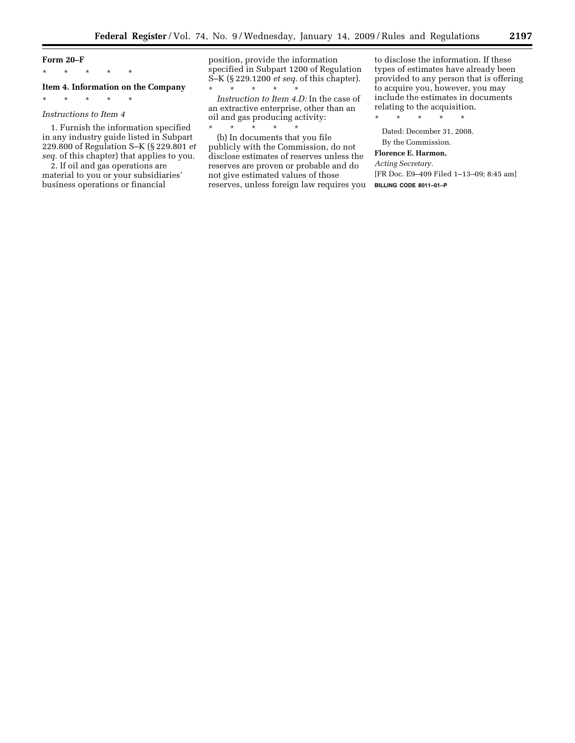**Form 20–F**

\* \* \* \* \*

**Item 4. Information on the Company**

\* \* \* \* \*

*Instructions to Item 4*

1. Furnish the information specified in any industry guide listed in Subpart 229.800 of Regulation S–K (§ 229.801 *et seq.* of this chapter) that applies to you.

2. If oil and gas operations are material to you or your subsidiaries' business operations or financial position, provide the information specified in Subpart 1200 of Regulation S–K (§ 229.1200 *et seq.* of this chapter).

\* \* \* \* \*

*Instruction to Item 4.D:* In the case of an extractive enterprise, other than an oil and gas producing activity:

\* \* \* \* \*

(b) In documents that you file publicly with the Commission, do not disclose estimates of reserves unless the reserves are proven or probable and do not give estimated values of those reserves, unless foreign law requires you to disclose the information. If these types of estimates have already been provided to any person that is offering to acquire you, however, you may include the estimates in documents relating to the acquisition.

\* \* \* \* \*

Dated: December 31, 2008.

By the Commission.

**Florence E. Harmon,**

*Acting Secretary.*

[FR Doc. E9–409 Filed 1–13–09; 8:45 am]

BILLING CODE 8011–01–P